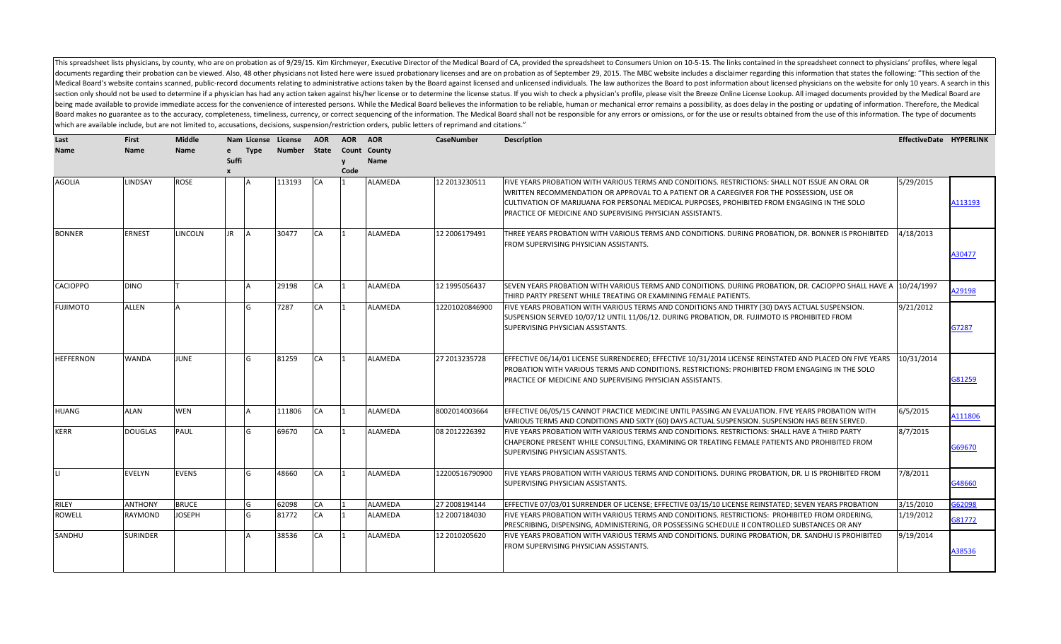This spreadsheet lists physicians, by county, who are on probation as of 9/29/15. Kim Kirchmeyer, Executive Director of the Medical Board of CA, provided the spreadsheet to Consumers Union on 10-5-15. The links contained in the spreadsheet connect to physicians' profiles, where legal documents regarding their probation can be viewed. Also, 48 other physicians not listed here were issued probationary licenses and are on probation as of September 29, 2015. The MBC website includes a disclaimer regarding this information that states the following: "This section of the Medical Board's website contains scanned, public-record documents relating to administrative actions taken by the Board against licensed and unlicensed individuals. The law authorizes the Board to post information about licensed physicians on the website for only 10 years. A search in this section only should not be used to determine if a physician has had any action taken against his/her license or to determine the license status. If you wish to check a physician's profile, please visit the Breeze Online License Lookup. All imaged documents provided by the Medical Board are being made available to provide immediate access for the convenience of interested persons. While the Medical Board believes the information to be reliable, human or mechanical error remains a possibility, as does delay in the posting or updating of information. Therefore, the Medical Board makes no guarantee as to the accuracy, completeness, timeliness, currency, or correct sequencing of the information. The Medical Board shall not be responsible for any errors or omissions, or for the use or results obtained from the use of this information. The type of documents which are available include, but are not limited to, accusations, decisions, suspension/restriction orders, public letters of reprimand and citations."

| Last Name | First Name | Middle Name | Name Suffix | License Type | License Number | AOR State | AOR County Code | AOR County Name | CaseNumber | Description | EffectiveDate | HYPERLINK |
|---|---|---|---|---|---|---|---|---|---|---|---|---|
| AGOLIA | LINDSAY | ROSE | | A | 113193 | CA | 1 | ALAMEDA | 12 2013230511 | FIVE YEARS PROBATION WITH VARIOUS TERMS AND CONDITIONS. RESTRICTIONS: SHALL NOT ISSUE AN ORAL OR WRITTEN RECOMMENDATION OR APPROVAL TO A PATIENT OR A CAREGIVER FOR THE POSSESSION, USE OR CULTIVATION OF MARIJUANA FOR PERSONAL MEDICAL PURPOSES, PROHIBITED FROM ENGAGING IN THE SOLO PRACTICE OF MEDICINE AND SUPERVISING PHYSICIAN ASSISTANTS. | 5/29/2015 | A113193 |
| BONNER | ERNEST | LINCOLN | JR | A | 30477 | CA | 1 | ALAMEDA | 12 2006179491 | THREE YEARS PROBATION WITH VARIOUS TERMS AND CONDITIONS. DURING PROBATION, DR. BONNER IS PROHIBITED FROM SUPERVISING PHYSICIAN ASSISTANTS. | 4/18/2013 | A30477 |
| CACIOPPO | DINO | T | | A | 29198 | CA | 1 | ALAMEDA | 12 1995056437 | SEVEN YEARS PROBATION WITH VARIOUS TERMS AND CONDITIONS. DURING PROBATION, DR. CACIOPPO SHALL HAVE A THIRD PARTY PRESENT WHILE TREATING OR EXAMINING FEMALE PATIENTS. | 10/24/1997 | A29198 |
| FUJIMOTO | ALLEN | A | | G | 7287 | CA | 1 | ALAMEDA | 12201020846900 | FIVE YEARS PROBATION WITH VARIOUS TERMS AND CONDITIONS AND THIRTY (30) DAYS ACTUAL SUSPENSION. SUSPENSION SERVED 10/07/12 UNTIL 11/06/12. DURING PROBATION, DR. FUJIMOTO IS PROHIBITED FROM SUPERVISING PHYSICIAN ASSISTANTS. | 9/21/2012 | G7287 |
| HEFFERNON | WANDA | JUNE | | G | 81259 | CA | 1 | ALAMEDA | 27 2013235728 | EFFECTIVE 06/14/01 LICENSE SURRENDERED; EFFECTIVE 10/31/2014 LICENSE REINSTATED AND PLACED ON FIVE YEARS PROBATION WITH VARIOUS TERMS AND CONDITIONS. RESTRICTIONS: PROHIBITED FROM ENGAGING IN THE SOLO PRACTICE OF MEDICINE AND SUPERVISING PHYSICIAN ASSISTANTS. | 10/31/2014 | G81259 |
| HUANG | ALAN | WEN | | A | 111806 | CA | 1 | ALAMEDA | 8002014003664 | EFFECTIVE 06/05/15 CANNOT PRACTICE MEDICINE UNTIL PASSING AN EVALUATION. FIVE YEARS PROBATION WITH VARIOUS TERMS AND CONDITIONS AND SIXTY (60) DAYS ACTUAL SUSPENSION. SUSPENSION HAS BEEN SERVED. | 6/5/2015 | A111806 |
| KERR | DOUGLAS | PAUL | | G | 69670 | CA | 1 | ALAMEDA | 08 2012226392 | FIVE YEARS PROBATION WITH VARIOUS TERMS AND CONDITIONS. RESTRICTIONS: SHALL HAVE A THIRD PARTY CHAPERONE PRESENT WHILE CONSULTING, EXAMINING OR TREATING FEMALE PATIENTS AND PROHIBITED FROM SUPERVISING PHYSICIAN ASSISTANTS. | 8/7/2015 | G69670 |
| LI | EVELYN | EVENS | | G | 48660 | CA | 1 | ALAMEDA | 12200516790900 | FIVE YEARS PROBATION WITH VARIOUS TERMS AND CONDITIONS. DURING PROBATION, DR. LI IS PROHIBITED FROM SUPERVISING PHYSICIAN ASSISTANTS. | 7/8/2011 | G48660 |
| RILEY | ANTHONY | BRUCE | | G | 62098 | CA | 1 | ALAMEDA | 27 2008194144 | EFFECTIVE 07/03/01 SURRENDER OF LICENSE; EFFECTIVE 03/15/10 LICENSE REINSTATED; SEVEN YEARS PROBATION | 3/15/2010 | G62098 |
| ROWELL | RAYMOND | JOSEPH | | G | 81772 | CA | 1 | ALAMEDA | 12 2007184030 | FIVE YEARS PROBATION WITH VARIOUS TERMS AND CONDITIONS. RESTRICTIONS: PROHIBITED FROM ORDERING, PRESCRIBING, DISPENSING, ADMINISTERING, OR POSSESSING SCHEDULE II CONTROLLED SUBSTANCES OR ANY | 1/19/2012 | G81772 |
| SANDHU | SURINDER | | | A | 38536 | CA | 1 | ALAMEDA | 12 2010205620 | FIVE YEARS PROBATION WITH VARIOUS TERMS AND CONDITIONS. DURING PROBATION, DR. SANDHU IS PROHIBITED FROM SUPERVISING PHYSICIAN ASSISTANTS. | 9/19/2014 | A38536 |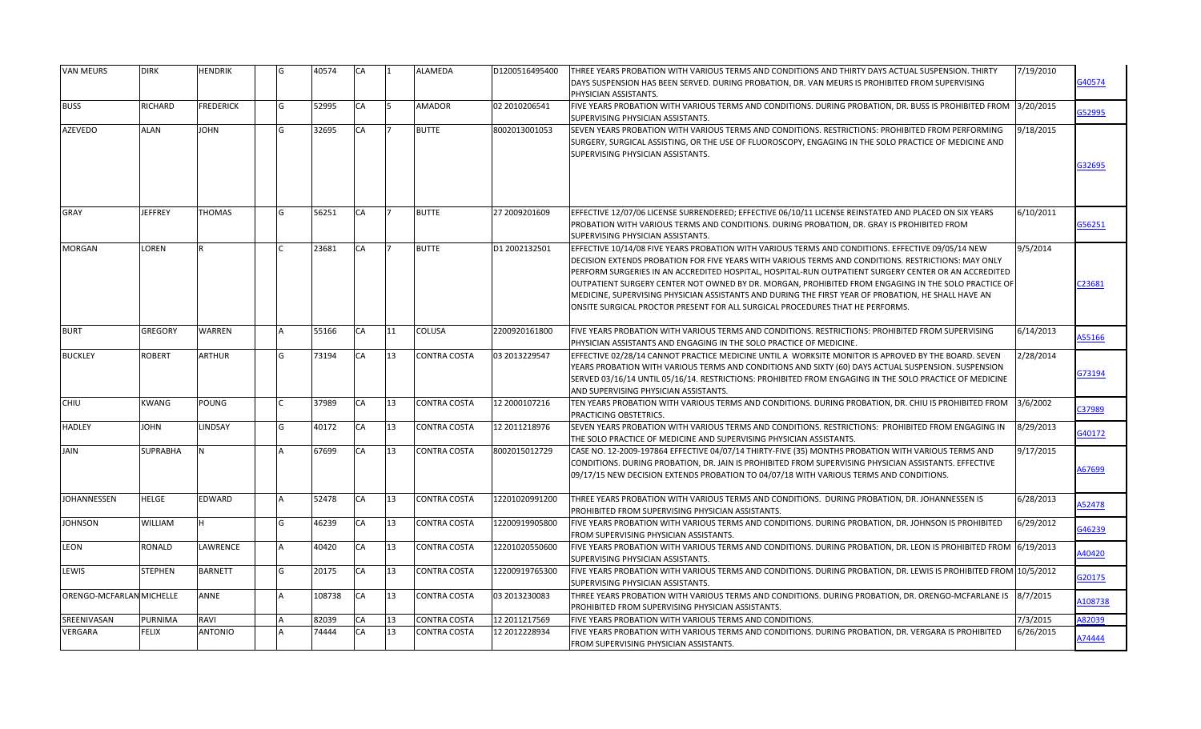| | | | | | | | | | | | | |
|---|---|---|---|---|---|---|---|---|---|---|---|---|
| VAN MEURS | DIRK | HENDRIK | | G | 40574 | CA | 1 | ALAMEDA | D1200516495400 | THREE YEARS PROBATION WITH VARIOUS TERMS AND CONDITIONS AND THIRTY DAYS ACTUAL SUSPENSION. THIRTY DAYS SUSPENSION HAS BEEN SERVED. DURING PROBATION, DR. VAN MEURS IS PROHIBITED FROM SUPERVISING PHYSICIAN ASSISTANTS. | 7/19/2010 | G40574 |
| BUSS | RICHARD | FREDERICK | | G | 52995 | CA | 5 | AMADOR | 02 2010206541 | FIVE YEARS PROBATION WITH VARIOUS TERMS AND CONDITIONS. DURING PROBATION, DR. BUSS IS PROHIBITED FROM SUPERVISING PHYSICIAN ASSISTANTS. | 3/20/2015 | G52995 |
| AZEVEDO | ALAN | JOHN | | G | 32695 | CA | 7 | BUTTE | 8002013001053 | SEVEN YEARS PROBATION WITH VARIOUS TERMS AND CONDITIONS. RESTRICTIONS: PROHIBITED FROM PERFORMING SURGERY, SURGICAL ASSISTING, OR THE USE OF FLUOROSCOPY, ENGAGING IN THE SOLO PRACTICE OF MEDICINE AND SUPERVISING PHYSICIAN ASSISTANTS. | 9/18/2015 | G32695 |
| GRAY | JEFFREY | THOMAS | | G | 56251 | CA | 7 | BUTTE | 27 2009201609 | EFFECTIVE 12/07/06 LICENSE SURRENDERED; EFFECTIVE 06/10/11 LICENSE REINSTATED AND PLACED ON SIX YEARS PROBATION WITH VARIOUS TERMS AND CONDITIONS. DURING PROBATION, DR. GRAY IS PROHIBITED FROM SUPERVISING PHYSICIAN ASSISTANTS. | 6/10/2011 | G56251 |
| MORGAN | LOREN | R | | C | 23681 | CA | 7 | BUTTE | D1 2002132501 | EFFECTIVE 10/14/08 FIVE YEARS PROBATION WITH VARIOUS TERMS AND CONDITIONS. EFFECTIVE 09/05/14 NEW DECISION EXTENDS PROBATION FOR FIVE YEARS WITH VARIOUS TERMS AND CONDITIONS. RESTRICTIONS: MAY ONLY PERFORM SURGERIES IN AN ACCREDITED HOSPITAL, HOSPITAL-RUN OUTPATIENT SURGERY CENTER OR AN ACCREDITED OUTPATIENT SURGERY CENTER NOT OWNED BY DR. MORGAN, PROHIBITED FROM ENGAGING IN THE SOLO PRACTICE OF MEDICINE, SUPERVISING PHYSICIAN ASSISTANTS AND DURING THE FIRST YEAR OF PROBATION, HE SHALL HAVE AN ONSITE SURGICAL PROCTOR PRESENT FOR ALL SURGICAL PROCEDURES THAT HE PERFORMS. | 9/5/2014 | C23681 |
| BURT | GREGORY | WARREN | | A | 55166 | CA | 11 | COLUSA | 2200920161800 | FIVE YEARS PROBATION WITH VARIOUS TERMS AND CONDITIONS. RESTRICTIONS: PROHIBITED FROM SUPERVISING PHYSICIAN ASSISTANTS AND ENGAGING IN THE SOLO PRACTICE OF MEDICINE. | 6/14/2013 | A55166 |
| BUCKLEY | ROBERT | ARTHUR | | G | 73194 | CA | 13 | CONTRA COSTA | 03 2013229547 | EFFECTIVE 02/28/14 CANNOT PRACTICE MEDICINE UNTIL A WORKSITE MONITOR IS APROVED BY THE BOARD. SEVEN YEARS PROBATION WITH VARIOUS TERMS AND CONDITIONS AND SIXTY (60) DAYS ACTUAL SUSPENSION. SUSPENSION SERVED 03/16/14 UNTIL 05/16/14. RESTRICTIONS: PROHIBITED FROM ENGAGING IN THE SOLO PRACTICE OF MEDICINE AND SUPERVISING PHYSICIAN ASSISTANTS. | 2/28/2014 | G73194 |
| CHIU | KWANG | POUNG | | C | 37989 | CA | 13 | CONTRA COSTA | 12 2000107216 | TEN YEARS PROBATION WITH VARIOUS TERMS AND CONDITIONS. DURING PROBATION, DR. CHIU IS PROHIBITED FROM PRACTICING OBSTETRICS. | 3/6/2002 | C37989 |
| HADLEY | JOHN | LINDSAY | | G | 40172 | CA | 13 | CONTRA COSTA | 12 2011218976 | SEVEN YEARS PROBATION WITH VARIOUS TERMS AND CONDITIONS. RESTRICTIONS: PROHIBITED FROM ENGAGING IN THE SOLO PRACTICE OF MEDICINE AND SUPERVISING PHYSICIAN ASSISTANTS. | 8/29/2013 | G40172 |
| JAIN | SUPRABHA | N | | A | 67699 | CA | 13 | CONTRA COSTA | 8002015012729 | CASE NO. 12-2009-197864 EFFECTIVE 04/07/14 THIRTY-FIVE (35) MONTHS PROBATION WITH VARIOUS TERMS AND CONDITIONS. DURING PROBATION, DR. JAIN IS PROHIBITED FROM SUPERVISING PHYSICIAN ASSISTANTS. EFFECTIVE 09/17/15 NEW DECISION EXTENDS PROBATION TO 04/07/18 WITH VARIOUS TERMS AND CONDITIONS. | 9/17/2015 | A67699 |
| JOHANNESSEN | HELGE | EDWARD | | A | 52478 | CA | 13 | CONTRA COSTA | 12201020991200 | THREE YEARS PROBATION WITH VARIOUS TERMS AND CONDITIONS. DURING PROBATION, DR. JOHANNESSEN IS PROHIBITED FROM SUPERVISING PHYSICIAN ASSISTANTS. | 6/28/2013 | A52478 |
| JOHNSON | WILLIAM | H | | G | 46239 | CA | 13 | CONTRA COSTA | 12200919905800 | FIVE YEARS PROBATION WITH VARIOUS TERMS AND CONDITIONS. DURING PROBATION, DR. JOHNSON IS PROHIBITED FROM SUPERVISING PHYSICIAN ASSISTANTS. | 6/29/2012 | G46239 |
| LEON | RONALD | LAWRENCE | | A | 40420 | CA | 13 | CONTRA COSTA | 12201020550600 | FIVE YEARS PROBATION WITH VARIOUS TERMS AND CONDITIONS. DURING PROBATION, DR. LEON IS PROHIBITED FROM SUPERVISING PHYSICIAN ASSISTANTS. | 6/19/2013 | A40420 |
| LEWIS | STEPHEN | BARNETT | | G | 20175 | CA | 13 | CONTRA COSTA | 12200919765300 | FIVE YEARS PROBATION WITH VARIOUS TERMS AND CONDITIONS. DURING PROBATION, DR. LEWIS IS PROHIBITED FROM SUPERVISING PHYSICIAN ASSISTANTS. | 10/5/2012 | G20175 |
| ORENGO-MCFARLAN | MICHELLE | ANNE | | A | 108738 | CA | 13 | CONTRA COSTA | 03 2013230083 | THREE YEARS PROBATION WITH VARIOUS TERMS AND CONDITIONS. DURING PROBATION, DR. ORENGO-MCFARLANE IS PROHIBITED FROM SUPERVISING PHYSICIAN ASSISTANTS. | 8/7/2015 | A108738 |
| SREENIVASAN | PURNIMA | RAVI | | A | 82039 | CA | 13 | CONTRA COSTA | 12 2011217569 | FIVE YEARS PROBATION WITH VARIOUS TERMS AND CONDITIONS. | 7/3/2015 | A82039 |
| VERGARA | FELIX | ANTONIO | | A | 74444 | CA | 13 | CONTRA COSTA | 12 2012228934 | FIVE YEARS PROBATION WITH VARIOUS TERMS AND CONDITIONS. DURING PROBATION, DR. VERGARA IS PROHIBITED FROM SUPERVISING PHYSICIAN ASSISTANTS. | 6/26/2015 | A74444 |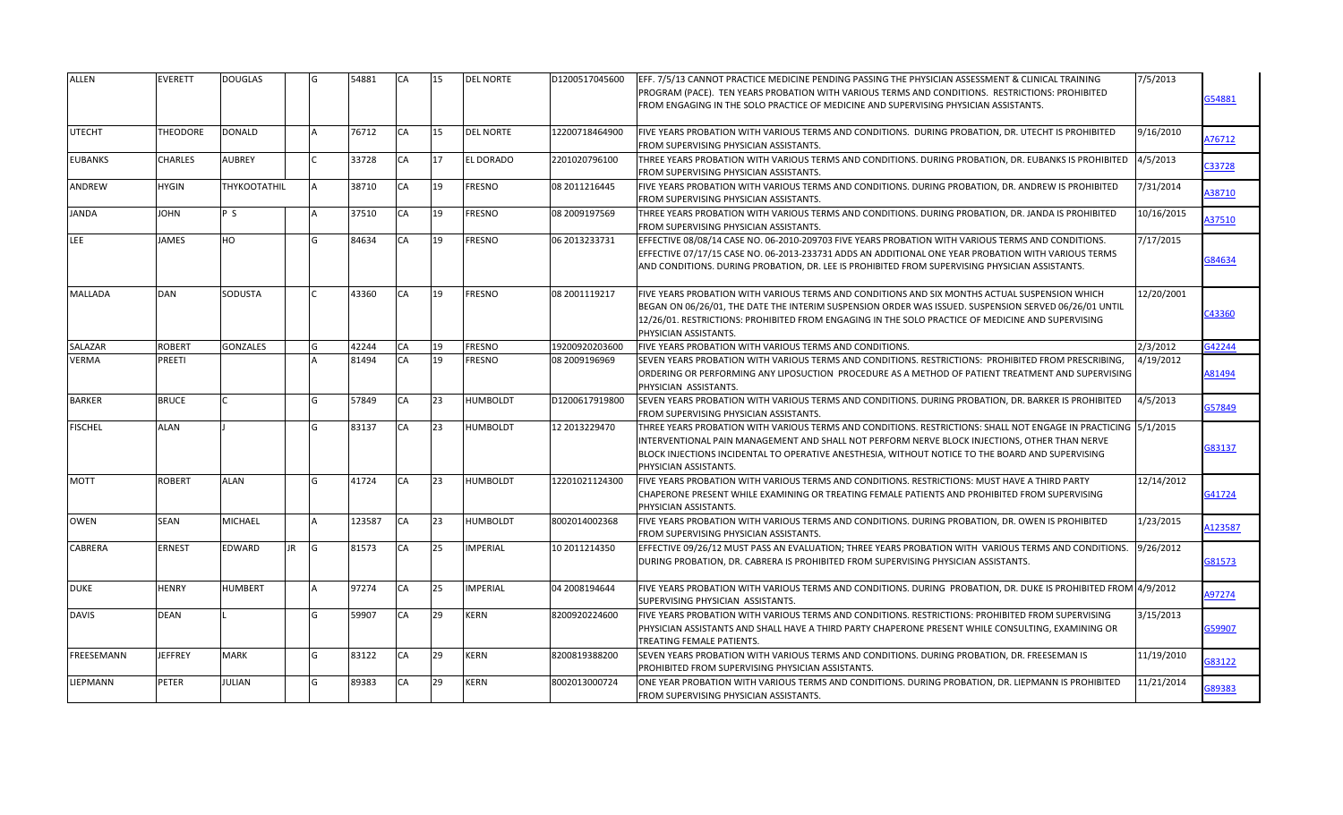| | | | | | | | | | | | | |
|---|---|---|---|---|---|---|---|---|---|---|---|---|
| ALLEN | EVERETT | DOUGLAS | | G | 54881 | CA | 15 | DEL NORTE | D1200517045600 | EFF. 7/5/13 CANNOT PRACTICE MEDICINE PENDING PASSING THE PHYSICIAN ASSESSMENT & CLINICAL TRAINING PROGRAM (PACE). TEN YEARS PROBATION WITH VARIOUS TERMS AND CONDITIONS. RESTRICTIONS: PROHIBITED FROM ENGAGING IN THE SOLO PRACTICE OF MEDICINE AND SUPERVISING PHYSICIAN ASSISTANTS. | 7/5/2013 | G54881 |
| UTECHT | THEODORE | DONALD | | A | 76712 | CA | 15 | DEL NORTE | 12200718464900 | FIVE YEARS PROBATION WITH VARIOUS TERMS AND CONDITIONS. DURING PROBATION, DR. UTECHT IS PROHIBITED FROM SUPERVISING PHYSICIAN ASSISTANTS. | 9/16/2010 | A76712 |
| EUBANKS | CHARLES | AUBREY | | C | 33728 | CA | 17 | EL DORADO | 2201020796100 | THREE YEARS PROBATION WITH VARIOUS TERMS AND CONDITIONS. DURING PROBATION, DR. EUBANKS IS PROHIBITED FROM SUPERVISING PHYSICIAN ASSISTANTS. | 4/5/2013 | C33728 |
| ANDREW | HYGIN | THYKOOTATHIL | | A | 38710 | CA | 19 | FRESNO | 08 2011216445 | FIVE YEARS PROBATION WITH VARIOUS TERMS AND CONDITIONS. DURING PROBATION, DR. ANDREW IS PROHIBITED FROM SUPERVISING PHYSICIAN ASSISTANTS. | 7/31/2014 | A38710 |
| JANDA | JOHN | P S | | A | 37510 | CA | 19 | FRESNO | 08 2009197569 | THREE YEARS PROBATION WITH VARIOUS TERMS AND CONDITIONS. DURING PROBATION, DR. JANDA IS PROHIBITED FROM SUPERVISING PHYSICIAN ASSISTANTS. | 10/16/2015 | A37510 |
| LEE | JAMES | HO | | G | 84634 | CA | 19 | FRESNO | 06 2013233731 | EFFECTIVE 08/08/14 CASE NO. 06-2010-209703 FIVE YEARS PROBATION WITH VARIOUS TERMS AND CONDITIONS. EFFECTIVE 07/17/15 CASE NO. 06-2013-233731 ADDS AN ADDITIONAL ONE YEAR PROBATION WITH VARIOUS TERMS AND CONDITIONS. DURING PROBATION, DR. LEE IS PROHIBITED FROM SUPERVISING PHYSICIAN ASSISTANTS. | 7/17/2015 | G84634 |
| MALLADA | DAN | SODUSTA | | C | 43360 | CA | 19 | FRESNO | 08 2001119217 | FIVE YEARS PROBATION WITH VARIOUS TERMS AND CONDITIONS AND SIX MONTHS ACTUAL SUSPENSION WHICH BEGAN ON 06/26/01, THE DATE THE INTERIM SUSPENSION ORDER WAS ISSUED. SUSPENSION SERVED 06/26/01 UNTIL 12/26/01. RESTRICTIONS: PROHIBITED FROM ENGAGING IN THE SOLO PRACTICE OF MEDICINE AND SUPERVISING PHYSICIAN ASSISTANTS. | 12/20/2001 | C43360 |
| SALAZAR | ROBERT | GONZALES | | G | 42244 | CA | 19 | FRESNO | 19200920203600 | FIVE YEARS PROBATION WITH VARIOUS TERMS AND CONDITIONS. | 2/3/2012 | G42244 |
| VERMA | PREETI | | | A | 81494 | CA | 19 | FRESNO | 08 2009196969 | SEVEN YEARS PROBATION WITH VARIOUS TERMS AND CONDITIONS. RESTRICTIONS: PROHIBITED FROM PRESCRIBING, ORDERING OR PERFORMING ANY LIPOSUCTION PROCEDURE AS A METHOD OF PATIENT TREATMENT AND SUPERVISING PHYSICIAN ASSISTANTS. | 4/19/2012 | A81494 |
| BARKER | BRUCE | C | | G | 57849 | CA | 23 | HUMBOLDT | D1200617919800 | SEVEN YEARS PROBATION WITH VARIOUS TERMS AND CONDITIONS. DURING PROBATION, DR. BARKER IS PROHIBITED FROM SUPERVISING PHYSICIAN ASSISTANTS. | 4/5/2013 | G57849 |
| FISCHEL | ALAN | J | | G | 83137 | CA | 23 | HUMBOLDT | 12 2013229470 | THREE YEARS PROBATION WITH VARIOUS TERMS AND CONDITIONS. RESTRICTIONS: SHALL NOT ENGAGE IN PRACTICING INTERVENTIONAL PAIN MANAGEMENT AND SHALL NOT PERFORM NERVE BLOCK INJECTIONS, OTHER THAN NERVE BLOCK INJECTIONS INCIDENTAL TO OPERATIVE ANESTHESIA, WITHOUT NOTICE TO THE BOARD AND SUPERVISING PHYSICIAN ASSISTANTS. | 5/1/2015 | G83137 |
| MOTT | ROBERT | ALAN | | G | 41724 | CA | 23 | HUMBOLDT | 12201021124300 | FIVE YEARS PROBATION WITH VARIOUS TERMS AND CONDITIONS. RESTRICTIONS: MUST HAVE A THIRD PARTY CHAPERONE PRESENT WHILE EXAMINING OR TREATING FEMALE PATIENTS AND PROHIBITED FROM SUPERVISING PHYSICIAN ASSISTANTS. | 12/14/2012 | G41724 |
| OWEN | SEAN | MICHAEL | | A | 123587 | CA | 23 | HUMBOLDT | 8002014002368 | FIVE YEARS PROBATION WITH VARIOUS TERMS AND CONDITIONS. DURING PROBATION, DR. OWEN IS PROHIBITED FROM SUPERVISING PHYSICIAN ASSISTANTS. | 1/23/2015 | A123587 |
| CABRERA | ERNEST | EDWARD | JR | G | 81573 | CA | 25 | IMPERIAL | 10 2011214350 | EFFECTIVE 09/26/12 MUST PASS AN EVALUATION; THREE YEARS PROBATION WITH VARIOUS TERMS AND CONDITIONS. DURING PROBATION, DR. CABRERA IS PROHIBITED FROM SUPERVISING PHYSICIAN ASSISTANTS. | 9/26/2012 | G81573 |
| DUKE | HENRY | HUMBERT | | A | 97274 | CA | 25 | IMPERIAL | 04 2008194644 | FIVE YEARS PROBATION WITH VARIOUS TERMS AND CONDITIONS. DURING PROBATION, DR. DUKE IS PROHIBITED FROM SUPERVISING PHYSICIAN ASSISTANTS. | 4/9/2012 | A97274 |
| DAVIS | DEAN | L | | G | 59907 | CA | 29 | KERN | 8200920224600 | FIVE YEARS PROBATION WITH VARIOUS TERMS AND CONDITIONS. RESTRICTIONS: PROHIBITED FROM SUPERVISING PHYSICIAN ASSISTANTS AND SHALL HAVE A THIRD PARTY CHAPERONE PRESENT WHILE CONSULTING, EXAMINING OR TREATING FEMALE PATIENTS. | 3/15/2013 | G59907 |
| FREESEMANN | JEFFREY | MARK | | G | 83122 | CA | 29 | KERN | 8200819388200 | SEVEN YEARS PROBATION WITH VARIOUS TERMS AND CONDITIONS. DURING PROBATION, DR. FREESEMAN IS PROHIBITED FROM SUPERVISING PHYSICIAN ASSISTANTS. | 11/19/2010 | G83122 |
| LIEPMANN | PETER | JULIAN | | G | 89383 | CA | 29 | KERN | 8002013000724 | ONE YEAR PROBATION WITH VARIOUS TERMS AND CONDITIONS. DURING PROBATION, DR. LIEPMANN IS PROHIBITED FROM SUPERVISING PHYSICIAN ASSISTANTS. | 11/21/2014 | G89383 |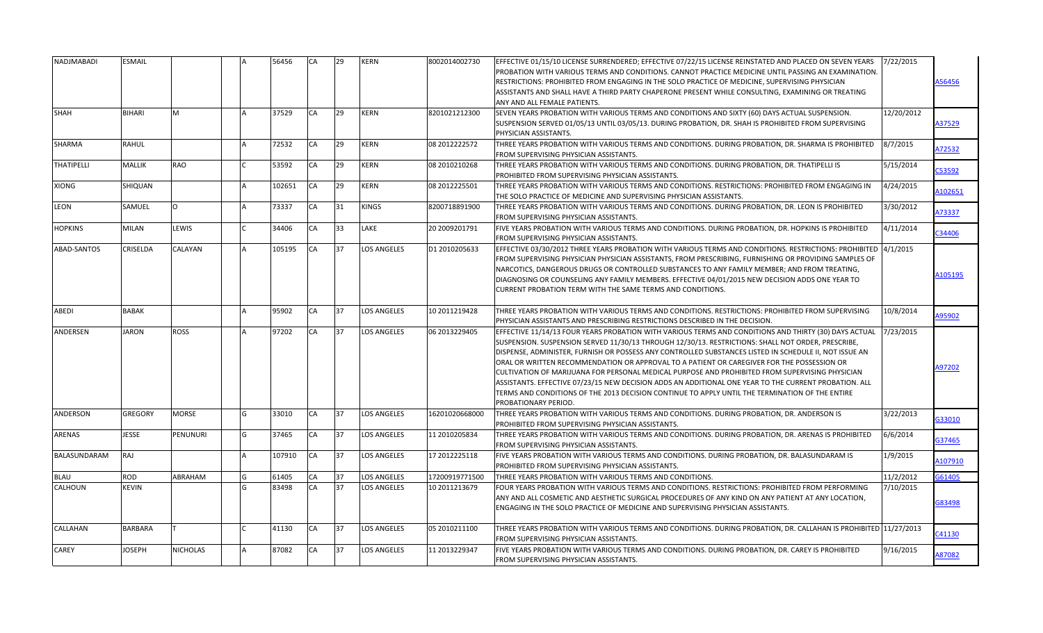| | | | | | | | | | | | | |
|---|---|---|---|---|---|---|---|---|---|---|---|---|
| NADJMABADI | ESMAIL | | | A | 56456 | CA | 29 | KERN | 8002014002730 | EFFECTIVE 01/15/10 LICENSE SURRENDERED; EFFECTIVE 07/22/15 LICENSE REINSTATED AND PLACED ON SEVEN YEARS PROBATION WITH VARIOUS TERMS AND CONDITIONS. CANNOT PRACTICE MEDICINE UNTIL PASSING AN EXAMINATION. RESTRICTIONS: PROHIBITED FROM ENGAGING IN THE SOLO PRACTICE OF MEDICINE, SUPERVISING PHYSICIAN ASSISTANTS AND SHALL HAVE A THIRD PARTY CHAPERONE PRESENT WHILE CONSULTING, EXAMINING OR TREATING ANY AND ALL FEMALE PATIENTS. | 7/22/2015 | A56456 |
| SHAH | BIHARI | M | | A | 37529 | CA | 29 | KERN | 8201021212300 | SEVEN YEARS PROBATION WITH VARIOUS TERMS AND CONDITIONS AND SIXTY (60) DAYS ACTUAL SUSPENSION. SUSPENSION SERVED 01/05/13 UNTIL 03/05/13. DURING PROBATION, DR. SHAH IS PROHIBITED FROM SUPERVISING PHYSICIAN ASSISTANTS. | 12/20/2012 | A37529 |
| SHARMA | RAHUL | | | A | 72532 | CA | 29 | KERN | 08 2012222572 | THREE YEARS PROBATION WITH VARIOUS TERMS AND CONDITIONS. DURING PROBATION, DR. SHARMA IS PROHIBITED FROM SUPERVISING PHYSICIAN ASSISTANTS. | 8/7/2015 | A72532 |
| THATIPELLI | MALLIK | RAO | | C | 53592 | CA | 29 | KERN | 08 2010210268 | THREE YEARS PROBATION WITH VARIOUS TERMS AND CONDITIONS. DURING PROBATION, DR. THATIPELLI IS PROHIBITED FROM SUPERVISING PHYSICIAN ASSISTANTS. | 5/15/2014 | C53592 |
| XIONG | SHIQUAN | | | A | 102651 | CA | 29 | KERN | 08 2012225501 | THREE YEARS PROBATION WITH VARIOUS TERMS AND CONDITIONS. RESTRICTIONS: PROHIBITED FROM ENGAGING IN THE SOLO PRACTICE OF MEDICINE AND SUPERVISING PHYSICIAN ASSISTANTS. | 4/24/2015 | A102651 |
| LEON | SAMUEL | O | | A | 73337 | CA | 31 | KINGS | 8200718891900 | THREE YEARS PROBATION WITH VARIOUS TERMS AND CONDITIONS. DURING PROBATION, DR. LEON IS PROHIBITED FROM SUPERVISING PHYSICIAN ASSISTANTS. | 3/30/2012 | A73337 |
| HOPKINS | MILAN | LEWIS | | C | 34406 | CA | 33 | LAKE | 20 2009201791 | FIVE YEARS PROBATION WITH VARIOUS TERMS AND CONDITIONS. DURING PROBATION, DR. HOPKINS IS PROHIBITED FROM SUPERVISING PHYSICIAN ASSISTANTS. | 4/11/2014 | C34406 |
| ABAD-SANTOS | CRISELDA | CALAYAN | | A | 105195 | CA | 37 | LOS ANGELES | D1 2010205633 | EFFECTIVE 03/30/2012 THREE YEARS PROBATION WITH VARIOUS TERMS AND CONDITIONS. RESTRICTIONS: PROHIBITED FROM SUPERVISING PHYSICIAN PHYSICIAN ASSISTANTS, FROM PRESCRIBING, FURNISHING OR PROVIDING SAMPLES OF NARCOTICS, DANGEROUS DRUGS OR CONTROLLED SUBSTANCES TO ANY FAMILY MEMBER; AND FROM TREATING, DIAGNOSING OR COUNSELING ANY FAMILY MEMBERS. EFFECTIVE 04/01/2015 NEW DECISION ADDS ONE YEAR TO CURRENT PROBATION TERM WITH THE SAME TERMS AND CONDITIONS. | 4/1/2015 | A105195 |
| ABEDI | BABAK | | | A | 95902 | CA | 37 | LOS ANGELES | 10 2011219428 | THREE YEARS PROBATION WITH VARIOUS TERMS AND CONDITIONS. RESTRICTIONS: PROHIBITED FROM SUPERVISING PHYSICIAN ASSISTANTS AND PRESCRIBING RESTRICTIONS DESCRIBED IN THE DECISION. | 10/8/2014 | A95902 |
| ANDERSEN | JARON | ROSS | | A | 97202 | CA | 37 | LOS ANGELES | 06 2013229405 | EFFECTIVE 11/14/13 FOUR YEARS PROBATION WITH VARIOUS TERMS AND CONDITIONS AND THIRTY (30) DAYS ACTUAL SUSPENSION. SUSPENSION SERVED 11/30/13 THROUGH 12/30/13. RESTRICTIONS: SHALL NOT ORDER, PRESCRIBE, DISPENSE, ADMINISTER, FURNISH OR POSSESS ANY CONTROLLED SUBSTANCES LISTED IN SCHEDULE II, NOT ISSUE AN ORAL OR WRITTEN RECOMMENDATION OR APPROVAL TO A PATIENT OR CAREGIVER FOR THE POSSESSION OR CULTIVATION OF MARIJUANA FOR PERSONAL MEDICAL PURPOSE AND PROHIBITED FROM SUPERVISING PHYSICIAN ASSISTANTS. EFFECTIVE 07/23/15 NEW DECISION ADDS AN ADDITIONAL ONE YEAR TO THE CURRENT PROBATION. ALL TERMS AND CONDITIONS OF THE 2013 DECISION CONTINUE TO APPLY UNTIL THE TERMINATION OF THE ENTIRE PROBATIONARY PERIOD. | 7/23/2015 | A97202 |
| ANDERSON | GREGORY | MORSE | | G | 33010 | CA | 37 | LOS ANGELES | 16201020668000 | THREE YEARS PROBATION WITH VARIOUS TERMS AND CONDITIONS. DURING PROBATION, DR. ANDERSON IS PROHIBITED FROM SUPERVISING PHYSICIAN ASSISTANTS. | 3/22/2013 | G33010 |
| ARENAS | JESSE | PENUNURI | | G | 37465 | CA | 37 | LOS ANGELES | 11 2010205834 | THREE YEARS PROBATION WITH VARIOUS TERMS AND CONDITIONS. DURING PROBATION, DR. ARENAS IS PROHIBITED FROM SUPERVISING PHYSICIAN ASSISTANTS. | 6/6/2014 | G37465 |
| BALASUNDARAM | RAJ | | | A | 107910 | CA | 37 | LOS ANGELES | 17 2012225118 | FIVE YEARS PROBATION WITH VARIOUS TERMS AND CONDITIONS. DURING PROBATION, DR. BALASUNDARAM IS PROHIBITED FROM SUPERVISING PHYSICIAN ASSISTANTS. | 1/9/2015 | A107910 |
| BLAU | ROD | ABRAHAM | | G | 61405 | CA | 37 | LOS ANGELES | 17200919771500 | THREE YEARS PROBATION WITH VARIOUS TERMS AND CONDITIONS. | 11/2/2012 | G61405 |
| CALHOUN | KEVIN | | | G | 83498 | CA | 37 | LOS ANGELES | 10 2011213679 | FOUR YEARS PROBATION WITH VARIOUS TERMS AND CONDITIONS. RESTRICTIONS: PROHIBITED FROM PERFORMING ANY AND ALL COSMETIC AND AESTHETIC SURGICAL PROCEDURES OF ANY KIND ON ANY PATIENT AT ANY LOCATION, ENGAGING IN THE SOLO PRACTICE OF MEDICINE AND SUPERVISING PHYSICIAN ASSISTANTS. | 7/10/2015 | G83498 |
| CALLAHAN | BARBARA | T | | C | 41130 | CA | 37 | LOS ANGELES | 05 2010211100 | THREE YEARS PROBATION WITH VARIOUS TERMS AND CONDITIONS. DURING PROBATION, DR. CALLAHAN IS PROHIBITED FROM SUPERVISING PHYSICIAN ASSISTANTS. | 11/27/2013 | C41130 |
| CAREY | JOSEPH | NICHOLAS | | A | 87082 | CA | 37 | LOS ANGELES | 11 2013229347 | FIVE YEARS PROBATION WITH VARIOUS TERMS AND CONDITIONS. DURING PROBATION, DR. CAREY IS PROHIBITED FROM SUPERVISING PHYSICIAN ASSISTANTS. | 9/16/2015 | A87082 |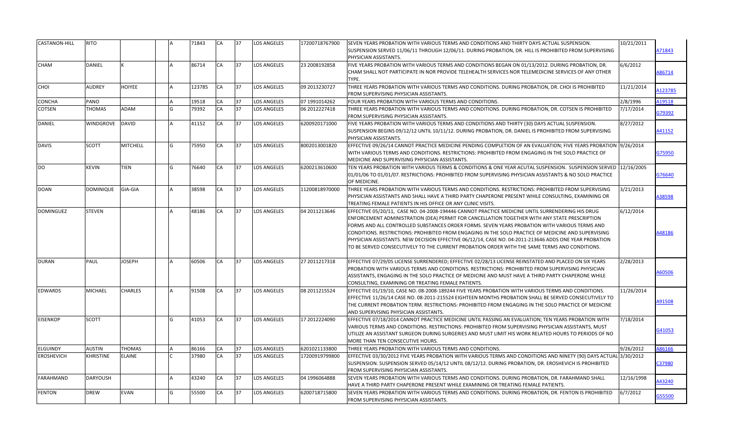| | | | | | | | | | | | | |
|---|---|---|---|---|---|---|---|---|---|---|---|---|
| CASTANON-HILL | RITO | | | A | 71843 | CA | 37 | LOS ANGELES | 17200718767900 | SEVEN YEARS PROBATION WITH VARIOUS TERMS AND CONDITIONS AND THIRTY DAYS ACTUAL SUSPENSION. SUSPENSION SERVED 11/06/11 THROUGH 12/06/11. DURING PROBATION, DR. HILL IS PROHIBITED FROM SUPERVISING PHYSICIAN ASSISTANTS. | 10/21/2011 | A71843 |
| CHAM | DANIEL | K | | A | 86714 | CA | 37 | LOS ANGELES | 23 2008192858 | FIVE YEARS PROBATION WITH VARIOUS TERMS AND CONDITIONS BEGAN ON 01/13/2012. DURING PROBATION, DR. CHAM SHALL NOT PARTICIPATE IN NOR PROVIDE TELEHEALTH SERVICES NOR TELEMEDICINE SERVICES OF ANY OTHER TYPE. | 6/6/2012 | A86714 |
| CHOI | AUDREY | HOIYEE | | A | 123785 | CA | 37 | LOS ANGELES | 09 2013230727 | THREE YEARS PROBATION WITH VARIOUS TERMS AND CONDITIONS. DURING PROBATION, DR. CHOI IS PROHIBITED FROM SUPERVISING PHYSICIAN ASSISTANTS. | 11/21/2014 | A123785 |
| CONCHA | PANO | | | A | 19518 | CA | 37 | LOS ANGELES | 07 1991014262 | FOUR YEARS PROBATION WITH VARIOUS TERMS AND CONDITIONS. | 2/8/1996 | A19518 |
| COTSEN | THOMAS | ADAM | | G | 79392 | CA | 37 | LOS ANGELES | 06 2012227418 | THREE YEARS PROBATION WITH VARIOUS TERMS AND CONDITIONS. DURING PROBATION, DR. COTSEN IS PROHIBITED FROM SUPERVISING PHYSICIAN ASSISTANTS. | 7/17/2014 | G79392 |
| DANIEL | WINDGROVE | DAVID | | A | 41152 | CA | 37 | LOS ANGELES | 6200920171000 | FIVE YEARS PROBATION WITH VARIOUS TERMS AND CONDITIONS AND THIRTY (30) DAYS ACTUAL SUSPENSION. SUSPENSION BEGINS 09/12/12 UNTIL 10/11/12. DURING PROBATION, DR. DANIEL IS PROHIBITED FROM SUPERVISING PHYSICIAN ASSISTANTS. | 8/27/2012 | A41152 |
| DAVIS | SCOTT | MITCHELL | | G | 75950 | CA | 37 | LOS ANGELES | 8002013001820 | EFFECTIVE 09/26/14 CANNOT PRACTICE MEDICINE PENDING COMPLETION OF AN EVALUATION; FIVE YEARS PROBATION WITH VARIOUS TERMS AND CONDITIONS. RESTRICTIONS: PROHIBITED FROM ENGAGING IN THE SOLO PRACTICE OF MEDICINE AND SUPERVISING PHYSICIAN ASSISTANTS. | 9/26/2014 | G75950 |
| DO | KEVIN | TIEN | | G | 76640 | CA | 37 | LOS ANGELES | 6200213610600 | TEN YEARS PROBATION WITH VARIOUS TERMS & CONDITIONS & ONE YEAR ACUTAL SUSPENSION. SUSPENSION SERVED 01/01/06 TO 01/01/07. RESTRICTIONS: PROHIBITED FROM SUPERVISING PHYSICIAN ASSISTANTS & NO SOLO PRACTICE OF MEDICINE. | 12/16/2005 | G76640 |
| DOAN | DOMINIQUE | GIA-GIA | | A | 38598 | CA | 37 | LOS ANGELES | 11200818970000 | THREE YEARS PROBATION WITH VARIOUS TERMS AND CONDITIONS. RESTRICTIONS: PROHIBITED FROM SUPERVISING PHYSICIAN ASSISTANTS AND SHALL HAVE A THIRD PARTY CHAPERONE PRESENT WHILE CONSULTING, EXAMINING OR TREATING FEMALE PATIENTS IN HIS OFFICE OR ANY CLINIC VISITS. | 3/21/2013 | A38598 |
| DOMINGUEZ | STEVEN | | | A | 48186 | CA | 37 | LOS ANGELES | 04 2011213646 | EFFECTIVE 05/20/11, CASE NO. 04-2008-194446 CANNOT PRACTICE MEDICINE UNTIL SURRENDERING HIS DRUG ENFORCEMENT ADMINISTRATION (DEA) PERMIT FOR CANCELLATION TOGETHER WITH ANY STATE PRESCRIPTION FORMS AND ALL CONTROLLED SUBSTANCES ORDER FORMS. SEVEN YEARS PROBATION WITH VARIOUS TERMS AND CONDITIONS. RESTRICTIONS: PROHIBITED FROM ENGAGING IN THE SOLO PRACTICE OF MEDICINE AND SUPERVISING PHYSICIAN ASSISTANTS. NEW DECISION EFFECTIVE 06/12/14, CASE NO. 04-2011-213646 ADDS ONE YEAR PROBATION TO BE SERVED CONSECUTIVELY TO THE CURRENT PROBATION ORDER WITH THE SAME TERMS AND CONDITIONS. | 6/12/2014 | A48186 |
| DURAN | PAUL | JOSEPH | | A | 60506 | CA | 37 | LOS ANGELES | 27 2011217318 | EFFECTIVE 07/29/05 LICENSE SURRENDERED; EFFECTIVE 02/28/13 LICENSE REINSTATED AND PLACED ON SIX YEARS PROBATION WITH VARIOUS TERMS AND CONDITIONS. RESTRICTIONS: PROHIBITED FROM SUPERVISING PHYSICIAN ASSISTANTS, ENGAGING IN THE SOLO PRACTICE OF MEDICINE AND MUST HAVE A THIRD PARTY CHAPERONE WHILE CONSULTING, EXAMINING OR TREATING FEMALE PATIENTS. | 2/28/2013 | A60506 |
| EDWARDS | MICHAEL | CHARLES | | A | 91508 | CA | 37 | LOS ANGELES | 08 2011215524 | EFFECTIVE 01/19/10, CASE NO. 08-2008-189244 FIVE YEARS PROBATION WITH VARIOUS TERMS AND CONDITIONS. EFFECTIVE 11/26/14 CASE NO. 08-2011-215524 EIGHTEEN MONTHS PROBATION SHALL BE SERVED CONSECUTIVELY TO THE CURRENT PROBATION TERM. RESTRICTIONS: PROHIBITED FROM ENGAGING IN THE SOLO PRACTICE OF MEDICINE AND SUPERVISING PHYSICIAN ASSISTANTS. | 11/26/2014 | A91508 |
| EISENKOP | SCOTT | | | G | 41053 | CA | 37 | LOS ANGELES | 17 2012224090 | EFFECTIVE 07/18/2014 CANNOT PRACTICE MEDICINE UNTIL PASSING AN EVALUATION; TEN YEARS PROBATION WITH VARIOUS TERMS AND CONDITIONS. RESTRICTIONS: PROHIBITED FROM SUPERVISING PHYSICIAN ASSISTANTS, MUST UTILIZE AN ASSISTANT SURGEON DURING SURGERIES AND MUST LIMIT HIS WORK RELATED HOURS TO PERIODS OF NO MORE THAN TEN CONSECUTIVE HOURS. | 7/18/2014 | G41053 |
| ELGUINDY | AUSTIN | THOMAS | | A | 86166 | CA | 37 | LOS ANGELES | 6201021133800 | THREE YEARS PROBATION WITH VARIOUS TERMS AND CONDITIONS. | 9/26/2012 | A86166 |
| EROSHEVICH | KHRISTINE | ELAINE | | C | 37980 | CA | 37 | LOS ANGELES | 17200919799800 | EFFECTIVE 03/30/2012 FIVE YEARS PROBATION WITH VARIOUS TERMS AND CONDITIONS AND NINETY (90) DAYS ACTUAL SUSPENSION. SUSPENSION SERVED 05/14/12 UNTIL 08/12/12. DURING PROBATION, DR. EROSHEVICH IS PROHIBITED FROM SUPERVISING PHYSICIAN ASSISTANTS. | 3/30/2012 | C37980 |
| FARAHMAND | DARYOUSH | | | A | 43240 | CA | 37 | LOS ANGELES | 04 1996064888 | SEVEN YEARS PROBATION WITH VARIOUS TERMS AND CONDITIONS. DURING PROBATION, DR. FARAHMAND SHALL HAVE A THIRD PARTY CHAPERONE PRESENT WHILE EXAMINING OR TREATING FEMALE PATIENTS. | 12/16/1998 | A43240 |
| FENTON | DREW | EVAN | | G | 55500 | CA | 37 | LOS ANGELES | 6200718715800 | SEVEN YEARS PROBATION WITH VARIOUS TERMS AND CONDITIONS. DURING PROBATION, DR. FENTON IS PROHIBITED FROM SUPERVISING PHYSICIAN ASSISTANTS. | 6/7/2012 | G55500 |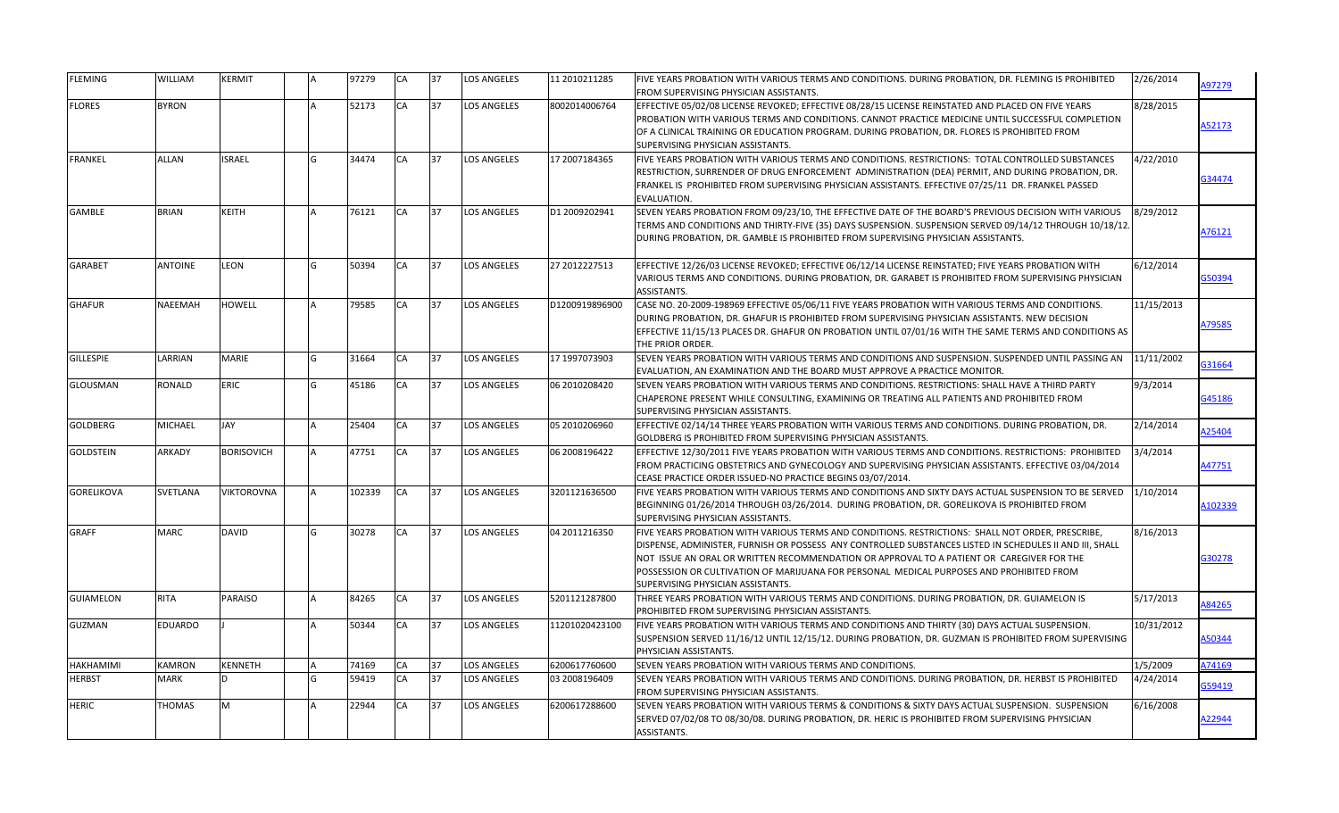| | | | | | | | | | | | | |
|---|---|---|---|---|---|---|---|---|---|---|---|---|
| FLEMING | WILLIAM | KERMIT | | A | 97279 | CA | 37 | LOS ANGELES | 11 2010211285 | FIVE YEARS PROBATION WITH VARIOUS TERMS AND CONDITIONS. DURING PROBATION, DR. FLEMING IS PROHIBITED FROM SUPERVISING PHYSICIAN ASSISTANTS. | 2/26/2014 | A97279 |
| FLORES | BYRON | | | A | 52173 | CA | 37 | LOS ANGELES | 8002014006764 | EFFECTIVE 05/02/08 LICENSE REVOKED; EFFECTIVE 08/28/15 LICENSE REINSTATED AND PLACED ON FIVE YEARS PROBATION WITH VARIOUS TERMS AND CONDITIONS. CANNOT PRACTICE MEDICINE UNTIL SUCCESSFUL COMPLETION OF A CLINICAL TRAINING OR EDUCATION PROGRAM. DURING PROBATION, DR. FLORES IS PROHIBITED FROM SUPERVISING PHYSICIAN ASSISTANTS. | 8/28/2015 | A52173 |
| FRANKEL | ALLAN | ISRAEL | | G | 34474 | CA | 37 | LOS ANGELES | 17 2007184365 | FIVE YEARS PROBATION WITH VARIOUS TERMS AND CONDITIONS. RESTRICTIONS: TOTAL CONTROLLED SUBSTANCES RESTRICTION, SURRENDER OF DRUG ENFORCEMENT ADMINISTRATION (DEA) PERMIT, AND DURING PROBATION, DR. FRANKEL IS PROHIBITED FROM SUPERVISING PHYSICIAN ASSISTANTS. EFFECTIVE 07/25/11 DR. FRANKEL PASSED EVALUATION. | 4/22/2010 | G34474 |
| GAMBLE | BRIAN | KEITH | | A | 76121 | CA | 37 | LOS ANGELES | D1 2009202941 | SEVEN YEARS PROBATION FROM 09/23/10, THE EFFECTIVE DATE OF THE BOARD'S PREVIOUS DECISION WITH VARIOUS TERMS AND CONDITIONS AND THIRTY-FIVE (35) DAYS SUSPENSION. SUSPENSION SERVED 09/14/12 THROUGH 10/18/12. DURING PROBATION, DR. GAMBLE IS PROHIBITED FROM SUPERVISING PHYSICIAN ASSISTANTS. | 8/29/2012 | A76121 |
| GARABET | ANTOINE | LEON | | G | 50394 | CA | 37 | LOS ANGELES | 27 2012227513 | EFFECTIVE 12/26/03 LICENSE REVOKED; EFFECTIVE 06/12/14 LICENSE REINSTATED; FIVE YEARS PROBATION WITH VARIOUS TERMS AND CONDITIONS. DURING PROBATION, DR. GARABET IS PROHIBITED FROM SUPERVISING PHYSICIAN ASSISTANTS. | 6/12/2014 | G50394 |
| GHAFUR | NAEEMAH | HOWELL | | A | 79585 | CA | 37 | LOS ANGELES | D1200919896900 | CASE NO. 20-2009-198969 EFFECTIVE 05/06/11 FIVE YEARS PROBATION WITH VARIOUS TERMS AND CONDITIONS. DURING PROBATION, DR. GHAFUR IS PROHIBITED FROM SUPERVISING PHYSICIAN ASSISTANTS. NEW DECISION EFFECTIVE 11/15/13 PLACES DR. GHAFUR ON PROBATION UNTIL 07/01/16 WITH THE SAME TERMS AND CONDITIONS AS THE PRIOR ORDER. | 11/15/2013 | A79585 |
| GILLESPIE | LARRIAN | MARIE | | G | 31664 | CA | 37 | LOS ANGELES | 17 1997073903 | SEVEN YEARS PROBATION WITH VARIOUS TERMS AND CONDITIONS AND SUSPENSION. SUSPENDED UNTIL PASSING AN EVALUATION, AN EXAMINATION AND THE BOARD MUST APPROVE A PRACTICE MONITOR. | 11/11/2002 | G31664 |
| GLOUSMAN | RONALD | ERIC | | G | 45186 | CA | 37 | LOS ANGELES | 06 2010208420 | SEVEN YEARS PROBATION WITH VARIOUS TERMS AND CONDITIONS. RESTRICTIONS: SHALL HAVE A THIRD PARTY CHAPERONE PRESENT WHILE CONSULTING, EXAMINING OR TREATING ALL PATIENTS AND PROHIBITED FROM SUPERVISING PHYSICIAN ASSISTANTS. | 9/3/2014 | G45186 |
| GOLDBERG | MICHAEL | JAY | | A | 25404 | CA | 37 | LOS ANGELES | 05 2010206960 | EFFECTIVE 02/14/14 THREE YEARS PROBATION WITH VARIOUS TERMS AND CONDITIONS. DURING PROBATION, DR. GOLDBERG IS PROHIBITED FROM SUPERVISING PHYSICIAN ASSISTANTS. | 2/14/2014 | A25404 |
| GOLDSTEIN | ARKADY | BORISOVICH | | A | 47751 | CA | 37 | LOS ANGELES | 06 2008196422 | EFFECTIVE 12/30/2011 FIVE YEARS PROBATION WITH VARIOUS TERMS AND CONDITIONS. RESTRICTIONS: PROHIBITED FROM PRACTICING OBSTETRICS AND GYNECOLOGY AND SUPERVISING PHYSICIAN ASSISTANTS. EFFECTIVE 03/04/2014 CEASE PRACTICE ORDER ISSUED-NO PRACTICE BEGINS 03/07/2014. | 3/4/2014 | A47751 |
| GORELIKOVA | SVETLANA | VIKTOROVNA | | A | 102339 | CA | 37 | LOS ANGELES | 3201121636500 | FIVE YEARS PROBATION WITH VARIOUS TERMS AND CONDITIONS AND SIXTY DAYS ACTUAL SUSPENSION TO BE SERVED BEGINNING 01/26/2014 THROUGH 03/26/2014. DURING PROBATION, DR. GORELIKOVA IS PROHIBITED FROM SUPERVISING PHYSICIAN ASSISTANTS. | 1/10/2014 | A102339 |
| GRAFF | MARC | DAVID | | G | 30278 | CA | 37 | LOS ANGELES | 04 2011216350 | FIVE YEARS PROBATION WITH VARIOUS TERMS AND CONDITIONS. RESTRICTIONS: SHALL NOT ORDER, PRESCRIBE, DISPENSE, ADMINISTER, FURNISH OR POSSESS ANY CONTROLLED SUBSTANCES LISTED IN SCHEDULES II AND III, SHALL NOT ISSUE AN ORAL OR WRITTEN RECOMMENDATION OR APPROVAL TO A PATIENT OR CAREGIVER FOR THE POSSESSION OR CULTIVATION OF MARIJUANA FOR PERSONAL MEDICAL PURPOSES AND PROHIBITED FROM SUPERVISING PHYSICIAN ASSISTANTS. | 8/16/2013 | G30278 |
| GUIAMELON | RITA | PARAISO | | A | 84265 | CA | 37 | LOS ANGELES | 5201121287800 | THREE YEARS PROBATION WITH VARIOUS TERMS AND CONDITIONS. DURING PROBATION, DR. GUIAMELON IS PROHIBITED FROM SUPERVISING PHYSICIAN ASSISTANTS. | 5/17/2013 | A84265 |
| GUZMAN | EDUARDO | J | | A | 50344 | CA | 37 | LOS ANGELES | 11201020423100 | FIVE YEARS PROBATION WITH VARIOUS TERMS AND CONDITIONS AND THIRTY (30) DAYS ACTUAL SUSPENSION. SUSPENSION SERVED 11/16/12 UNTIL 12/15/12. DURING PROBATION, DR. GUZMAN IS PROHIBITED FROM SUPERVISING PHYSICIAN ASSISTANTS. | 10/31/2012 | A50344 |
| HAKHAMIMI | KAMRON | KENNETH | | A | 74169 | CA | 37 | LOS ANGELES | 6200617760600 | SEVEN YEARS PROBATION WITH VARIOUS TERMS AND CONDITIONS. | 1/5/2009 | A74169 |
| HERBST | MARK | D | | G | 59419 | CA | 37 | LOS ANGELES | 03 2008196409 | SEVEN YEARS PROBATION WITH VARIOUS TERMS AND CONDITIONS. DURING PROBATION, DR. HERBST IS PROHIBITED FROM SUPERVISING PHYSICIAN ASSISTANTS. | 4/24/2014 | G59419 |
| HERIC | THOMAS | M | | A | 22944 | CA | 37 | LOS ANGELES | 6200617288600 | SEVEN YEARS PROBATION WITH VARIOUS TERMS & CONDITIONS & SIXTY DAYS ACTUAL SUSPENSION. SUSPENSION SERVED 07/02/08 TO 08/30/08. DURING PROBATION, DR. HERIC IS PROHIBITED FROM SUPERVISING PHYSICIAN ASSISTANTS. | 6/16/2008 | A22944 |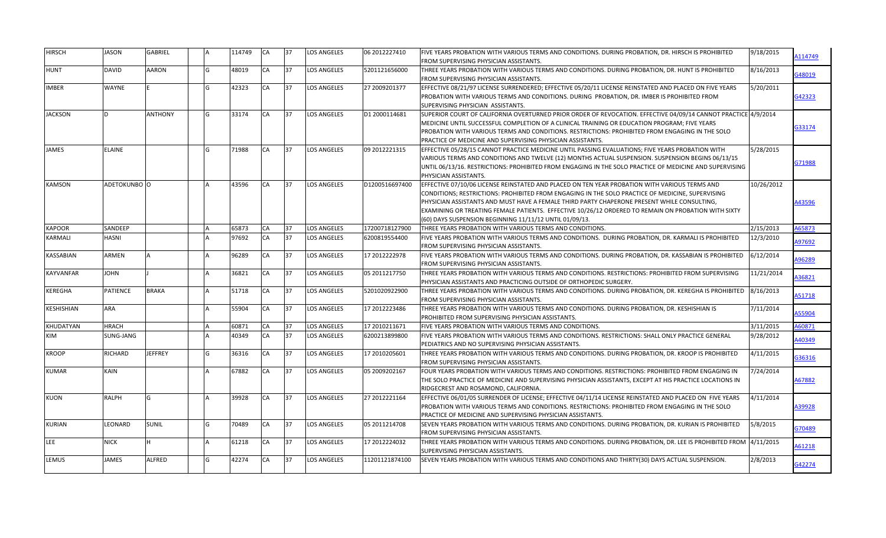| | | | | | | | | | | | | |
|---|---|---|---|---|---|---|---|---|---|---|---|---|
| HIRSCH | JASON | GABRIEL | | A | 114749 | CA | 37 | LOS ANGELES | 06 2012227410 | FIVE YEARS PROBATION WITH VARIOUS TERMS AND CONDITIONS. DURING PROBATION, DR. HIRSCH IS PROHIBITED FROM SUPERVISING PHYSICIAN ASSISTANTS. | 9/18/2015 | A114749 |
| HUNT | DAVID | AARON | | G | 48019 | CA | 37 | LOS ANGELES | 5201121656000 | THREE YEARS PROBATION WITH VARIOUS TERMS AND CONDITIONS. DURING PROBATION, DR. HUNT IS PROHIBITED FROM SUPERVISING PHYSICIAN ASSISTANTS. | 8/16/2013 | G48019 |
| IMBER | WAYNE | E | | G | 42323 | CA | 37 | LOS ANGELES | 27 2009201377 | EFFECTIVE 08/21/97 LICENSE SURRENDERED; EFFECTIVE 05/20/11 LICENSE REINSTATED AND PLACED ON FIVE YEARS PROBATION WITH VARIOUS TERMS AND CONDITIONS. DURING PROBATION, DR. IMBER IS PROHIBITED FROM SUPERVISING PHYSICIAN ASSISTANTS. | 5/20/2011 | G42323 |
| JACKSON | D | ANTHONY | | G | 33174 | CA | 37 | LOS ANGELES | D1 2000114681 | SUPERIOR COURT OF CALIFORNIA OVERTURNED PRIOR ORDER OF REVOCATION. EFFECTIVE 04/09/14 CANNOT PRACTICE MEDICINE UNTIL SUCCESSFUL COMPLETION OF A CLINICAL TRAINING OR EDUCATION PROGRAM; FIVE YEARS PROBATION WITH VARIOUS TERMS AND CONDITIONS. RESTRICTIONS: PROHIBITED FROM ENGAGING IN THE SOLO PRACTICE OF MEDICINE AND SUPERVISING PHYSICIAN ASSISTANTS. | 4/9/2014 | G33174 |
| JAMES | ELAINE | | | G | 71988 | CA | 37 | LOS ANGELES | 09 2012221315 | EFFECTIVE 05/28/15 CANNOT PRACTICE MEDICINE UNTIL PASSING EVALUATIONS; FIVE YEARS PROBATION WITH VARIOUS TERMS AND CONDITIONS AND TWELVE (12) MONTHS ACTUAL SUSPENSION. SUSPENSION BEGINS 06/13/15 UNTIL 06/13/16. RESTRICTIONS: PROHIBITED FROM ENGAGING IN THE SOLO PRACTICE OF MEDICINE AND SUPERVISING PHYSICIAN ASSISTANTS. | 5/28/2015 | G71988 |
| KAMSON | ADETOKUNBO | O | | A | 43596 | CA | 37 | LOS ANGELES | D1200516697400 | EFFECTIVE 07/10/06 LICENSE REINSTATED AND PLACED ON TEN YEAR PROBATION WITH VARIOUS TERMS AND CONDITIONS; RESTRICTIONS: PROHIBITED FROM ENGAGING IN THE SOLO PRACTICE OF MEDICINE, SUPERVISING PHYSICIAN ASSISTANTS AND MUST HAVE A FEMALE THIRD PARTY CHAPERONE PRESENT WHILE CONSULTING, EXAMINING OR TREATING FEMALE PATIENTS. EFFECTIVE 10/26/12 ORDERED TO REMAIN ON PROBATION WITH SIXTY (60) DAYS SUSPENSION BEGINNING 11/11/12 UNTIL 01/09/13. | 10/26/2012 | A43596 |
| KAPOOR | SANDEEP | | | A | 65873 | CA | 37 | LOS ANGELES | 17200718127900 | THREE YEARS PROBATION WITH VARIOUS TERMS AND CONDITIONS. | 2/15/2013 | A65873 |
| KARMALI | HASNI | | | A | 97692 | CA | 37 | LOS ANGELES | 6200819554400 | FIVE YEARS PROBATION WITH VARIOUS TERMS AND CONDITIONS. DURING PROBATION, DR. KARMALI IS PROHIBITED FROM SUPERVISING PHYSICIAN ASSISTANTS. | 12/3/2010 | A97692 |
| KASSABIAN | ARMEN | A | | A | 96289 | CA | 37 | LOS ANGELES | 17 2012222978 | FIVE YEARS PROBATION WITH VARIOUS TERMS AND CONDITIONS. DURING PROBATION, DR. KASSABIAN IS PROHIBITED FROM SUPERVISING PHYSICIAN ASSISTANTS. | 6/12/2014 | A96289 |
| KAYVANFAR | JOHN | J | | A | 36821 | CA | 37 | LOS ANGELES | 05 2011217750 | THREE YEARS PROBATION WITH VARIOUS TERMS AND CONDITIONS. RESTRICTIONS: PROHIBITED FROM SUPERVISING PHYSICIAN ASSISTANTS AND PRACTICING OUTSIDE OF ORTHOPEDIC SURGERY. | 11/21/2014 | A36821 |
| KEREGHA | PATIENCE | BRAKA | | A | 51718 | CA | 37 | LOS ANGELES | 5201020922900 | THREE YEARS PROBATION WITH VARIOUS TERMS AND CONDITIONS. DURING PROBATION, DR. KEREGHA IS PROHIBITED FROM SUPERVISING PHYSICIAN ASSISTANTS. | 8/16/2013 | A51718 |
| KESHISHIAN | ARA | | | A | 55904 | CA | 37 | LOS ANGELES | 17 2012223486 | THREE YEARS PROBATION WITH VARIOUS TERMS AND CONDITIONS. DURING PROBATION, DR. KESHISHIAN IS PROHIBITED FROM SUPERVISING PHYSICIAN ASSISTANTS. | 7/11/2014 | A55904 |
| KHUDATYAN | HRACH | | | A | 60871 | CA | 37 | LOS ANGELES | 17 2010211671 | FIVE YEARS PROBATION WITH VARIOUS TERMS AND CONDITIONS. | 3/11/2015 | A60871 |
| KIM | SUNG-JANG | | | A | 40349 | CA | 37 | LOS ANGELES | 6200213899800 | FIVE YEARS PROBATION WITH VARIOUS TERMS AND CONDITIONS. RESTRICTIONS: SHALL ONLY PRACTICE GENERAL PEDIATRICS AND NO SUPERVISING PHYSICIAN ASSISTANTS. | 9/28/2012 | A40349 |
| KROOP | RICHARD | JEFFREY | | G | 36316 | CA | 37 | LOS ANGELES | 17 2010205601 | THREE YEARS PROBATION WITH VARIOUS TERMS AND CONDITIONS. DURING PROBATION, DR. KROOP IS PROHIBITED FROM SUPERVISING PHYSICIAN ASSISTANTS. | 4/11/2015 | G36316 |
| KUMAR | KAIN | | | A | 67882 | CA | 37 | LOS ANGELES | 05 2009202167 | FOUR YEARS PROBATION WITH VARIOUS TERMS AND CONDITIONS. RESTRICTIONS: PROHIBITED FROM ENGAGING IN THE SOLO PRACTICE OF MEDICINE AND SUPERVISING PHYSICIAN ASSISTANTS, EXCEPT AT HIS PRACTICE LOCATIONS IN RIDGECREST AND ROSAMOND, CALIFORNIA. | 7/24/2014 | A67882 |
| KUON | RALPH | G | | A | 39928 | CA | 37 | LOS ANGELES | 27 2012221164 | EFFECTIVE 06/01/05 SURRENDER OF LICENSE; EFFECTIVE 04/11/14 LICENSE REINSTATED AND PLACED ON FIVE YEARS PROBATION WITH VARIOUS TERMS AND CONDITIONS. RESTRICTIONS: PROHIBITED FROM ENGAGING IN THE SOLO PRACTICE OF MEDICINE AND SUPERVISING PHYSICIAN ASSISTANTS. | 4/11/2014 | A39928 |
| KURIAN | LEONARD | SUNIL | | G | 70489 | CA | 37 | LOS ANGELES | 05 2011214708 | SEVEN YEARS PROBATION WITH VARIOUS TERMS AND CONDITIONS. DURING PROBATION, DR. KURIAN IS PROHIBITED FROM SUPERVISING PHYSICIAN ASSISTANTS. | 5/8/2015 | G70489 |
| LEE | NICK | H | | A | 61218 | CA | 37 | LOS ANGELES | 17 2012224032 | THREE YEARS PROBATION WITH VARIOUS TERMS AND CONDITIONS. DURING PROBATION, DR. LEE IS PROHIBITED FROM SUPERVISING PHYSICIAN ASSISTANTS. | 4/11/2015 | A61218 |
| LEMUS | JAMES | ALFRED | | G | 42274 | CA | 37 | LOS ANGELES | 11201121874100 | SEVEN YEARS PROBATION WITH VARIOUS TERMS AND CONDITIONS AND THIRTY(30) DAYS ACTUAL SUSPENSION. | 2/8/2013 | G42274 |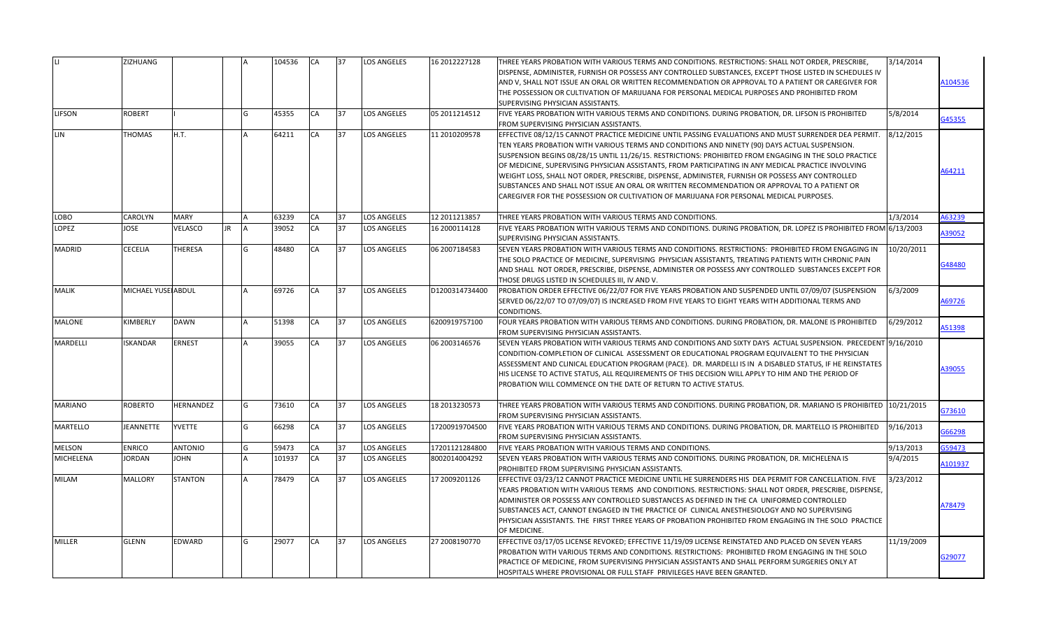| | | | | | | | | | | | | |
|---|---|---|---|---|---|---|---|---|---|---|---|---|
| LI | ZIZHUANG | | | A | 104536 | CA | 37 | LOS ANGELES | 16 2012227128 | THREE YEARS PROBATION WITH VARIOUS TERMS AND CONDITIONS. RESTRICTIONS: SHALL NOT ORDER, PRESCRIBE, DISPENSE, ADMINISTER, FURNISH OR POSSESS ANY CONTROLLED SUBSTANCES, EXCEPT THOSE LISTED IN SCHEDULES IV AND V, SHALL NOT ISSUE AN ORAL OR WRITTEN RECOMMENDATION OR APPROVAL TO A PATIENT OR CAREGIVER FOR THE POSSESSION OR CULTIVATION OF MARIJUANA FOR PERSONAL MEDICAL PURPOSES AND PROHIBITED FROM SUPERVISING PHYSICIAN ASSISTANTS. | 3/14/2014 | A104536 |
| LIFSON | ROBERT | I | | G | 45355 | CA | 37 | LOS ANGELES | 05 2011214512 | FIVE YEARS PROBATION WITH VARIOUS TERMS AND CONDITIONS. DURING PROBATION, DR. LIFSON IS PROHIBITED FROM SUPERVISING PHYSICIAN ASSISTANTS. | 5/8/2014 | G45355 |
| LIN | THOMAS | H.T. | | A | 64211 | CA | 37 | LOS ANGELES | 11 2010209578 | EFFECTIVE 08/12/15 CANNOT PRACTICE MEDICINE UNTIL PASSING EVALUATIONS AND MUST SURRENDER DEA PERMIT. TEN YEARS PROBATION WITH VARIOUS TERMS AND CONDITIONS AND NINETY (90) DAYS ACTUAL SUSPENSION. SUSPENSION BEGINS 08/28/15 UNTIL 11/26/15. RESTRICTIONS: PROHIBITED FROM ENGAGING IN THE SOLO PRACTICE OF MEDICINE, SUPERVISING PHYSICIAN ASSISTANTS, FROM PARTICIPATING IN ANY MEDICAL PRACTICE INVOLVING WEIGHT LOSS, SHALL NOT ORDER, PRESCRIBE, DISPENSE, ADMINISTER, FURNISH OR POSSESS ANY CONTROLLED SUBSTANCES AND SHALL NOT ISSUE AN ORAL OR WRITTEN RECOMMENDATION OR APPROVAL TO A PATIENT OR CAREGIVER FOR THE POSSESSION OR CULTIVATION OF MARIJUANA FOR PERSONAL MEDICAL PURPOSES. | 8/12/2015 | A64211 |
| LOBO | CAROLYN | MARY | | A | 63239 | CA | 37 | LOS ANGELES | 12 2011213857 | THREE YEARS PROBATION WITH VARIOUS TERMS AND CONDITIONS. | 1/3/2014 | A63239 |
| LOPEZ | JOSE | VELASCO | JR | A | 39052 | CA | 37 | LOS ANGELES | 16 2000114128 | FIVE YEARS PROBATION WITH VARIOUS TERMS AND CONDITIONS. DURING PROBATION, DR. LOPEZ IS PROHIBITED FROM SUPERVISING PHYSICIAN ASSISTANTS. | 6/13/2003 | A39052 |
| MADRID | CECELIA | THERESA | | G | 48480 | CA | 37 | LOS ANGELES | 06 2007184583 | SEVEN YEARS PROBATION WITH VARIOUS TERMS AND CONDITIONS. RESTRICTIONS: PROHIBITED FROM ENGAGING IN THE SOLO PRACTICE OF MEDICINE, SUPERVISING PHYSICIAN ASSISTANTS, TREATING PATIENTS WITH CHRONIC PAIN AND SHALL NOT ORDER, PRESCRIBE, DISPENSE, ADMINISTER OR POSSESS ANY CONTROLLED SUBSTANCES EXCEPT FOR THOSE DRUGS LISTED IN SCHEDULES III, IV AND V. | 10/20/2011 | G48480 |
| MALIK | MICHAEL YUSEI | ABDUL | | A | 69726 | CA | 37 | LOS ANGELES | D1200314734400 | PROBATION ORDER EFFECTIVE 06/22/07 FOR FIVE YEARS PROBATION AND SUSPENDED UNTIL 07/09/07 (SUSPENSION SERVED 06/22/07 TO 07/09/07) IS INCREASED FROM FIVE YEARS TO EIGHT YEARS WITH ADDITIONAL TERMS AND CONDITIONS. | 6/3/2009 | A69726 |
| MALONE | KIMBERLY | DAWN | | A | 51398 | CA | 37 | LOS ANGELES | 6200919757100 | FOUR YEARS PROBATION WITH VARIOUS TERMS AND CONDITIONS. DURING PROBATION, DR. MALONE IS PROHIBITED FROM SUPERVISING PHYSICIAN ASSISTANTS. | 6/29/2012 | A51398 |
| MARDELLI | ISKANDAR | ERNEST | | A | 39055 | CA | 37 | LOS ANGELES | 06 2003146576 | SEVEN YEARS PROBATION WITH VARIOUS TERMS AND CONDITIONS AND SIXTY DAYS ACTUAL SUSPENSION. PRECEDENT CONDITION-COMPLETION OF CLINICAL ASSESSMENT OR EDUCATIONAL PROGRAM EQUIVALENT TO THE PHYSICIAN ASSESSMENT AND CLINICAL EDUCATION PROGRAM (PACE). DR. MARDELLI IS IN A DISABLED STATUS, IF HE REINSTATES HIS LICENSE TO ACTIVE STATUS, ALL REQUIREMENTS OF THIS DECISION WILL APPLY TO HIM AND THE PERIOD OF PROBATION WILL COMMENCE ON THE DATE OF RETURN TO ACTIVE STATUS. | 9/16/2010 | A39055 |
| MARIANO | ROBERTO | HERNANDEZ | | G | 73610 | CA | 37 | LOS ANGELES | 18 2013230573 | THREE YEARS PROBATION WITH VARIOUS TERMS AND CONDITIONS. DURING PROBATION, DR. MARIANO IS PROHIBITED FROM SUPERVISING PHYSICIAN ASSISTANTS. | 10/21/2015 | G73610 |
| MARTELLO | JEANNETTE | YVETTE | | G | 66298 | CA | 37 | LOS ANGELES | 17200919704500 | FIVE YEARS PROBATION WITH VARIOUS TERMS AND CONDITIONS. DURING PROBATION, DR. MARTELLO IS PROHIBITED FROM SUPERVISING PHYSICIAN ASSISTANTS. | 9/16/2013 | G66298 |
| MELSON | ENRICO | ANTONIO | | G | 59473 | CA | 37 | LOS ANGELES | 17201121284800 | FIVE YEARS PROBATION WITH VARIOUS TERMS AND CONDITIONS. | 9/13/2013 | G59473 |
| MICHELENA | JORDAN | JOHN | | A | 101937 | CA | 37 | LOS ANGELES | 8002014004292 | SEVEN YEARS PROBATION WITH VARIOUS TERMS AND CONDITIONS. DURING PROBATION, DR. MICHELENA IS PROHIBITED FROM SUPERVISING PHYSICIAN ASSISTANTS. | 9/4/2015 | A101937 |
| MILAM | MALLORY | STANTON | | A | 78479 | CA | 37 | LOS ANGELES | 17 2009201126 | EFFECTIVE 03/23/12 CANNOT PRACTICE MEDICINE UNTIL HE SURRENDERS HIS DEA PERMIT FOR CANCELLATION. FIVE YEARS PROBATION WITH VARIOUS TERMS AND CONDITIONS. RESTRICTIONS: SHALL NOT ORDER, PRESCRIBE, DISPENSE, ADMINISTER OR POSSESS ANY CONTROLLED SUBSTANCES AS DEFINED IN THE CA UNIFORMED CONTROLLED SUBSTANCES ACT, CANNOT ENGAGED IN THE PRACTICE OF CLINICAL ANESTHESIOLOGY AND NO SUPERVISING PHYSICIAN ASSISTANTS. THE FIRST THREE YEARS OF PROBATION PROHIBITED FROM ENGAGING IN THE SOLO PRACTICE OF MEDICINE. | 3/23/2012 | A78479 |
| MILLER | GLENN | EDWARD | | G | 29077 | CA | 37 | LOS ANGELES | 27 2008190770 | EFFECTIVE 03/17/05 LICENSE REVOKED; EFFECTIVE 11/19/09 LICENSE REINSTATED AND PLACED ON SEVEN YEARS PROBATION WITH VARIOUS TERMS AND CONDITIONS. RESTRICTIONS: PROHIBITED FROM ENGAGING IN THE SOLO PRACTICE OF MEDICINE, FROM SUPERVISING PHYSICIAN ASSISTANTS AND SHALL PERFORM SURGERIES ONLY AT HOSPITALS WHERE PROVISIONAL OR FULL STAFF PRIVILEGES HAVE BEEN GRANTED. | 11/19/2009 | G29077 |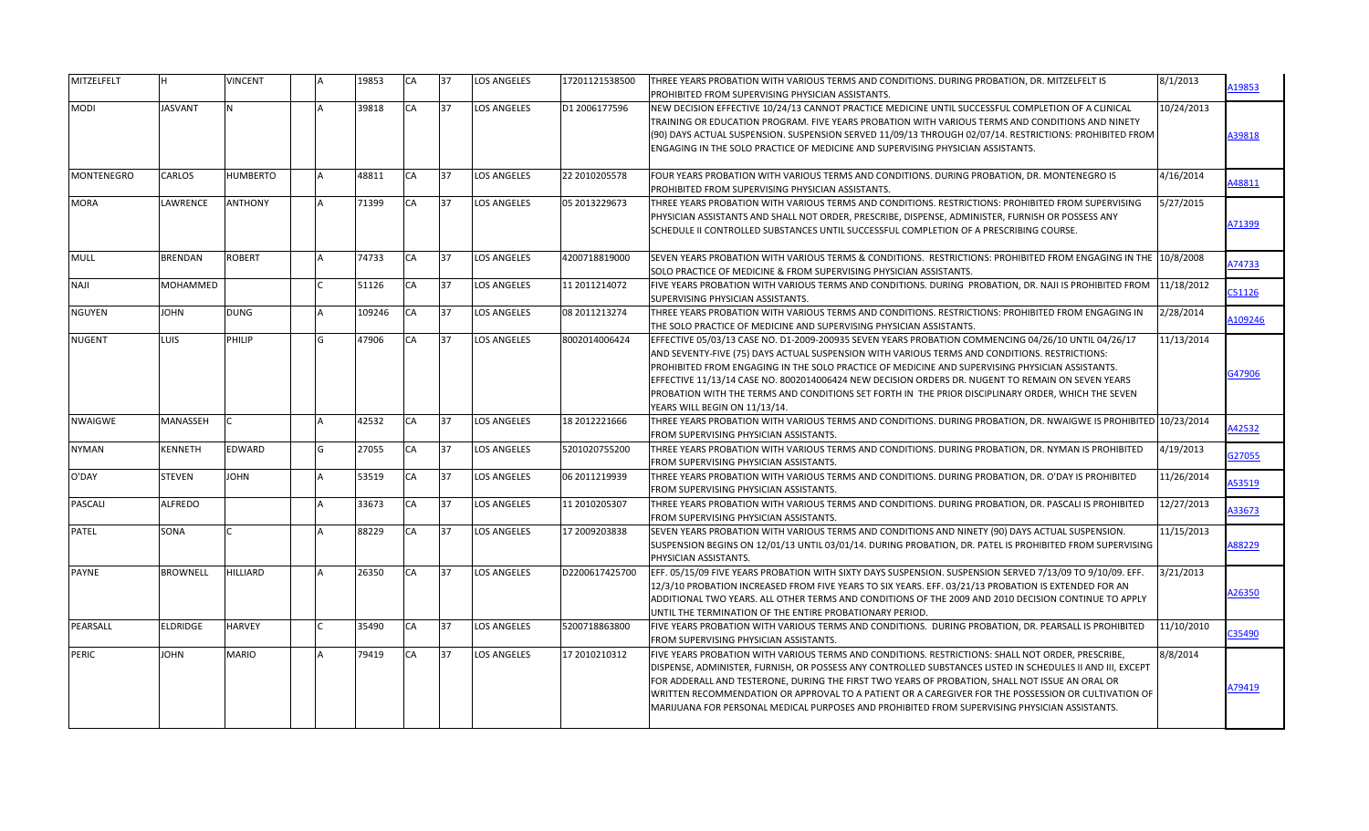| | | | | | | | | | | | | |
|---|---|---|---|---|---|---|---|---|---|---|---|---|
| MITZELFELT | H | VINCENT | | A | 19853 | CA | 37 | LOS ANGELES | 17201121538500 | THREE YEARS PROBATION WITH VARIOUS TERMS AND CONDITIONS. DURING PROBATION, DR. MITZELFELT IS PROHIBITED FROM SUPERVISING PHYSICIAN ASSISTANTS. | 8/1/2013 | A19853 |
| MODI | JASVANT | N | | A | 39818 | CA | 37 | LOS ANGELES | D1 2006177596 | NEW DECISION EFFECTIVE 10/24/13 CANNOT PRACTICE MEDICINE UNTIL SUCCESSFUL COMPLETION OF A CLINICAL TRAINING OR EDUCATION PROGRAM. FIVE YEARS PROBATION WITH VARIOUS TERMS AND CONDITIONS AND NINETY (90) DAYS ACTUAL SUSPENSION. SUSPENSION SERVED 11/09/13 THROUGH 02/07/14. RESTRICTIONS: PROHIBITED FROM ENGAGING IN THE SOLO PRACTICE OF MEDICINE AND SUPERVISING PHYSICIAN ASSISTANTS. | 10/24/2013 | A39818 |
| MONTENEGRO | CARLOS | HUMBERTO | | A | 48811 | CA | 37 | LOS ANGELES | 22 2010205578 | FOUR YEARS PROBATION WITH VARIOUS TERMS AND CONDITIONS. DURING PROBATION, DR. MONTENEGRO IS PROHIBITED FROM SUPERVISING PHYSICIAN ASSISTANTS. | 4/16/2014 | A48811 |
| MORA | LAWRENCE | ANTHONY | | A | 71399 | CA | 37 | LOS ANGELES | 05 2013229673 | THREE YEARS PROBATION WITH VARIOUS TERMS AND CONDITIONS. RESTRICTIONS: PROHIBITED FROM SUPERVISING PHYSICIAN ASSISTANTS AND SHALL NOT ORDER, PRESCRIBE, DISPENSE, ADMINISTER, FURNISH OR POSSESS ANY SCHEDULE II CONTROLLED SUBSTANCES UNTIL SUCCESSFUL COMPLETION OF A PRESCRIBING COURSE. | 5/27/2015 | A71399 |
| MULL | BRENDAN | ROBERT | | A | 74733 | CA | 37 | LOS ANGELES | 4200718819000 | SEVEN YEARS PROBATION WITH VARIOUS TERMS & CONDITIONS. RESTRICTIONS: PROHIBITED FROM ENGAGING IN THE SOLO PRACTICE OF MEDICINE & FROM SUPERVISING PHYSICIAN ASSISTANTS. | 10/8/2008 | A74733 |
| NAJI | MOHAMMED | | | C | 51126 | CA | 37 | LOS ANGELES | 11 2011214072 | FIVE YEARS PROBATION WITH VARIOUS TERMS AND CONDITIONS. DURING PROBATION, DR. NAJI IS PROHIBITED FROM SUPERVISING PHYSICIAN ASSISTANTS. | 11/18/2012 | C51126 |
| NGUYEN | JOHN | DUNG | | A | 109246 | CA | 37 | LOS ANGELES | 08 2011213274 | THREE YEARS PROBATION WITH VARIOUS TERMS AND CONDITIONS. RESTRICTIONS: PROHIBITED FROM ENGAGING IN THE SOLO PRACTICE OF MEDICINE AND SUPERVISING PHYSICIAN ASSISTANTS. | 2/28/2014 | A109246 |
| NUGENT | LUIS | PHILIP | | G | 47906 | CA | 37 | LOS ANGELES | 8002014006424 | EFFECTIVE 05/03/13 CASE NO. D1-2009-200935 SEVEN YEARS PROBATION COMMENCING 04/26/10 UNTIL 04/26/17 AND SEVENTY-FIVE (75) DAYS ACTUAL SUSPENSION WITH VARIOUS TERMS AND CONDITIONS. RESTRICTIONS: PROHIBITED FROM ENGAGING IN THE SOLO PRACTICE OF MEDICINE AND SUPERVISING PHYSICIAN ASSISTANTS. EFFECTIVE 11/13/14 CASE NO. 8002014006424 NEW DECISION ORDERS DR. NUGENT TO REMAIN ON SEVEN YEARS PROBATION WITH THE TERMS AND CONDITIONS SET FORTH IN THE PRIOR DISCIPLINARY ORDER, WHICH THE SEVEN YEARS WILL BEGIN ON 11/13/14. | 11/13/2014 | G47906 |
| NWAIGWE | MANASSEH | C | | A | 42532 | CA | 37 | LOS ANGELES | 18 2012221666 | THREE YEARS PROBATION WITH VARIOUS TERMS AND CONDITIONS. DURING PROBATION, DR. NWAIGWE IS PROHIBITED FROM SUPERVISING PHYSICIAN ASSISTANTS. | 10/23/2014 | A42532 |
| NYMAN | KENNETH | EDWARD | | G | 27055 | CA | 37 | LOS ANGELES | 5201020755200 | THREE YEARS PROBATION WITH VARIOUS TERMS AND CONDITIONS. DURING PROBATION, DR. NYMAN IS PROHIBITED FROM SUPERVISING PHYSICIAN ASSISTANTS. | 4/19/2013 | G27055 |
| O'DAY | STEVEN | JOHN | | A | 53519 | CA | 37 | LOS ANGELES | 06 2011219939 | THREE YEARS PROBATION WITH VARIOUS TERMS AND CONDITIONS. DURING PROBATION, DR. O'DAY IS PROHIBITED FROM SUPERVISING PHYSICIAN ASSISTANTS. | 11/26/2014 | A53519 |
| PASCALI | ALFREDO | | | A | 33673 | CA | 37 | LOS ANGELES | 11 2010205307 | THREE YEARS PROBATION WITH VARIOUS TERMS AND CONDITIONS. DURING PROBATION, DR. PASCALI IS PROHIBITED FROM SUPERVISING PHYSICIAN ASSISTANTS. | 12/27/2013 | A33673 |
| PATEL | SONA | C | | A | 88229 | CA | 37 | LOS ANGELES | 17 2009203838 | SEVEN YEARS PROBATION WITH VARIOUS TERMS AND CONDITIONS AND NINETY (90) DAYS ACTUAL SUSPENSION. SUSPENSION BEGINS ON 12/01/13 UNTIL 03/01/14. DURING PROBATION, DR. PATEL IS PROHIBITED FROM SUPERVISING PHYSICIAN ASSISTANTS. | 11/15/2013 | A88229 |
| PAYNE | BROWNELL | HILLIARD | | A | 26350 | CA | 37 | LOS ANGELES | D2200617425700 | EFF. 05/15/09 FIVE YEARS PROBATION WITH SIXTY DAYS SUSPENSION. SUSPENSION SERVED 7/13/09 TO 9/10/09. EFF. 12/3/10 PROBATION INCREASED FROM FIVE YEARS TO SIX YEARS. EFF. 03/21/13 PROBATION IS EXTENDED FOR AN ADDITIONAL TWO YEARS. ALL OTHER TERMS AND CONDITIONS OF THE 2009 AND 2010 DECISION CONTINUE TO APPLY UNTIL THE TERMINATION OF THE ENTIRE PROBATIONARY PERIOD. | 3/21/2013 | A26350 |
| PEARSALL | ELDRIDGE | HARVEY | | C | 35490 | CA | 37 | LOS ANGELES | 5200718863800 | FIVE YEARS PROBATION WITH VARIOUS TERMS AND CONDITIONS. DURING PROBATION, DR. PEARSALL IS PROHIBITED FROM SUPERVISING PHYSICIAN ASSISTANTS. | 11/10/2010 | C35490 |
| PERIC | JOHN | MARIO | | A | 79419 | CA | 37 | LOS ANGELES | 17 2010210312 | FIVE YEARS PROBATION WITH VARIOUS TERMS AND CONDITIONS. RESTRICTIONS: SHALL NOT ORDER, PRESCRIBE, DISPENSE, ADMINISTER, FURNISH, OR POSSESS ANY CONTROLLED SUBSTANCES LISTED IN SCHEDULES II AND III, EXCEPT FOR ADDERALL AND TESTERONE, DURING THE FIRST TWO YEARS OF PROBATION, SHALL NOT ISSUE AN ORAL OR WRITTEN RECOMMENDATION OR APPROVAL TO A PATIENT OR A CAREGIVER FOR THE POSSESSION OR CULTIVATION OF MARIJUANA FOR PERSONAL MEDICAL PURPOSES AND PROHIBITED FROM SUPERVISING PHYSICIAN ASSISTANTS. | 8/8/2014 | A79419 |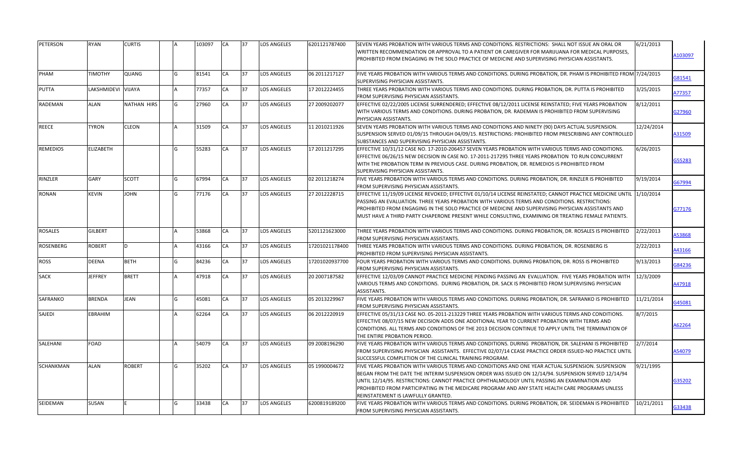| | | | | | | | | | | | |
|---|---|---|---|---|---|---|---|---|---|---|---|
| PETERSON | RYAN | CURTIS | | A | 103097 | CA | 37 | LOS ANGELES | 6201121787400 | SEVEN YEARS PROBATION WITH VARIOUS TERMS AND CONDITIONS. RESTRICTIONS: SHALL NOT ISSUE AN ORAL OR WRITTEN RECOMMENDATION OR APPROVAL TO A PATIENT OR CAREGIVER FOR MARIJUANA FOR MEDICAL PURPOSES, PROHIBITED FROM ENGAGING IN THE SOLO PRACTICE OF MEDICINE AND SUPERVISING PHYSICIAN ASSISTANTS. | 6/21/2013 | A103097 |
| PHAM | TIMOTHY | QUANG | | G | 81541 | CA | 37 | LOS ANGELES | 06 2011217127 | FIVE YEARS PROBATION WITH VARIOUS TERMS AND CONDITIONS. DURING PROBATION, DR. PHAM IS PROHIBITED FROM SUPERVISING PHYSICIAN ASSISTANTS. | 7/24/2015 | G81541 |
| PUTTA | LAKSHMIDEVI | VIJAYA | | A | 77357 | CA | 37 | LOS ANGELES | 17 2012224455 | THREE YEARS PROBATION WITH VARIOUS TERMS AND CONDITIONS. DURING PROBATION, DR. PUTTA IS PROHIBITED FROM SUPERVISING PHYSICIAN ASSISTANTS. | 3/25/2015 | A77357 |
| RADEMAN | ALAN | NATHAN HIRS | | G | 27960 | CA | 37 | LOS ANGELES | 27 2009202077 | EFFECTIVE 02/22/2005 LICENSE SURRENDERED; EFFECTIVE 08/12/2011 LICENSE REINSTATED; FIVE YEARS PROBATION WITH VARIOUS TERMS AND CONDITIONS. DURING PROBATION, DR. RADEMAN IS PROHIBITED FROM SUPERVISING PHYSICIAN ASSISTANTS. | 8/12/2011 | G27960 |
| REECE | TYRON | CLEON | | A | 31509 | CA | 37 | LOS ANGELES | 11 2010211926 | SEVEN YEARS PROBATION WITH VARIOUS TERMS AND CONDITIONS AND NINETY (90) DAYS ACTUAL SUSPENSION. SUSPENSION SERVED 01/09/15 THROUGH 04/09/15. RESTRICTIONS: PROHIBITED FROM PRESCRIBING ANY CONTROLLED SUBSTANCES AND SUPERVISING PHYSICIAN ASSISTANTS. | 12/24/2014 | A31509 |
| REMEDIOS | ELIZABETH | | | G | 55283 | CA | 37 | LOS ANGELES | 17 2011217295 | EFFECTIVE 10/31/12 CASE NO. 17-2010-206457 SEVEN YEARS PROBATION WITH VARIOUS TERMS AND CONDITIONS. EFFECTIVE 06/26/15 NEW DECISION IN CASE NO. 17-2011-217295 THREE YEARS PROBATION TO RUN CONCURRENT WITH THE PROBATION TERM IN PREVIOUS CASE. DURING PROBATION, DR. REMEDIOS IS PROHIBITED FROM SUPERVISING PHYSICIAN ASSISTANTS. | 6/26/2015 | G55283 |
| RINZLER | GARY | SCOTT | | G | 67994 | CA | 37 | LOS ANGELES | 02 2011218274 | FIVE YEARS PROBATION WITH VARIOUS TERMS AND CONDITIONS. DURING PROBATION, DR. RINZLER IS PROHIBITED FROM SUPERVISING PHYSICIAN ASSISTANTS. | 9/19/2014 | G67994 |
| RONAN | KEVIN | JOHN | | G | 77176 | CA | 37 | LOS ANGELES | 27 2012228715 | EFFECTIVE 11/19/09 LICENSE REVOKED; EFFECTIVE 01/10/14 LICENSE REINSTATED; CANNOT PRACTICE MEDICINE UNTIL PASSING AN EVALUATION. THREE YEARS PROBATION WITH VARIOUS TERMS AND CONDITIONS. RESTRICTIONS: PROHIBITED FROM ENGAGING IN THE SOLO PRACTICE OF MEDICINE AND SUPERVISING PHYSICIAN ASSISTANTS AND MUST HAVE A THIRD PARTY CHAPERONE PRESENT WHILE CONSULTING, EXAMINING OR TREATING FEMALE PATIENTS. | 1/10/2014 | G77176 |
| ROSALES | GILBERT | | | A | 53868 | CA | 37 | LOS ANGELES | 5201121623000 | THREE YEARS PROBATION WITH VARIOUS TERMS AND CONDITIONS. DURING PROBATION, DR. ROSALES IS PROHIBITED FROM SUPERVISING PHYSICIAN ASSISTANTS. | 2/22/2013 | A53868 |
| ROSENBERG | ROBERT | D | | A | 43166 | CA | 37 | LOS ANGELES | 17201021178400 | THREE YEARS PROBATION WITH VARIOUS TERMS AND CONDITIONS. DURING PROBATION, DR. ROSENBERG IS PROHIBITED FROM SUPERVISING PHYSICIAN ASSISTANTS. | 2/22/2013 | A43166 |
| ROSS | DEENA | BETH | | G | 84236 | CA | 37 | LOS ANGELES | 17201020937700 | FOUR YEARS PROBATION WITH VARIOUS TERMS AND CONDITIONS. DURING PROBATION, DR. ROSS IS PROHIBITED FROM SUPERVISING PHYSICIAN ASSISTANTS. | 9/13/2013 | G84236 |
| SACK | JEFFREY | BRETT | | A | 47918 | CA | 37 | LOS ANGELES | 20 2007187582 | EFFECTIVE 12/03/09 CANNOT PRACTICE MEDICINE PENDING PASSING AN EVALUATION. FIVE YEARS PROBATION WITH VARIOUS TERMS AND CONDITIONS. DURING PROBATION, DR. SACK IS PROHIBITED FROM SUPERVISING PHYSICIAN ASSISTANTS. | 12/3/2009 | A47918 |
| SAFRANKO | BRENDA | JEAN | | G | 45081 | CA | 37 | LOS ANGELES | 05 2013229967 | FIVE YEARS PROBATION WITH VARIOUS TERMS AND CONDITIONS. DURING PROBATION, DR. SAFRANKO IS PROHIBITED FROM SUPERVISING PHYSICIAN ASSISTANTS. | 11/21/2014 | G45081 |
| SAJEDI | EBRAHIM | | | A | 62264 | CA | 37 | LOS ANGELES | 06 2012220919 | EFFECTIVE 05/31/13 CASE NO. 05-2011-213229 THREE YEARS PROBATION WITH VARIOUS TERMS AND CONDITIONS. EFFECTIVE 08/07/15 NEW DECISION ADDS ONE ADDITIONAL YEAR TO CURRENT PROBATION WITH TERMS AND CONDITIONS. ALL TERMS AND CONDITIONS OF THE 2013 DECISION CONTINUE TO APPLY UNTIL THE TERMINATION OF THE ENTIRE PROBATION PERIOD. | 8/7/2015 | A62264 |
| SALEHANI | FOAD | | | A | 54079 | CA | 37 | LOS ANGELES | 09 2008196290 | FIVE YEARS PROBATION WITH VARIOUS TERMS AND CONDITIONS. DURING PROBATION, DR. SALEHANI IS PROHIBITED FROM SUPERVISING PHYSICIAN ASSISTANTS. EFFECTIVE 02/07/14 CEASE PRACTICE ORDER ISSUED-NO PRACTICE UNTIL SUCCESSFUL COMPLETION OF THE CLINICAL TRAINING PROGRAM. | 2/7/2014 | A54079 |
| SCHANKMAN | ALAN | ROBERT | | G | 35202 | CA | 37 | LOS ANGELES | 05 1990004672 | FIVE YEARS PROBATION WITH VARIOUS TERMS AND CONDITIONS AND ONE YEAR ACTUAL SUSPENSION. SUSPENSION BEGAN FROM THE DATE THE INTERIM SUSPENSION ORDER WAS ISSUED ON 12/14/94. SUSPENSION SERVED 12/14/94 UNTIL 12/14/95. RESTRICTIONS: CANNOT PRACTICE OPHTHALMOLOGY UNTIL PASSING AN EXAMINATION AND PROHIBITED FROM PARTICIPATING IN THE MEDICARE PROGRAM AND ANY STATE HEALTH CARE PROGRAMS UNLESS REINSTATEMENT IS LAWFULLY GRANTED. | 9/21/1995 | G35202 |
| SEIDEMAN | SUSAN | E | | G | 33438 | CA | 37 | LOS ANGELES | 6200819189200 | FIVE YEARS PROBATION WITH VARIOUS TERMS AND CONDITIONS. DURING PROBATION, DR. SEIDEMAN IS PROHIBITED FROM SUPERVISING PHYSICIAN ASSISTANTS. | 10/21/2011 | G33438 |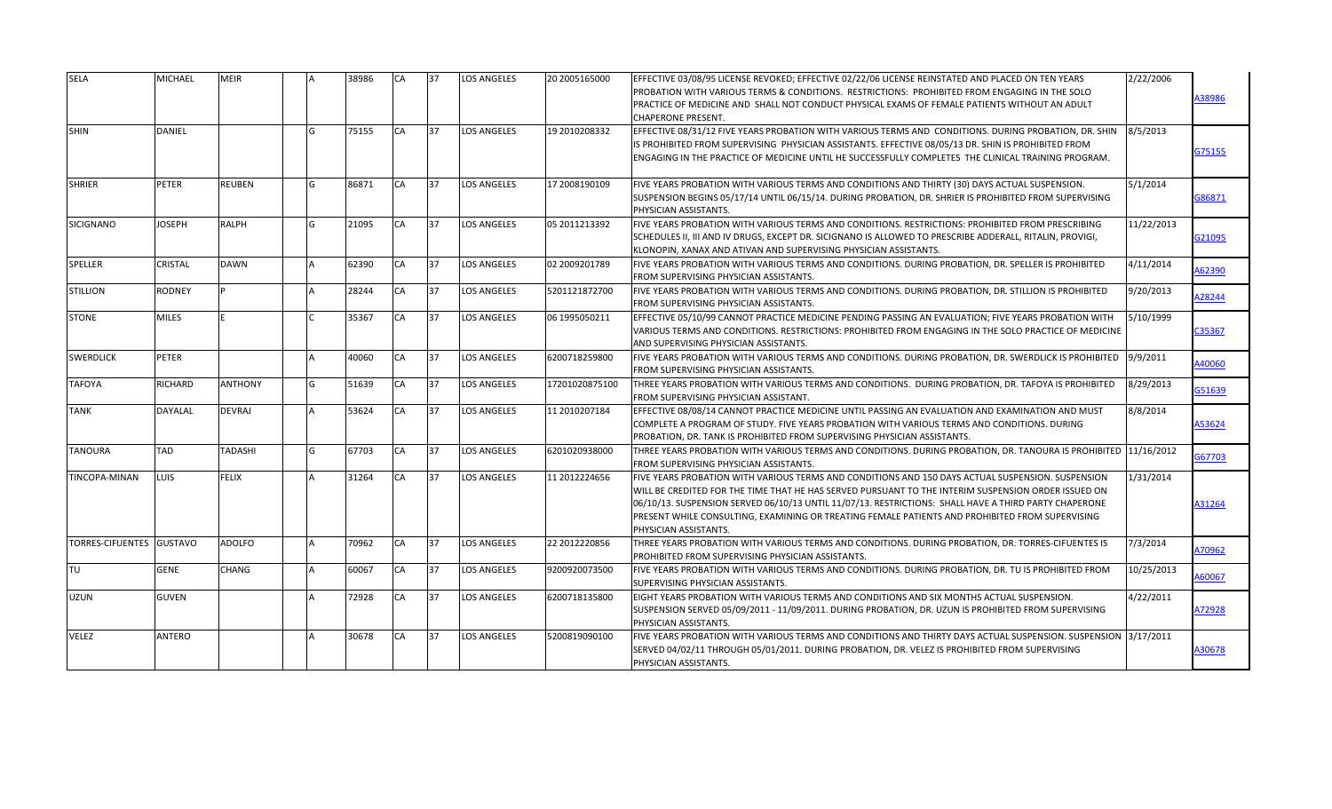| | | | | | | | | | | | | |
|---|---|---|---|---|---|---|---|---|---|---|---|---|
| SELA | MICHAEL | MEIR | | A | 38986 | CA | 37 | LOS ANGELES | 20 2005165000 | EFFECTIVE 03/08/95 LICENSE REVOKED; EFFECTIVE 02/22/06 LICENSE REINSTATED AND PLACED ON TEN YEARS PROBATION WITH VARIOUS TERMS & CONDITIONS. RESTRICTIONS: PROHIBITED FROM ENGAGING IN THE SOLO PRACTICE OF MEDICINE AND SHALL NOT CONDUCT PHYSICAL EXAMS OF FEMALE PATIENTS WITHOUT AN ADULT CHAPERONE PRESENT. | 2/22/2006 | A38986 |
| SHIN | DANIEL | | | G | 75155 | CA | 37 | LOS ANGELES | 19 2010208332 | EFFECTIVE 08/31/12 FIVE YEARS PROBATION WITH VARIOUS TERMS AND CONDITIONS. DURING PROBATION, DR. SHIN IS PROHIBITED FROM SUPERVISING PHYSICIAN ASSISTANTS. EFFECTIVE 08/05/13 DR. SHIN IS PROHIBITED FROM ENGAGING IN THE PRACTICE OF MEDICINE UNTIL HE SUCCESSFULLY COMPLETES THE CLINICAL TRAINING PROGRAM. | 8/5/2013 | G75155 |
| SHRIER | PETER | REUBEN | | G | 86871 | CA | 37 | LOS ANGELES | 17 2008190109 | FIVE YEARS PROBATION WITH VARIOUS TERMS AND CONDITIONS AND THIRTY (30) DAYS ACTUAL SUSPENSION. SUSPENSION BEGINS 05/17/14 UNTIL 06/15/14. DURING PROBATION, DR. SHRIER IS PROHIBITED FROM SUPERVISING PHYSICIAN ASSISTANTS. | 5/1/2014 | G86871 |
| SICIGNANO | JOSEPH | RALPH | | G | 21095 | CA | 37 | LOS ANGELES | 05 2011213392 | FIVE YEARS PROBATION WITH VARIOUS TERMS AND CONDITIONS. RESTRICTIONS: PROHIBITED FROM PRESCRIBING SCHEDULES II, III AND IV DRUGS, EXCEPT DR. SICIGNANO IS ALLOWED TO PRESCRIBE ADDERALL, RITALIN, PROVIGI, KLONOPIN, XANAX AND ATIVAN AND SUPERVISING PHYSICIAN ASSISTANTS. | 11/22/2013 | G21095 |
| SPELLER | CRISTAL | DAWN | | A | 62390 | CA | 37 | LOS ANGELES | 02 2009201789 | FIVE YEARS PROBATION WITH VARIOUS TERMS AND CONDITIONS. DURING PROBATION, DR. SPELLER IS PROHIBITED FROM SUPERVISING PHYSICIAN ASSISTANTS. | 4/11/2014 | A62390 |
| STILLION | RODNEY | P | | A | 28244 | CA | 37 | LOS ANGELES | 5201121872700 | FIVE YEARS PROBATION WITH VARIOUS TERMS AND CONDITIONS. DURING PROBATION, DR. STILLION IS PROHIBITED FROM SUPERVISING PHYSICIAN ASSISTANTS. | 9/20/2013 | A28244 |
| STONE | MILES | E | | C | 35367 | CA | 37 | LOS ANGELES | 06 1995050211 | EFFECTIVE 05/10/99 CANNOT PRACTICE MEDICINE PENDING PASSING AN EVALUATION; FIVE YEARS PROBATION WITH VARIOUS TERMS AND CONDITIONS. RESTRICTIONS: PROHIBITED FROM ENGAGING IN THE SOLO PRACTICE OF MEDICINE AND SUPERVISING PHYSICIAN ASSISTANTS. | 5/10/1999 | C35367 |
| SWERDLICK | PETER | | | A | 40060 | CA | 37 | LOS ANGELES | 6200718259800 | FIVE YEARS PROBATION WITH VARIOUS TERMS AND CONDITIONS. DURING PROBATION, DR. SWERDLICK IS PROHIBITED FROM SUPERVISING PHYSICIAN ASSISTANTS. | 9/9/2011 | A40060 |
| TAFOYA | RICHARD | ANTHONY | | G | 51639 | CA | 37 | LOS ANGELES | 17201020875100 | THREE YEARS PROBATION WITH VARIOUS TERMS AND CONDITIONS. DURING PROBATION, DR. TAFOYA IS PROHIBITED FROM SUPERVISING PHYSICIAN ASSISTANT. | 8/29/2013 | G51639 |
| TANK | DAYALAL | DEVRAJ | | A | 53624 | CA | 37 | LOS ANGELES | 11 2010207184 | EFFECTIVE 08/08/14 CANNOT PRACTICE MEDICINE UNTIL PASSING AN EVALUATION AND EXAMINATION AND MUST COMPLETE A PROGRAM OF STUDY. FIVE YEARS PROBATION WITH VARIOUS TERMS AND CONDITIONS. DURING PROBATION, DR. TANK IS PROHIBITED FROM SUPERVISING PHYSICIAN ASSISTANTS. | 8/8/2014 | A53624 |
| TANOURA | TAD | TADASHI | | G | 67703 | CA | 37 | LOS ANGELES | 6201020938000 | THREE YEARS PROBATION WITH VARIOUS TERMS AND CONDITIONS. DURING PROBATION, DR. TANOURA IS PROHIBITED FROM SUPERVISING PHYSICIAN ASSISTANTS. | 11/16/2012 | G67703 |
| TINCOPA-MINAN | LUIS | FELIX | | A | 31264 | CA | 37 | LOS ANGELES | 11 2012224656 | FIVE YEARS PROBATION WITH VARIOUS TERMS AND CONDITIONS AND 150 DAYS ACTUAL SUSPENSION. SUSPENSION WILL BE CREDITED FOR THE TIME THAT HE HAS SERVED PURSUANT TO THE INTERIM SUSPENSION ORDER ISSUED ON 06/10/13. SUSPENSION SERVED 06/10/13 UNTIL 11/07/13. RESTRICTIONS: SHALL HAVE A THIRD PARTY CHAPERONE PRESENT WHILE CONSULTING, EXAMINING OR TREATING FEMALE PATIENTS AND PROHIBITED FROM SUPERVISING PHYSICIAN ASSISTANTS. | 1/31/2014 | A31264 |
| TORRES-CIFUENTES | GUSTAVO | ADOLFO | | A | 70962 | CA | 37 | LOS ANGELES | 22 2012220856 | THREE YEARS PROBATION WITH VARIOUS TERMS AND CONDITIONS. DURING PROBATION, DR. TORRES-CIFUENTES IS PROHIBITED FROM SUPERVISING PHYSICIAN ASSISTANTS. | 7/3/2014 | A70962 |
| TU | GENE | CHANG | | A | 60067 | CA | 37 | LOS ANGELES | 9200920073500 | FIVE YEARS PROBATION WITH VARIOUS TERMS AND CONDITIONS. DURING PROBATION, DR. TU IS PROHIBITED FROM SUPERVISING PHYSICIAN ASSISTANTS. | 10/25/2013 | A60067 |
| UZUN | GUVEN | | | A | 72928 | CA | 37 | LOS ANGELES | 6200718135800 | EIGHT YEARS PROBATION WITH VARIOUS TERMS AND CONDITIONS AND SIX MONTHS ACTUAL SUSPENSION. SUSPENSION SERVED 05/09/2011 - 11/09/2011. DURING PROBATION, DR. UZUN IS PROHIBITED FROM SUPERVISING PHYSICIAN ASSISTANTS. | 4/22/2011 | A72928 |
| VELEZ | ANTERO | | | A | 30678 | CA | 37 | LOS ANGELES | 5200819090100 | FIVE YEARS PROBATION WITH VARIOUS TERMS AND CONDITIONS AND THIRTY DAYS ACTUAL SUSPENSION. SUSPENSION SERVED 04/02/11 THROUGH 05/01/2011. DURING PROBATION, DR. VELEZ IS PROHIBITED FROM SUPERVISING PHYSICIAN ASSISTANTS. | 3/17/2011 | A30678 |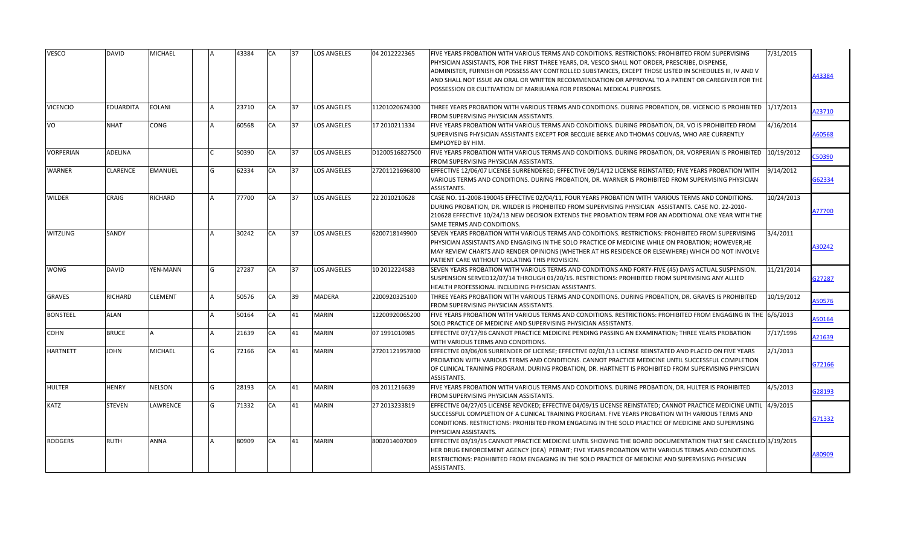| | | | | | | | | | | | | |
|---|---|---|---|---|---|---|---|---|---|---|---|---|
| VESCO | DAVID | MICHAEL | | A | 43384 | CA | 37 | LOS ANGELES | 04 2012222365 | FIVE YEARS PROBATION WITH VARIOUS TERMS AND CONDITIONS. RESTRICTIONS: PROHIBITED FROM SUPERVISING PHYSICIAN ASSISTANTS, FOR THE FIRST THREE YEARS, DR. VESCO SHALL NOT ORDER, PRESCRIBE, DISPENSE, ADMINISTER, FURNISH OR POSSESS ANY CONTROLLED SUBSTANCES, EXCEPT THOSE LISTED IN SCHEDULES III, IV AND V AND SHALL NOT ISSUE AN ORAL OR WRITTEN RECOMMENDATION OR APPROVAL TO A PATIENT OR CAREGIVER FOR THE POSSESSION OR CULTIVATION OF MARIJUANA FOR PERSONAL MEDICAL PURPOSES. | 7/31/2015 | A43384 |
| VICENCIO | EDUARDITA | EOLANI | | A | 23710 | CA | 37 | LOS ANGELES | 11201020674300 | THREE YEARS PROBATION WITH VARIOUS TERMS AND CONDITIONS. DURING PROBATION, DR. VICENCIO IS PROHIBITED FROM SUPERVISING PHYSICIAN ASSISTANTS. | 1/17/2013 | A23710 |
| VO | NHAT | CONG | | A | 60568 | CA | 37 | LOS ANGELES | 17 2010211334 | FIVE YEARS PROBATION WITH VARIOUS TERMS AND CONDITIONS. DURING PROBATION, DR. VO IS PROHIBITED FROM SUPERVISING PHYSICIAN ASSISTANTS EXCEPT FOR BECQUIE BERKE AND THOMAS COLIVAS, WHO ARE CURRENTLY EMPLOYED BY HIM. | 4/16/2014 | A60568 |
| VORPERIAN | ADELINA | | | C | 50390 | CA | 37 | LOS ANGELES | D1200516827500 | FIVE YEARS PROBATION WITH VARIOUS TERMS AND CONDITIONS. DURING PROBATION, DR. VORPERIAN IS PROHIBITED FROM SUPERVISING PHYSICIAN ASSISTANTS. | 10/19/2012 | C50390 |
| WARNER | CLARENCE | EMANUEL | | G | 62334 | CA | 37 | LOS ANGELES | 27201121696800 | EFFECTIVE 12/06/07 LICENSE SURRENDERED; EFFECTIVE 09/14/12 LICENSE REINSTATED; FIVE YEARS PROBATION WITH VARIOUS TERMS AND CONDITIONS. DURING PROBATION, DR. WARNER IS PROHIBITED FROM SUPERVISING PHYSICIAN ASSISTANTS. | 9/14/2012 | G62334 |
| WILDER | CRAIG | RICHARD | | A | 77700 | CA | 37 | LOS ANGELES | 22 2010210628 | CASE NO. 11-2008-190045 EFFECTIVE 02/04/11, FOUR YEARS PROBATION WITH VARIOUS TERMS AND CONDITIONS. DURING PROBATION, DR. WILDER IS PROHIBITED FROM SUPERVISING PHYSICIAN ASSISTANTS. CASE NO. 22-2010-210628 EFFECTIVE 10/24/13 NEW DECISION EXTENDS THE PROBATION TERM FOR AN ADDITIONAL ONE YEAR WITH THE SAME TERMS AND CONDITIONS. | 10/24/2013 | A77700 |
| WITZLING | SANDY | | | A | 30242 | CA | 37 | LOS ANGELES | 6200718149900 | SEVEN YEARS PROBATION WITH VARIOUS TERMS AND CONDITIONS. RESTRICTIONS: PROHIBITED FROM SUPERVISING PHYSICIAN ASSISTANTS AND ENGAGING IN THE SOLO PRACTICE OF MEDICINE WHILE ON PROBATION; HOWEVER,HE MAY REVIEW CHARTS AND RENDER OPINIONS (WHETHER AT HIS RESIDENCE OR ELSEWHERE) WHICH DO NOT INVOLVE PATIENT CARE WITHOUT VIOLATING THIS PROVISION. | 3/4/2011 | A30242 |
| WONG | DAVID | YEN-MANN | | G | 27287 | CA | 37 | LOS ANGELES | 10 2012224583 | SEVEN YEARS PROBATION WITH VARIOUS TERMS AND CONDITIONS AND FORTY-FIVE (45) DAYS ACTUAL SUSPENSION. SUSPENSION SERVED12/07/14 THROUGH 01/20/15. RESTRICTIONS: PROHIBITED FROM SUPERVISING ANY ALLIED HEALTH PROFESSIONAL INCLUDING PHYSICIAN ASSISTANTS. | 11/21/2014 | G27287 |
| GRAVES | RICHARD | CLEMENT | | A | 50576 | CA | 39 | MADERA | 2200920325100 | THREE YEARS PROBATION WITH VARIOUS TERMS AND CONDITIONS. DURING PROBATION, DR. GRAVES IS PROHIBITED FROM SUPERVISING PHYSICIAN ASSISTANTS. | 10/19/2012 | A50576 |
| BONSTEEL | ALAN | | | A | 50164 | CA | 41 | MARIN | 12200920065200 | FIVE YEARS PROBATION WITH VARIOUS TERMS AND CONDITIONS. RESTRICTIONS: PROHIBITED FROM ENGAGING IN THE SOLO PRACTICE OF MEDICINE AND SUPERVISING PHYSICIAN ASSISTANTS. | 6/6/2013 | A50164 |
| COHN | BRUCE | A | | A | 21639 | CA | 41 | MARIN | 07 1991010985 | EFFECTIVE 07/17/96 CANNOT PRACTICE MEDICINE PENDING PASSING AN EXAMINATION; THREE YEARS PROBATION WITH VARIOUS TERMS AND CONDITIONS. | 7/17/1996 | A21639 |
| HARTNETT | JOHN | MICHAEL | | G | 72166 | CA | 41 | MARIN | 27201121957800 | EFFECTIVE 03/06/08 SURRENDER OF LICENSE; EFFECTIVE 02/01/13 LICENSE REINSTATED AND PLACED ON FIVE YEARS PROBATION WITH VARIOUS TERMS AND CONDITIONS. CANNOT PRACTICE MEDICINE UNTIL SUCCESSFUL COMPLETION OF CLINICAL TRAINING PROGRAM. DURING PROBATION, DR. HARTNETT IS PROHIBITED FROM SUPERVISING PHYSICIAN ASSISTANTS. | 2/1/2013 | G72166 |
| HULTER | HENRY | NELSON | | G | 28193 | CA | 41 | MARIN | 03 2011216639 | FIVE YEARS PROBATION WITH VARIOUS TERMS AND CONDITIONS. DURING PROBATION, DR. HULTER IS PROHIBITED FROM SUPERVISING PHYSICIAN ASSISTANTS. | 4/5/2013 | G28193 |
| KATZ | STEVEN | LAWRENCE | | G | 71332 | CA | 41 | MARIN | 27 2013233819 | EFFECTIVE 04/27/05 LICENSE REVOKED; EFFECTIVE 04/09/15 LICENSE REINSTATED; CANNOT PRACTICE MEDICINE UNTIL SUCCESSFUL COMPLETION OF A CLINICAL TRAINING PROGRAM. FIVE YEARS PROBATION WITH VARIOUS TERMS AND CONDITIONS. RESTRICTIONS: PROHIBITED FROM ENGAGING IN THE SOLO PRACTICE OF MEDICINE AND SUPERVISING PHYSICIAN ASSISTANTS. | 4/9/2015 | G71332 |
| RODGERS | RUTH | ANNA | | A | 80909 | CA | 41 | MARIN | 8002014007009 | EFFECTIVE 03/19/15 CANNOT PRACTICE MEDICINE UNTIL SHOWING THE BOARD DOCUMENTATION THAT SHE CANCELED HER DRUG ENFORCEMENT AGENCY (DEA) PERMIT; FIVE YEARS PROBATION WITH VARIOUS TERMS AND CONDITIONS. RESTRICTIONS: PROHIBITED FROM ENGAGING IN THE SOLO PRACTICE OF MEDICINE AND SUPERVISING PHYSICIAN ASSISTANTS. | 3/19/2015 | A80909 |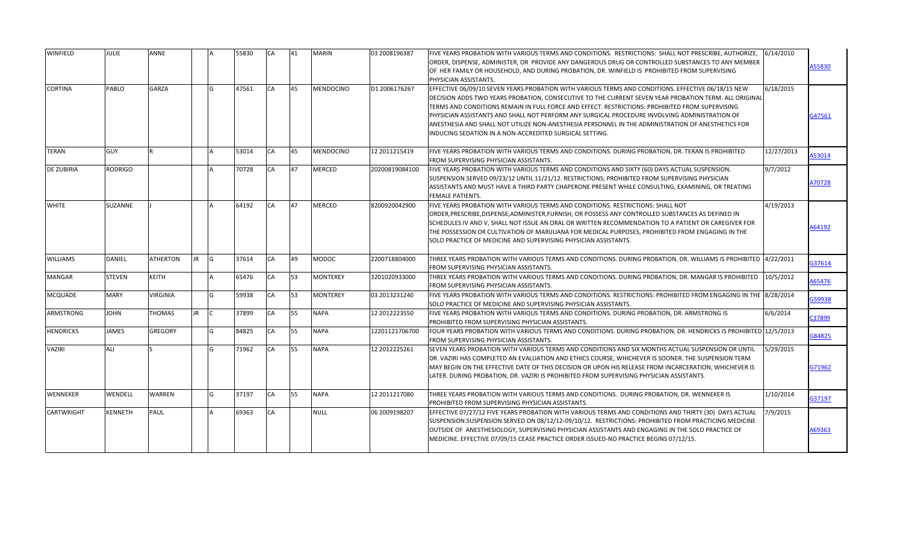| WINFIELD | JULIE | ANNE | | A | 55830 | CA | 41 | MARIN | 03 2008196387 | FIVE YEARS PROBATION WITH VARIOUS TERMS AND CONDITIONS. RESTRICTIONS: SHALL NOT PRESCRIBE, AUTHORIZE, ORDER, DISPENSE, ADMINISTER, OR PROVIDE ANY DANGEROUS DRUG OR CONTROLLED SUBSTANCES TO ANY MEMBER OF HER FAMILY OR HOUSEHOLD, AND DURING PROBATION, DR. WINFIELD IS PROHIBITED FROM SUPERVISING PHYSICIAN ASSISTANTS. | 6/14/2010 | A55830 |
|---|---|---|---|---|---|---|---|---|---|---|---|---|
| CORTINA | PABLO | GARZA | | G | 47561 | CA | 45 | MENDOCINO | D1 2006176267 | EFFECTIVE 06/09/10 SEVEN YEARS PROBATION WITH VARIOUS TERMS AND CONDITIONS. EFFECTIVE 06/18/15 NEW DECISION ADDS TWO YEARS PROBATION, CONSECUTIVE TO THE CURRENT SEVEN YEAR PROBATION TERM. ALL ORIGINAL TERMS AND CONDITIONS REMAIN IN FULL FORCE AND EFFECT. RESTRICTIONS: PROHIBITED FROM SUPERVISING PHYSICIAN ASSISTANTS AND SHALL NOT PERFORM ANY SURGICAL PROCEDURE INVOLVING ADMINISTRATION OF ANESTHESIA AND SHALL NOT UTILIZE NON-ANESTHESIA PERSONNEL IN THE ADMINISTRATION OF ANESTHETICS FOR INDUCING SEDATION IN A NON-ACCREDITED SURGICAL SETTING. | 6/18/2015 | G47561 |
| TERAN | GUY | R | | A | 53014 | CA | 45 | MENDOCINO | 12 2011215419 | FIVE YEARS PROBATION WITH VARIOUS TERMS AND CONDITIONS. DURING PROBATION, DR. TERAN IS PROHIBITED FROM SUPERVISING PHYSICIAN ASSISTANTS. | 12/27/2013 | A53014 |
| DE ZUBIRIA | RODRIGO | | | A | 70728 | CA | 47 | MERCED | 20200819084100 | FIVE YEARS PROBATION WITH VARIOUS TERMS AND CONDITIONS AND SIXTY (60) DAYS ACTUAL SUSPENSION. SUSPENSION SERVED 09/23/12 UNTIL 11/21/12. RESTRICTIONS; PROHIBITED FROM SUPERVISING PHYSICIAN ASSISTANTS AND MUST HAVE A THIRD PARTY CHAPERONE PRESENT WHILE CONSULTING, EXAMINING, OR TREATING FEMALE PATIENTS. | 9/7/2012 | A70728 |
| WHITE | SUZANNE | J | | A | 64192 | CA | 47 | MERCED | 8200920042900 | FIVE YEARS PROBATION WITH VARIOUS TERMS AND CONDITIONS. RESTRICTIONS: SHALL NOT ORDER,PRESCRIBE,DISPENSE,ADMINISTER,FURNISH, OR POSSESS ANY CONTROLLED SUBSTANCES AS DEFINED IN SCHEDULES IV AND V, SHALL NOT ISSUE AN ORAL OR WRITTEN RECOMMENDATION TO A PATIENT OR CAREGIVER FOR THE POSSESSION OR CULTIVATION OF MARIJUANA FOR MEDICAL PURPOSES, PROHIBITED FROM ENGAGING IN THE SOLO PRACTICE OF MEDICINE AND SUPERVISING PHYSICIAN ASSISTANTS. | 4/19/2013 | A64192 |
| WILLIAMS | DANIEL | ATHERTON | JR | G | 37614 | CA | 49 | MODOC | 2200718804000 | THREE YEARS PROBATION WITH VARIOUS TERMS AND CONDITIONS. DURING PROBATION, DR. WILLIAMS IS PROHIBITED FROM SUPERVISING PHYSICIAN ASSISTANTS. | 4/22/2011 | G37614 |
| MANGAR | STEVEN | KEITH | | A | 65476 | CA | 53 | MONTEREY | 3201020933000 | THREE YEARS PROBATION WITH VARIOUS TERMS AND CONDITIONS. DURING PROBATION, DR. MANGAR IS PROHIBITED FROM SUPERVISING PHYSICIAN ASSISTANTS. | 10/5/2012 | A65476 |
| MCQUADE | MARY | VIRGINIA | | G | 59938 | CA | 53 | MONTEREY | 03 2013231240 | FIVE YEARS PROBATION WITH VARIOUS TERMS AND CONDITIONS. RESTRICTIONS: PROHIBITED FROM ENGAGING IN THE SOLO PRACTICE OF MEDICINE AND SUPERVISING PHYSICIAN ASSISTANTS. | 8/28/2014 | G59938 |
| ARMSTRONG | JOHN | THOMAS | JR | C | 37899 | CA | 55 | NAPA | 12 2012223550 | FIVE YEARS PROBATION WITH VARIOUS TERMS AND CONDITIONS. DURING PROBATION, DR. ARMSTRONG IS PROHIBITED FROM SUPERVISING PHYSICIAN ASSISTANTS. | 6/6/2014 | C37899 |
| HENDRICKS | JAMES | GREGORY | | G | 84825 | CA | 55 | NAPA | 12201121706700 | FOUR YEARS PROBATION WITH VARIOUS TERMS AND CONDITIONS. DURING PROBATION, DR. HENDRICKS IS PROHIBITED FROM SUPERVISING PHYSICIAN ASSISTANTS. | 12/5/2013 | G84825 |
| VAZIRI | ALI | S | | G | 71962 | CA | 55 | NAPA | 12 2012225261 | SEVEN YEARS PROBATION WITH VARIOUS TERMS AND CONDITIONS AND SIX MONTHS ACTUAL SUSPENSION OR UNTIL DR. VAZIRI HAS COMPLETED AN EVALUATION AND ETHICS COURSE, WHICHEVER IS SOONER. THE SUSPENSION TERM MAY BEGIN ON THE EFFECTIVE DATE OF THIS DECISION OR UPON HIS RELEASE FROM INCARCERATION, WHICHEVER IS LATER. DURING PROBATION, DR. VAZIRI IS PROHIBITED FROM SUPERVISING PHYSICIAN ASSISTANTS. | 5/29/2015 | G71962 |
| WENNEKER | WENDELL | WARREN | | G | 37197 | CA | 55 | NAPA | 12 2011217080 | THREE YEARS PROBATION WITH VARIOUS TERMS AND CONDITIONS. DURING PROBATION, DR. WENNEKER IS PROHIBITED FROM SUPERVISING PHYSICIAN ASSISTANTS. | 1/10/2014 | G37197 |
| CARTWRIGHT | KENNETH | PAUL | | A | 69363 | CA | | NULL | 06 2009198207 | EFFECTIVE 07/27/12 FIVE YEARS PROBATION WITH VARIOUS TERMS AND CONDITIONS AND THIRTY (30) DAYS ACTUAL SUSPENSION.SUSPENSION SERVED ON 08/12/12-09/10/12. RESTRICTIONS: PROHIBITED FROM PRACTICING MEDICINE OUTSIDE OF ANESTHESIOLOGY, SUPERVISING PHYSICIAN ASSISTANTS AND ENGAGING IN THE SOLO PRACTICE OF MEDICINE. EFFECTIVE 07/09/15 CEASE PRACTICE ORDER ISSUED-NO PRACTICE BEGINS 07/12/15. | 7/9/2015 | A69363 |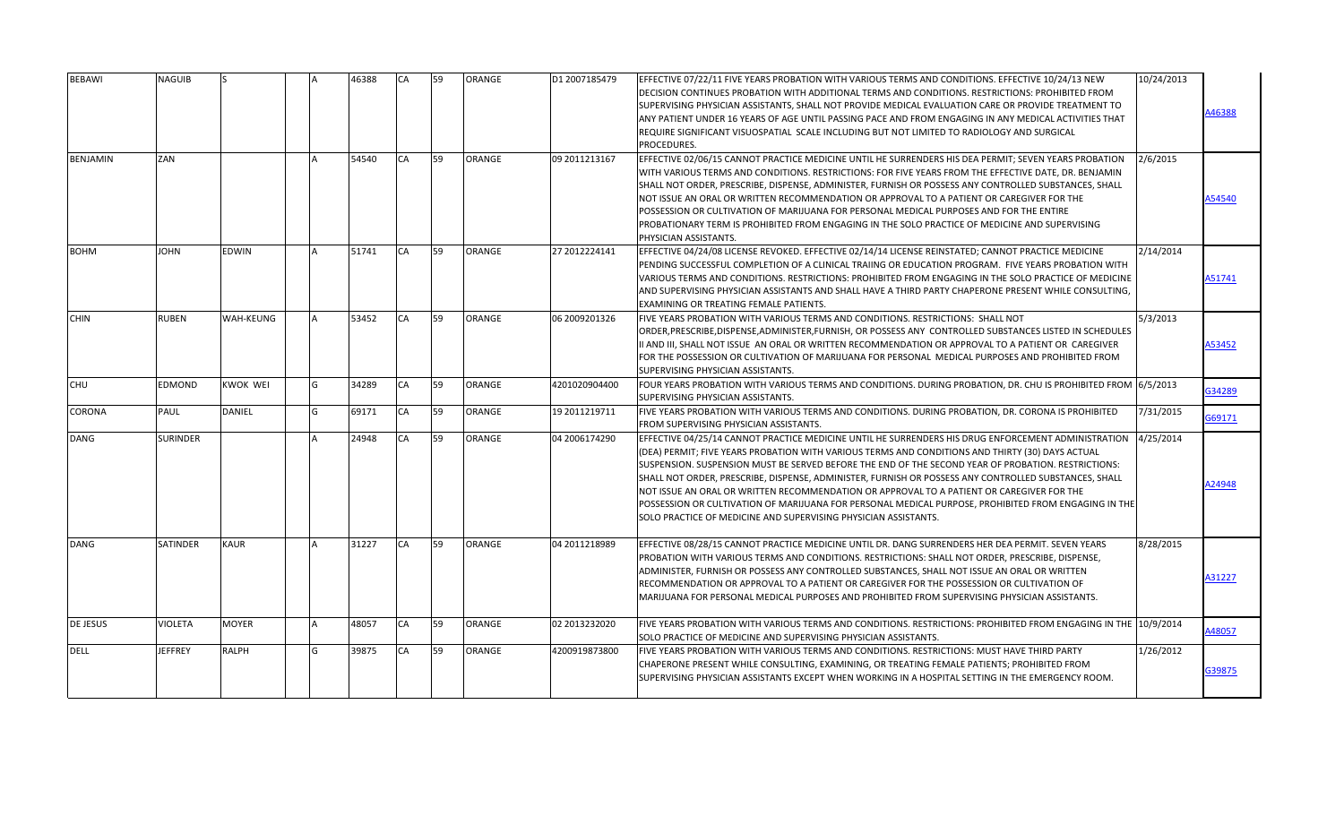| | | | | | | | | | | | | |
|---|---|---|---|---|---|---|---|---|---|---|---|---|
| BEBAWI | NAGUIB | S | | A | 46388 | CA | 59 | ORANGE | D1 2007185479 | EFFECTIVE 07/22/11 FIVE YEARS PROBATION WITH VARIOUS TERMS AND CONDITIONS. EFFECTIVE 10/24/13 NEW DECISION CONTINUES PROBATION WITH ADDITIONAL TERMS AND CONDITIONS. RESTRICTIONS: PROHIBITED FROM SUPERVISING PHYSICIAN ASSISTANTS, SHALL NOT PROVIDE MEDICAL EVALUATION CARE OR PROVIDE TREATMENT TO ANY PATIENT UNDER 16 YEARS OF AGE UNTIL PASSING PACE AND FROM ENGAGING IN ANY MEDICAL ACTIVITIES THAT REQUIRE SIGNIFICANT VISUOSPATIAL SCALE INCLUDING BUT NOT LIMITED TO RADIOLOGY AND SURGICAL PROCEDURES. | 10/24/2013 | A46388 |
| BENJAMIN | ZAN | | | A | 54540 | CA | 59 | ORANGE | 09 2011213167 | EFFECTIVE 02/06/15 CANNOT PRACTICE MEDICINE UNTIL HE SURRENDERS HIS DEA PERMIT; SEVEN YEARS PROBATION WITH VARIOUS TERMS AND CONDITIONS. RESTRICTIONS: FOR FIVE YEARS FROM THE EFFECTIVE DATE, DR. BENJAMIN SHALL NOT ORDER, PRESCRIBE, DISPENSE, ADMINISTER, FURNISH OR POSSESS ANY CONTROLLED SUBSTANCES, SHALL NOT ISSUE AN ORAL OR WRITTEN RECOMMENDATION OR APPROVAL TO A PATIENT OR CAREGIVER FOR THE POSSESSION OR CULTIVATION OF MARIJUANA FOR PERSONAL MEDICAL PURPOSES AND FOR THE ENTIRE PROBATIONARY TERM IS PROHIBITED FROM ENGAGING IN THE SOLO PRACTICE OF MEDICINE AND SUPERVISING PHYSICIAN ASSISTANTS. | 2/6/2015 | A54540 |
| BOHM | JOHN | EDWIN | | A | 51741 | CA | 59 | ORANGE | 27 2012224141 | EFFECTIVE 04/24/08 LICENSE REVOKED. EFFECTIVE 02/14/14 LICENSE REINSTATED; CANNOT PRACTICE MEDICINE PENDING SUCCESSFUL COMPLETION OF A CLINICAL TRAIING OR EDUCATION PROGRAM. FIVE YEARS PROBATION WITH VARIOUS TERMS AND CONDITIONS. RESTRICTIONS: PROHIBITED FROM ENGAGING IN THE SOLO PRACTICE OF MEDICINE AND SUPERVISING PHYSICIAN ASSISTANTS AND SHALL HAVE A THIRD PARTY CHAPERONE PRESENT WHILE CONSULTING, EXAMINING OR TREATING FEMALE PATIENTS. | 2/14/2014 | A51741 |
| CHIN | RUBEN | WAH-KEUNG | | A | 53452 | CA | 59 | ORANGE | 06 2009201326 | FIVE YEARS PROBATION WITH VARIOUS TERMS AND CONDITIONS. RESTRICTIONS: SHALL NOT ORDER,PRESCRIBE,DISPENSE,ADMINISTER,FURNISH, OR POSSESS ANY CONTROLLED SUBSTANCES LISTED IN SCHEDULES II AND III, SHALL NOT ISSUE AN ORAL OR WRITTEN RECOMMENDATION OR APPROVAL TO A PATIENT OR CAREGIVER FOR THE POSSESSION OR CULTIVATION OF MARIJUANA FOR PERSONAL MEDICAL PURPOSES AND PROHIBITED FROM SUPERVISING PHYSICIAN ASSISTANTS. | 5/3/2013 | A53452 |
| CHU | EDMOND | KWOK WEI | | G | 34289 | CA | 59 | ORANGE | 4201020904400 | FOUR YEARS PROBATION WITH VARIOUS TERMS AND CONDITIONS. DURING PROBATION, DR. CHU IS PROHIBITED FROM SUPERVISING PHYSICIAN ASSISTANTS. | 6/5/2013 | G34289 |
| CORONA | PAUL | DANIEL | | G | 69171 | CA | 59 | ORANGE | 19 2011219711 | FIVE YEARS PROBATION WITH VARIOUS TERMS AND CONDITIONS. DURING PROBATION, DR. CORONA IS PROHIBITED FROM SUPERVISING PHYSICIAN ASSISTANTS. | 7/31/2015 | G69171 |
| DANG | SURINDER | | | A | 24948 | CA | 59 | ORANGE | 04 2006174290 | EFFECTIVE 04/25/14 CANNOT PRACTICE MEDICINE UNTIL HE SURRENDERS HIS DRUG ENFORCEMENT ADMINISTRATION (DEA) PERMIT; FIVE YEARS PROBATION WITH VARIOUS TERMS AND CONDITIONS AND THIRTY (30) DAYS ACTUAL SUSPENSION. SUSPENSION MUST BE SERVED BEFORE THE END OF THE SECOND YEAR OF PROBATION. RESTRICTIONS: SHALL NOT ORDER, PRESCRIBE, DISPENSE, ADMINISTER, FURNISH OR POSSESS ANY CONTROLLED SUBSTANCES, SHALL NOT ISSUE AN ORAL OR WRITTEN RECOMMENDATION OR APPROVAL TO A PATIENT OR CAREGIVER FOR THE POSSESSION OR CULTIVATION OF MARIJUANA FOR PERSONAL MEDICAL PURPOSE, PROHIBITED FROM ENGAGING IN THE SOLO PRACTICE OF MEDICINE AND SUPERVISING PHYSICIAN ASSISTANTS. | 4/25/2014 | A24948 |
| DANG | SATINDER | KAUR | | A | 31227 | CA | 59 | ORANGE | 04 2011218989 | EFFECTIVE 08/28/15 CANNOT PRACTICE MEDICINE UNTIL DR. DANG SURRENDERS HER DEA PERMIT. SEVEN YEARS PROBATION WITH VARIOUS TERMS AND CONDITIONS. RESTRICTIONS: SHALL NOT ORDER, PRESCRIBE, DISPENSE, ADMINISTER, FURNISH OR POSSESS ANY CONTROLLED SUBSTANCES, SHALL NOT ISSUE AN ORAL OR WRITTEN RECOMMENDATION OR APPROVAL TO A PATIENT OR CAREGIVER FOR THE POSSESSION OR CULTIVATION OF MARIJUANA FOR PERSONAL MEDICAL PURPOSES AND PROHIBITED FROM SUPERVISING PHYSICIAN ASSISTANTS. | 8/28/2015 | A31227 |
| DE JESUS | VIOLETA | MOYER | | A | 48057 | CA | 59 | ORANGE | 02 2013232020 | FIVE YEARS PROBATION WITH VARIOUS TERMS AND CONDITIONS. RESTRICTIONS: PROHIBITED FROM ENGAGING IN THE SOLO PRACTICE OF MEDICINE AND SUPERVISING PHYSICIAN ASSISTANTS. | 10/9/2014 | A48057 |
| DELL | JEFFREY | RALPH | | G | 39875 | CA | 59 | ORANGE | 4200919873800 | FIVE YEARS PROBATION WITH VARIOUS TERMS AND CONDITIONS. RESTRICTIONS: MUST HAVE THIRD PARTY CHAPERONE PRESENT WHILE CONSULTING, EXAMINING, OR TREATING FEMALE PATIENTS; PROHIBITED FROM SUPERVISING PHYSICIAN ASSISTANTS EXCEPT WHEN WORKING IN A HOSPITAL SETTING IN THE EMERGENCY ROOM. | 1/26/2012 | G39875 |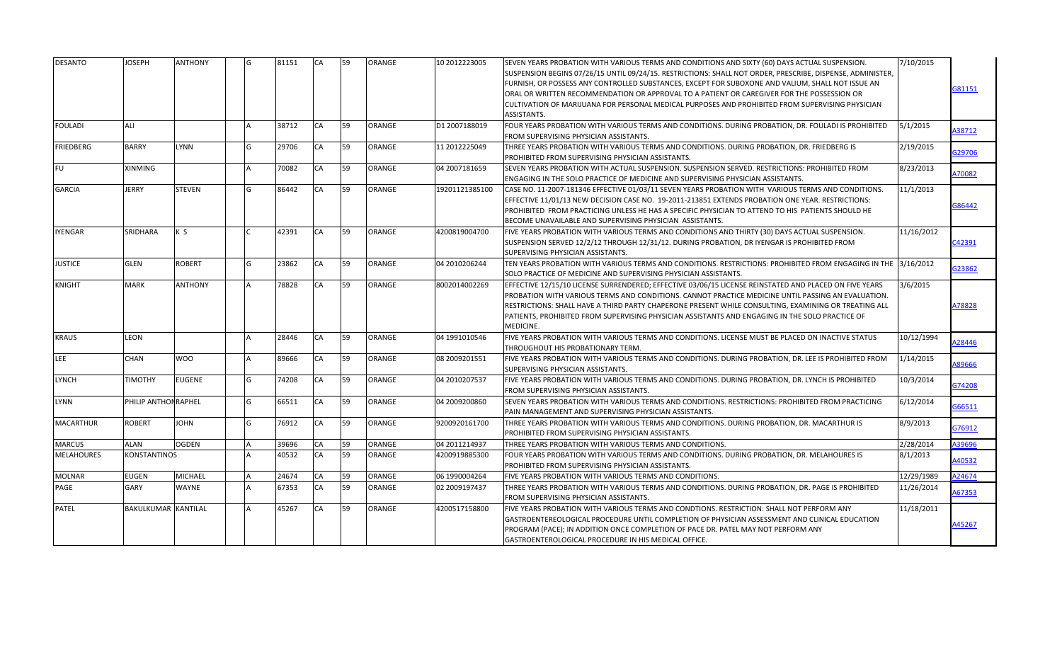| | | | | | | | | | | | | |
|---|---|---|---|---|---|---|---|---|---|---|---|---|
| DESANTO | JOSEPH | ANTHONY | | G | 81151 | CA | 59 | ORANGE | 10 2012223005 | SEVEN YEARS PROBATION WITH VARIOUS TERMS AND CONDITIONS AND SIXTY (60) DAYS ACTUAL SUSPENSION. SUSPENSION BEGINS 07/26/15 UNTIL 09/24/15. RESTRICTIONS: SHALL NOT ORDER, PRESCRIBE, DISPENSE, ADMINISTER, FURNISH, OR POSSESS ANY CONTROLLED SUBSTANCES, EXCEPT FOR SUBOXONE AND VALIUM, SHALL NOT ISSUE AN ORAL OR WRITTEN RECOMMENDATION OR APPROVAL TO A PATIENT OR CAREGIVER FOR THE POSSESSION OR CULTIVATION OF MARIJUANA FOR PERSONAL MEDICAL PURPOSES AND PROHIBITED FROM SUPERVISING PHYSICIAN ASSISTANTS. | 7/10/2015 | G81151 |
| FOULADI | ALI | | | A | 38712 | CA | 59 | ORANGE | D1 2007188019 | FOUR YEARS PROBATION WITH VARIOUS TERMS AND CONDITIONS. DURING PROBATION, DR. FOULADI IS PROHIBITED FROM SUPERVISING PHYSICIAN ASSISTANTS. | 5/1/2015 | A38712 |
| FRIEDBERG | BARRY | LYNN | | G | 29706 | CA | 59 | ORANGE | 11 2012225049 | THREE YEARS PROBATION WITH VARIOUS TERMS AND CONDITIONS. DURING PROBATION, DR. FRIEDBERG IS PROHIBITED FROM SUPERVISING PHYSICIAN ASSISTANTS. | 2/19/2015 | G29706 |
| FU | XINMING | | | A | 70082 | CA | 59 | ORANGE | 04 2007181659 | SEVEN YEARS PROBATION WITH ACTUAL SUSPENSION. SUSPENSION SERVED. RESTRICTIONS: PROHIBITED FROM ENGAGING IN THE SOLO PRACTICE OF MEDICINE AND SUPERVISING PHYSICIAN ASSISTANTS. | 8/23/2013 | A70082 |
| GARCIA | JERRY | STEVEN | | G | 86442 | CA | 59 | ORANGE | 19201121385100 | CASE NO. 11-2007-181346 EFFECTIVE 01/03/11 SEVEN YEARS PROBATION WITH VARIOUS TERMS AND CONDITIONS. EFFECTIVE 11/01/13 NEW DECISION CASE NO. 19-2011-213851 EXTENDS PROBATION ONE YEAR. RESTRICTIONS: PROHIBITED FROM PRACTICING UNLESS HE HAS A SPECIFIC PHYSICIAN TO ATTEND TO HIS PATIENTS SHOULD HE BECOME UNAVAILABLE AND SUPERVISING PHYSICIAN ASSISTANTS. | 11/1/2013 | G86442 |
| IYENGAR | SRIDHARA | K S | | C | 42391 | CA | 59 | ORANGE | 4200819004700 | FIVE YEARS PROBATION WITH VARIOUS TERMS AND CONDITIONS AND THIRTY (30) DAYS ACTUAL SUSPENSION. SUSPENSION SERVED 12/2/12 THROUGH 12/31/12. DURING PROBATION, DR IYENGAR IS PROHIBITED FROM SUPERVISING PHYSICIAN ASSISTANTS. | 11/16/2012 | C42391 |
| JUSTICE | GLEN | ROBERT | | G | 23862 | CA | 59 | ORANGE | 04 2010206244 | TEN YEARS PROBATION WITH VARIOUS TERMS AND CONDITIONS. RESTRICTIONS: PROHIBITED FROM ENGAGING IN THE SOLO PRACTICE OF MEDICINE AND SUPERVISING PHYSICIAN ASSISTANTS. | 3/16/2012 | G23862 |
| KNIGHT | MARK | ANTHONY | | A | 78828 | CA | 59 | ORANGE | 8002014002269 | EFFECTIVE 12/15/10 LICENSE SURRENDERED; EFFECTIVE 03/06/15 LICENSE REINSTATED AND PLACED ON FIVE YEARS PROBATION WITH VARIOUS TERMS AND CONDITIONS. CANNOT PRACTICE MEDICINE UNTIL PASSING AN EVALUATION. RESTRICTIONS: SHALL HAVE A THIRD PARTY CHAPERONE PRESENT WHILE CONSULTING, EXAMINING OR TREATING ALL PATIENTS, PROHIBITED FROM SUPERVISING PHYSICIAN ASSISTANTS AND ENGAGING IN THE SOLO PRACTICE OF MEDICINE. | 3/6/2015 | A78828 |
| KRAUS | LEON | | | A | 28446 | CA | 59 | ORANGE | 04 1991010546 | FIVE YEARS PROBATION WITH VARIOUS TERMS AND CONDITIONS. LICENSE MUST BE PLACED ON INACTIVE STATUS THROUGHOUT HIS PROBATIONARY TERM. | 10/12/1994 | A28446 |
| LEE | CHAN | WOO | | A | 89666 | CA | 59 | ORANGE | 08 2009201551 | FIVE YEARS PROBATION WITH VARIOUS TERMS AND CONDITIONS. DURING PROBATION, DR. LEE IS PROHIBITED FROM SUPERVISING PHYSICIAN ASSISTANTS. | 1/14/2015 | A89666 |
| LYNCH | TIMOTHY | EUGENE | | G | 74208 | CA | 59 | ORANGE | 04 2010207537 | FIVE YEARS PROBATION WITH VARIOUS TERMS AND CONDITIONS. DURING PROBATION, DR. LYNCH IS PROHIBITED FROM SUPERVISING PHYSICIAN ASSISTANTS. | 10/3/2014 | G74208 |
| LYNN | PHILIP ANTHON | RAPHEL | | G | 66511 | CA | 59 | ORANGE | 04 2009200860 | SEVEN YEARS PROBATION WITH VARIOUS TERMS AND CONDITIONS. RESTRICTIONS: PROHIBITED FROM PRACTICING PAIN MANAGEMENT AND SUPERVISING PHYSICIAN ASSISTANTS. | 6/12/2014 | G66511 |
| MACARTHUR | ROBERT | JOHN | | G | 76912 | CA | 59 | ORANGE | 9200920161700 | THREE YEARS PROBATION WITH VARIOUS TERMS AND CONDITIONS. DURING PROBATION, DR. MACARTHUR IS PROHIBITED FROM SUPERVISING PHYSICIAN ASSISTANTS. | 8/9/2013 | G76912 |
| MARCUS | ALAN | OGDEN | | A | 39696 | CA | 59 | ORANGE | 04 2011214937 | THREE YEARS PROBATION WITH VARIOUS TERMS AND CONDITIONS. | 2/28/2014 | A39696 |
| MELAHOURES | KONSTANTINOS | | | A | 40532 | CA | 59 | ORANGE | 4200919885300 | FOUR YEARS PROBATION WITH VARIOUS TERMS AND CONDITIONS. DURING PROBATION, DR. MELAHOURES IS PROHIBITED FROM SUPERVISING PHYSICIAN ASSISTANTS. | 8/1/2013 | A40532 |
| MOLNAR | EUGEN | MICHAEL | | A | 24674 | CA | 59 | ORANGE | 06 1990004264 | FIVE YEARS PROBATION WITH VARIOUS TERMS AND CONDITIONS. | 12/29/1989 | A24674 |
| PAGE | GARY | WAYNE | | A | 67353 | CA | 59 | ORANGE | 02 2009197437 | THREE YEARS PROBATION WITH VARIOUS TERMS AND CONDITIONS. DURING PROBATION, DR. PAGE IS PROHIBITED FROM SUPERVISING PHYSICIAN ASSISTANTS. | 11/26/2014 | A67353 |
| PATEL | BAKULKUMAR | KANTILAL | | A | 45267 | CA | 59 | ORANGE | 4200517158800 | FIVE YEARS PROBATION WITH VARIOUS TERMS AND CONDTIONS. RESTRICTION: SHALL NOT PERFORM ANY GASTROENTEREOLOGICAL PROCEDURE UNTIL COMPLETION OF PHYSICIAN ASSESSMENT AND CLINICAL EDUCATION PROGRAM (PACE); IN ADDITION ONCE COMPLETION OF PACE DR. PATEL MAY NOT PERFORM ANY GASTROENTEROLOGICAL PROCEDURE IN HIS MEDICAL OFFICE. | 11/18/2011 | A45267 |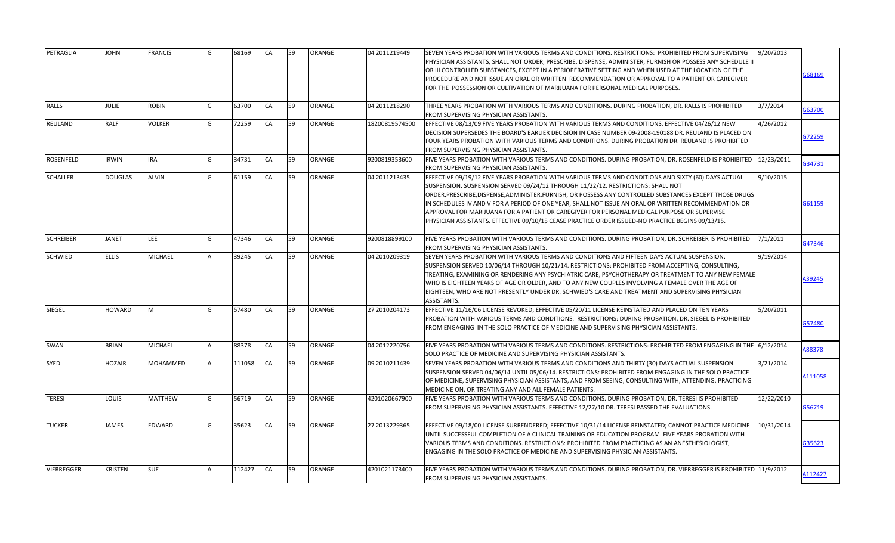| | | | | | | | | | | | |
|---|---|---|---|---|---|---|---|---|---|---|---|
| PETRAGLIA | JOHN | FRANCIS | | G | 68169 | CA | 59 | ORANGE | 04 2011219449 | SEVEN YEARS PROBATION WITH VARIOUS TERMS AND CONDITIONS. RESTRICTIONS: PROHIBITED FROM SUPERVISING PHYSICIAN ASSISTANTS, SHALL NOT ORDER, PRESCRIBE, DISPENSE, ADMINISTER, FURNISH OR POSSESS ANY SCHEDULE II OR III CONTROLLED SUBSTANCES, EXCEPT IN A PERIOPERATIVE SETTING AND WHEN USED AT THE LOCATION OF THE PROCEDURE AND NOT ISSUE AN ORAL OR WRITTEN RECOMMENDATION OR APPROVAL TO A PATIENT OR CAREGIVER FOR THE POSSESSION OR CULTIVATION OF MARIJUANA FOR PERSONAL MEDICAL PURPOSES. | 9/20/2013 | G68169 |
| RALLS | JULIE | ROBIN | | G | 63700 | CA | 59 | ORANGE | 04 2011218290 | THREE YEARS PROBATION WITH VARIOUS TERMS AND CONDITIONS. DURING PROBATION, DR. RALLS IS PROHIBITED FROM SUPERVISING PHYSICIAN ASSISTANTS. | 3/7/2014 | G63700 |
| REULAND | RALF | VOLKER | | G | 72259 | CA | 59 | ORANGE | 18200819574500 | EFFECTIVE 08/13/09 FIVE YEARS PROBATION WITH VARIOUS TERMS AND CONDITIONS. EFFECTIVE 04/26/12 NEW DECISION SUPERSEDES THE BOARD'S EARLIER DECISION IN CASE NUMBER 09-2008-190188 DR. REULAND IS PLACED ON FOUR YEARS PROBATION WITH VARIOUS TERMS AND CONDITIONS. DURING PROBATION DR. REULAND IS PROHIBITED FROM SUPERVISING PHYSICIAN ASSISTANTS. | 4/26/2012 | G72259 |
| ROSENFELD | IRWIN | IRA | | G | 34731 | CA | 59 | ORANGE | 9200819353600 | FIVE YEARS PROBATION WITH VARIOUS TERMS AND CONDITIONS. DURING PROBATION, DR. ROSENFELD IS PROHIBITED FROM SUPERVISING PHYSICIAN ASSISTANTS. | 12/23/2011 | G34731 |
| SCHALLER | DOUGLAS | ALVIN | | G | 61159 | CA | 59 | ORANGE | 04 2011213435 | EFFECTIVE 09/19/12 FIVE YEARS PROBATION WITH VARIOUS TERMS AND CONDITIONS AND SIXTY (60) DAYS ACTUAL SUSPENSION. SUSPENSION SERVED 09/24/12 THROUGH 11/22/12. RESTRICTIONS: SHALL NOT ORDER,PRESCRIBE,DISPENSE,ADMINISTER,FURNISH, OR POSSESS ANY CONTROLLED SUBSTANCES EXCEPT THOSE DRUGS IN SCHEDULES IV AND V FOR A PERIOD OF ONE YEAR, SHALL NOT ISSUE AN ORAL OR WRITTEN RECOMMENDATION OR APPROVAL FOR MARIJUANA FOR A PATIENT OR CAREGIVER FOR PERSONAL MEDICAL PURPOSE OR SUPERVISE PHYSICIAN ASSISTANTS. EFFECTIVE 09/10/15 CEASE PRACTICE ORDER ISSUED-NO PRACTICE BEGINS 09/13/15. | 9/10/2015 | G61159 |
| SCHREIBER | JANET | LEE | | G | 47346 | CA | 59 | ORANGE | 9200818899100 | FIVE YEARS PROBATION WITH VARIOUS TERMS AND CONDITIONS. DURING PROBATION, DR. SCHREIBER IS PROHIBITED FROM SUPERVISING PHYSICIAN ASSISTANTS. | 7/1/2011 | G47346 |
| SCHWIED | ELLIS | MICHAEL | | A | 39245 | CA | 59 | ORANGE | 04 2010209319 | SEVEN YEARS PROBATION WITH VARIOUS TERMS AND CONDITIONS AND FIFTEEN DAYS ACTUAL SUSPENSION. SUSPENSION SERVED 10/06/14 THROUGH 10/21/14. RESTRICTIONS: PROHIBITED FROM ACCEPTING, CONSULTING, TREATING, EXAMINING OR RENDERING ANY PSYCHIATRIC CARE, PSYCHOTHERAPY OR TREATMENT TO ANY NEW FEMALE WHO IS EIGHTEEN YEARS OF AGE OR OLDER, AND TO ANY NEW COUPLES INVOLVING A FEMALE OVER THE AGE OF EIGHTEEN, WHO ARE NOT PRESENTLY UNDER DR. SCHWIED'S CARE AND TREATMENT AND SUPERVISING PHYSICIAN ASSISTANTS. | 9/19/2014 | A39245 |
| SIEGEL | HOWARD | M | | G | 57480 | CA | 59 | ORANGE | 27 2010204173 | EFFECTIVE 11/16/06 LICENSE REVOKED; EFFECTIVE 05/20/11 LICENSE REINSTATED AND PLACED ON TEN YEARS PROBATION WITH VARIOUS TERMS AND CONDITIONS. RESTRICTIONS: DURING PROBATION, DR. SIEGEL IS PROHIBITED FROM ENGAGING IN THE SOLO PRACTICE OF MEDICINE AND SUPERVISING PHYSICIAN ASSISTANTS. | 5/20/2011 | G57480 |
| SWAN | BRIAN | MICHAEL | | A | 88378 | CA | 59 | ORANGE | 04 2012220756 | FIVE YEARS PROBATION WITH VARIOUS TERMS AND CONDITIONS. RESTRICTIONS: PROHIBITED FROM ENGAGING IN THE SOLO PRACTICE OF MEDICINE AND SUPERVISING PHYSICIAN ASSISTANTS. | 6/12/2014 | A88378 |
| SYED | HOZAIR | MOHAMMED | | A | 111058 | CA | 59 | ORANGE | 09 2010211439 | SEVEN YEARS PROBATION WITH VARIOUS TERMS AND CONDITIONS AND THIRTY (30) DAYS ACTUAL SUSPENSION. SUSPENSION SERVED 04/06/14 UNTIL 05/06/14. RESTRICTIONS: PROHIBITED FROM ENGAGING IN THE SOLO PRACTICE OF MEDICINE, SUPERVISING PHYSICIAN ASSISTANTS, AND FROM SEEING, CONSULTING WITH, ATTENDING, PRACTICING MEDICINE ON, OR TREATING ANY AND ALL FEMALE PATIENTS. | 3/21/2014 | A111058 |
| TERESI | LOUIS | MATTHEW | | G | 56719 | CA | 59 | ORANGE | 4201020667900 | FIVE YEARS PROBATION WITH VARIOUS TERMS AND CONDITIONS. DURING PROBATION, DR. TERESI IS PROHIBITED FROM SUPERVISING PHYSICIAN ASSISTANTS. EFFECTIVE 12/27/10 DR. TERESI PASSED THE EVALUATIONS. | 12/22/2010 | G56719 |
| TUCKER | JAMES | EDWARD | | G | 35623 | CA | 59 | ORANGE | 27 2013229365 | EFFECTIVE 09/18/00 LICENSE SURRENDERED; EFFECTIVE 10/31/14 LICENSE REINSTATED; CANNOT PRACTICE MEDICINE UNTIL SUCCESSFUL COMPLETION OF A CLINICAL TRAINING OR EDUCATION PROGRAM. FIVE YEARS PROBATION WITH VARIOUS TERMS AND CONDITIONS. RESTRICTIONS: PROHIBITED FROM PRACTICING AS AN ANESTHESIOLOGIST, ENGAGING IN THE SOLO PRACTICE OF MEDICINE AND SUPERVISING PHYSICIAN ASSISTANTS. | 10/31/2014 | G35623 |
| VIERREGGER | KRISTEN | SUE | | A | 112427 | CA | 59 | ORANGE | 4201021173400 | FIVE YEARS PROBATION WITH VARIOUS TERMS AND CONDITIONS. DURING PROBATION, DR. VIERREGGER IS PROHIBITED FROM SUPERVISING PHYSICIAN ASSISTANTS. | 11/9/2012 | A112427 |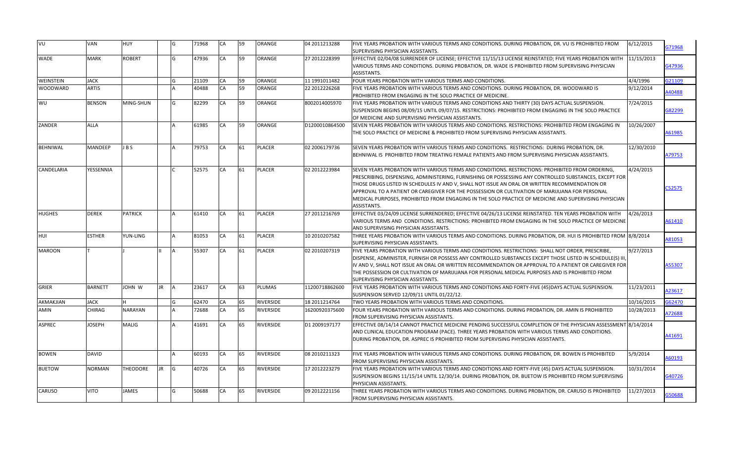| | | | | | | | | | | | | |
|---|---|---|---|---|---|---|---|---|---|---|---|---|
| VU | VAN | HUY | | G | 71968 | CA | 59 | ORANGE | 04 2011213288 | FIVE YEARS PROBATION WITH VARIOUS TERMS AND CONDITIONS. DURING PROBATION, DR. VU IS PROHIBITED FROM SUPERVISING PHYSICIAN ASSISTANTS. | 6/12/2015 | G71968 |
| WADE | MARK | ROBERT | | G | 47936 | CA | 59 | ORANGE | 27 2012228399 | EFFECTIVE 02/04/08 SURRENDER OF LICENSE; EFFECTIVE 11/15/13 LICENSE REINSTATED; FIVE YEARS PROBATION WITH VARIOUS TERMS AND CONDITIONS. DURING PROBATION, DR. WADE IS PROHIBITED FROM SUPERVISING PHYSICIAN ASSISTANTS. | 11/15/2013 | G47936 |
| WEINSTEIN | JACK | | | G | 21109 | CA | 59 | ORANGE | 11 1991011482 | FOUR YEARS PROBATION WITH VARIOUS TERMS AND CONDITIONS. | 4/4/1996 | G21109 |
| WOODWARD | ARTIS | | | A | 40488 | CA | 59 | ORANGE | 22 2012226268 | FIVE YEARS PROBATION WITH VARIOUS TERMS AND CONDITIONS. DURING PROBATION, DR. WOODWARD IS PROHIBITED FROM ENGAGING IN THE SOLO PRACTICE OF MEDICINE. | 9/12/2014 | A40488 |
| WU | BENSON | MING-SHUN | | G | 82299 | CA | 59 | ORANGE | 8002014005970 | FIVE YEARS PROBATION WITH VARIOUS TERMS AND CONDITIONS AND THIRTY (30) DAYS ACTUAL SUSPENSION. SUSPENSION BEGINS 08/09/15 UNTIL 09/07/15. RESTRICTIONS: PROHIBITED FROM ENGAGING IN THE SOLO PRACTICE OF MEDICINE AND SUPERVISING PHYSICIAN ASSISTANTS. | 7/24/2015 | G82299 |
| ZANDER | ALLA | | | A | 61985 | CA | 59 | ORANGE | D12000010864500 | SEVEN YEARS PROBATION WITH VARIOUS TERMS AND CONDITIONS. RESTRICTIONS: PROHIBITED FROM ENGAGING IN THE SOLO PRACTICE OF MEDICINE & PROHIBITED FROM SUPERVISING PHYSICIAN ASSISTANTS. | 10/26/2007 | A61985 |
| BEHNIWAL | MANDEEP | J B S | | A | 79753 | CA | 61 | PLACER | 02 2006179736 | SEVEN YEARS PROBATION WITH VARIOUS TERMS AND CONDITIONS. RESTRICTIONS: DURING PROBATION, DR. BEHNIWAL IS PROHIBITED FROM TREATING FEMALE PATIENTS AND FROM SUPERVISING PHYSICIAN ASSISTANTS. | 12/30/2010 | A79753 |
| CANDELARIA | YESSENNIA | | | C | 52575 | CA | 61 | PLACER | 02 2012223984 | SEVEN YEARS PROBATION WITH VARIOUS TERMS AND CONDITIONS. RESTRICTIONS: PROHIBITED FROM ORDERING, PRESCRIBING, DISPENSING, ADMINISTERING, FURNISHING OR POSSESSING ANY CONTROLLED SUBSTANCES, EXCEPT FOR THOSE DRUGS LISTED IN SCHEDULES IV AND V, SHALL NOT ISSUE AN ORAL OR WRITTEN RECOMMENDATION OR APPROVAL TO A PATIENT OR CAREGIVER FOR THE POSSESSION OR CULTIVATION OF MARIJUANA FOR PERSONAL MEDICAL PURPOSES, PROHIBITED FROM ENGAGING IN THE SOLO PRACTICE OF MEDICINE AND SUPERVISING PHYSICIAN ASSISTANTS. | 4/24/2015 | C52575 |
| HUGHES | DEREK | PATRICK | | A | 61410 | CA | 61 | PLACER | 27 2011216769 | EFFECTIVE 03/24/09 LICENSE SURRENDERED; EFFECTIVE 04/26/13 LICENSE REINSTATED. TEN YEARS PROBATION WITH VARIOUS TERMS AND CONDITIONS. RESTRICTIONS: PROHIBITED FROM ENGAGING IN THE SOLO PRACTICE OF MEDICINE AND SUPERVISING PHYSICIAN ASSISTANTS. | 4/26/2013 | A61410 |
| HUI | ESTHER | YUN-LING | | A | 81053 | CA | 61 | PLACER | 10 2010207582 | THREE YEARS PROBATION WITH VARIOUS TERMS AND CONDITIONS. DURING PROBATION, DR. HUI IS PROHIBITED FROM SUPERVISING PHYSICIAN ASSISTANTS. | 8/8/2014 | A81053 |
| MAROON | T | J | II | A | 55307 | CA | 61 | PLACER | 02 2010207319 | FIVE YEARS PROBATION WITH VARIOUS TERMS AND CONDITIONS. RESTRICTIONS: SHALL NOT ORDER, PRESCRIBE, DISPENSE, ADMINISTER, FURNISH OR POSSESS ANY CONTROLLED SUBSTANCES EXCEPT THOSE LISTED IN SCHEDULE(S) III, IV AND V, SHALL NOT ISSUE AN ORAL OR WRITTEN RECOMMENDATION OR APPROVAL TO A PATIENT OR CAREGIVER FOR THE POSSESSION OR CULTIVATION OF MARIJUANA FOR PERSONAL MEDICAL PURPOSES AND IS PROHIBITED FROM SUPERVISING PHYSICIAN ASSISTANTS. | 9/27/2013 | A55307 |
| GRIER | BARNETT | JOHN W | JR | A | 23617 | CA | 63 | PLUMAS | 11200718862600 | FIVE YEARS PROBATION WITH VARIOUS TERMS AND CONDITIONS AND FORTY-FIVE (45)DAYS ACTUAL SUSPENSION. SUSPENSION SERVED 12/09/11 UNTIL 01/22/12. | 11/23/2011 | A23617 |
| AKMAKJIAN | JACK | H | | G | 62470 | CA | 65 | RIVERSIDE | 18 2011214764 | TWO YEARS PROBATION WITH VARIOUS TERMS AND CONDITIONS. | 10/16/2015 | G62470 |
| AMIN | CHIRAG | NARAYAN | | A | 72688 | CA | 65 | RIVERSIDE | 16200920375600 | FOUR YEARS PROBATION WITH VARIOUS TERMS AND CONDITIONS. DURING PROBATION, DR. AMIN IS PROHIBITED FROM SUPERVISING PHYSICIAN ASSISTANTS. | 10/28/2013 | A72688 |
| ASPREC | JOSEPH | MALIG | | A | 41691 | CA | 65 | RIVERSIDE | D1 2009197177 | EFFECTIVE 08/14/14 CANNOT PRACTICE MEDICINE PENDING SUCCESSFUL COMPLETION OF THE PHYSICIAN ASSESSMENT AND CLINICAL EDUCATION PROGRAM (PACE). THREE YEARS PROBATION WITH VARIOUS TERMS AND CONDITIONS. DURING PROBATION, DR. ASPREC IS PROHIBITED FROM SUPERVISING PHYSICIAN ASSISTANTS. | 8/14/2014 | A41691 |
| BOWEN | DAVID | | | A | 60193 | CA | 65 | RIVERSIDE | 08 2010211323 | FIVE YEARS PROBATION WITH VARIOUS TERMS AND CONDITIONS. DURING PROBATION, DR. BOWEN IS PROHIBITED FROM SUPERVISING PHYSICIAN ASSISTANTS. | 5/9/2014 | A60193 |
| BUETOW | NORMAN | THEODORE | JR | G | 40726 | CA | 65 | RIVERSIDE | 17 2012223279 | FIVE YEARS PROBATION WITH VARIOUS TERMS AND CONDITIONS AND FORTY-FIVE (45) DAYS ACTUAL SUSPENSION. SUSPENSION BEGINS 11/15/14 UNTIL 12/30/14. DURING PROBATION, DR. BUETOW IS PROHIBITED FROM SUPERVISING PHYSICIAN ASSISTANTS. | 10/31/2014 | G40726 |
| CARUSO | VITO | JAMES | | G | 50688 | CA | 65 | RIVERSIDE | 09 2012221156 | THREE YEARS PROBATION WITH VARIOUS TERMS AND CONDITIONS. DURING PROBATION, DR. CARUSO IS PROHIBITED FROM SUPERVISING PHYSICIAN ASSISTANTS. | 11/27/2013 | G50688 |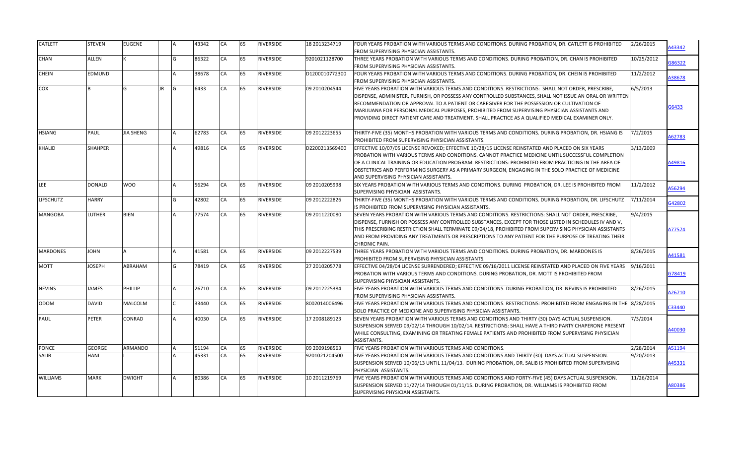| | | | | | | | | | | | | |
|---|---|---|---|---|---|---|---|---|---|---|---|---|
| CATLETT | STEVEN | EUGENE | | A | 43342 | CA | 65 | RIVERSIDE | 18 2013234719 | FOUR YEARS PROBATION WITH VARIOUS TERMS AND CONDITIONS. DURING PROBATION, DR. CATLETT IS PROHIBITED FROM SUPERVISING PHYSICIAN ASSISTANTS. | 2/26/2015 | A43342 |
| CHAN | ALLEN | K | | G | 86322 | CA | 65 | RIVERSIDE | 9201021128700 | THREE YEARS PROBATION WITH VARIOUS TERMS AND CONDITIONS. DURING PROBATION, DR. CHAN IS PROHIBITED FROM SUPERVISING PHYSICIAN ASSISTANTS. | 10/25/2012 | G86322 |
| CHEIN | EDMUND | | | A | 38678 | CA | 65 | RIVERSIDE | D1200010772300 | FOUR YEARS PROBATION WITH VARIOUS TERMS AND CONDITIONS. DURING PROBATION, DR. CHEIN IS PROHIBITED FROM SUPERVISING PHYSICIAN ASSISTANTS. | 11/2/2012 | A38678 |
| COX | B | G | JR | G | 6433 | CA | 65 | RIVERSIDE | 09 2010204544 | FIVE YEARS PROBATION WITH VARIOUS TERMS AND CONDITIONS. RESTRICTIONS: SHALL NOT ORDER, PRESCRIBE, DISPENSE, ADMINISTER, FURNISH, OR POSSESS ANY CONTROLLED SUBSTANCES, SHALL NOT ISSUE AN ORAL OR WRITTEN RECOMMENDATION OR APPROVAL TO A PATIENT OR CAREGIVER FOR THE POSSESSION OR CULTIVATION OF MARIJUANA FOR PERSONAL MEDICAL PURPOSES, PROHIBITED FROM SUPERVISING PHYSICIAN ASSISTANTS AND PROVIDING DIRECT PATIENT CARE AND TREATMENT. SHALL PRACTICE AS A QUALIFIED MEDICAL EXAMINER ONLY. | 6/5/2013 | G6433 |
| HSIANG | PAUL | JIA SHENG | | A | 62783 | CA | 65 | RIVERSIDE | 09 2012223655 | THIRTY-FIVE (35) MONTHS PROBATION WITH VARIOUS TERMS AND CONDITIONS. DURING PROBATION, DR. HSIANG IS PROHIBITED FROM SUPERVISING PHYSICIAN ASSISTANTS. | 7/2/2015 | A62783 |
| KHALID | SHAHPER | | | A | 49816 | CA | 65 | RIVERSIDE | D2200213569400 | EFFECTIVE 10/07/05 LICENSE REVOKED; EFFECTIVE 10/28/15 LICENSE REINSTATED AND PLACED ON SIX YEARS PROBATION WITH VARIOUS TERMS AND CONDITIONS. CANNOT PRACTICE MEDICINE UNTIL SUCCESSFUL COMPLETION OF A CLINICAL TRAINING OR EDUCATION PROGRAM. RESTRICTIONS: PROHIBITED FROM PRACTICING IN THE AREA OF OBSTETRICS AND PERFORMING SURGERY AS A PRIMARY SURGEON, ENGAGING IN THE SOLO PRACTICE OF MEDICINE AND SUPERVISING PHYSICIAN ASSISTANTS. | 3/13/2009 | A49816 |
| LEE | DONALD | WOO | | A | 56294 | CA | 65 | RIVERSIDE | 09 2010205998 | SIX YEARS PROBATION WITH VARIOUS TERMS AND CONDITIONS. DURING PROBATION, DR. LEE IS PROHIBITED FROM SUPERVISING PHYSICIAN ASSISTANTS. | 11/2/2012 | A56294 |
| LIFSCHUTZ | HARRY | | | G | 42802 | CA | 65 | RIVERSIDE | 09 2012222826 | THIRTY-FIVE (35) MONTHS PROBATION WITH VARIOUS TERMS AND CONDITIONS. DURING PROBATION, DR. LIFSCHUTZ IS PROHIBITED FROM SUPERVISING PHYSICIAN ASSISTANTS. | 7/11/2014 | G42802 |
| MANGOBA | LUTHER | BIEN | | A | 77574 | CA | 65 | RIVERSIDE | 09 2011220080 | SEVEN YEARS PROBATION WITH VARIOUS TERMS AND CONDITIONS. RESTRICTIONS: SHALL NOT ORDER, PRESCRIBE, DISPENSE, FURNISH OR POSSESS ANY CONTROLLED SUBSTANCES, EXCEPT FOR THOSE LISTED IN SCHEDULES IV AND V, THIS PRESCRIBING RESTRICTION SHALL TERMINATE 09/04/18, PROHIBITED FROM SUPERVISING PHYSICIAN ASSISTANTS AND FROM PROVIDING ANY TREATMENTS OR PRESCRIPTIONS TO ANY PATIENT FOR THE PURPOSE OF TREATING THEIR CHRONIC PAIN. | 9/4/2015 | A77574 |
| MARDONES | JOHN | A | | A | 41581 | CA | 65 | RIVERSIDE | 09 2012227539 | THREE YEARS PROBATION WITH VARIOUS TERMS AND CONDITIONS. DURING PROBATION, DR. MARDONES IS PROHIBITED FROM SUPERVISING PHYSICIAN ASSISTANTS. | 8/26/2015 | A41581 |
| MOTT | JOSEPH | ABRAHAM | | G | 78419 | CA | 65 | RIVERSIDE | 27 2010205778 | EFFECTIVE 04/28/04 LICENSE SURRENDERED; EFFECTIVE 09/16/2011 LICENSE REINSTATED AND PLACED ON FIVE YEARS PROBATION WITH VARIOUS TERMS AND CONDITIONS. DURING PROBATION, DR. MOTT IS PROHIBITED FROM SUPERVISING PHYSICIAN ASSISTANTS. | 9/16/2011 | G78419 |
| NEVINS | JAMES | PHILLIP | | A | 26710 | CA | 65 | RIVERSIDE | 09 2012225384 | FIVE YEARS PROBATION WITH VARIOUS TERMS AND CONDITIONS. DURING PROBATION, DR. NEVINS IS PROHIBITED FROM SUPERVISING PHYSICIAN ASSISTANTS. | 8/26/2015 | A26710 |
| ODOM | DAVID | MALCOLM | | C | 33440 | CA | 65 | RIVERSIDE | 8002014006496 | FIVE YEARS PROBATION WITH VARIOUS TERMS AND CONDITIONS. RESTRICTIONS: PROHIBITED FROM ENGAGING IN THE SOLO PRACTICE OF MEDICINE AND SUPERVISING PHYSICIAN ASSISTANTS. | 8/28/2015 | C33440 |
| PAUL | PETER | CONRAD | | A | 40030 | CA | 65 | RIVERSIDE | 17 2008189123 | SEVEN YEARS PROBATION WITH VARIOUS TERMS AND CONDITIONS AND THIRTY (30) DAYS ACTUAL SUSPENSION. SUSPENSION SERVED 09/02/14 THROUGH 10/02/14. RESTRICTIONS: SHALL HAVE A THIRD PARTY CHAPERONE PRESENT WHILE CONSULTING, EXAMINING OR TREATING FEMALE PATIENTS AND PROHIBITED FROM SUPERVISING PHYSICIAN ASSISTANTS. | 7/3/2014 | A40030 |
| PONCE | GEORGE | ARMANDO | | A | 51194 | CA | 65 | RIVERSIDE | 09 2009198563 | FIVE YEARS PROBATION WITH VARIOUS TERMS AND CONDITIONS. | 2/28/2014 | A51194 |
| SALIB | HANI | I | | A | 45331 | CA | 65 | RIVERSIDE | 9201021204500 | FIVE YEARS PROBATION WITH VARIOUS TERMS AND CONDITIONS AND THIRTY (30) DAYS ACTUAL SUSPENSION. SUSPENSION SERVED 10/06/13 UNTIL 11/04/13. DURING PROBATION, DR. SALIB IS PROHIBITED FROM SUPERVISING PHYSICIAN ASSISTANTS. | 9/20/2013 | A45331 |
| WILLIAMS | MARK | DWIGHT | | A | 80386 | CA | 65 | RIVERSIDE | 10 2011219769 | FIVE YEARS PROBATION WITH VARIOUS TERMS AND CONDITIONS AND FORTY-FIVE (45) DAYS ACTUAL SUSPENSION. SUSPENSION SERVED 11/27/14 THROUGH 01/11/15. DURING PROBATION, DR. WILLIAMS IS PROHIBITED FROM SUPERVISING PHYSICIAN ASSISTANTS. | 11/26/2014 | A80386 |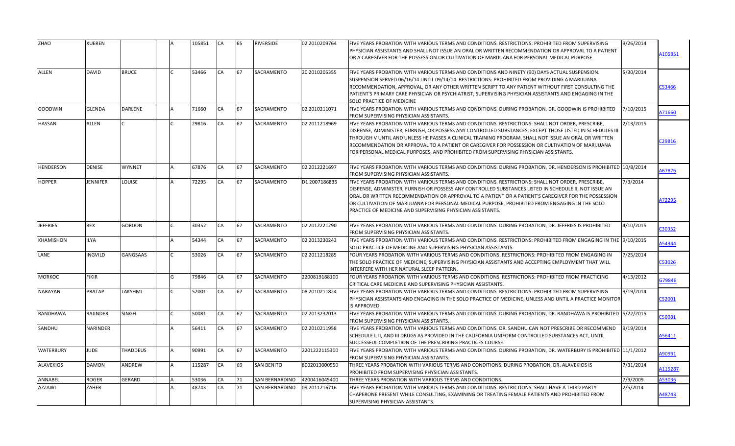| | | | | | | | | | | | | |
|---|---|---|---|---|---|---|---|---|---|---|---|---|
| ZHAO | XUEREN | | | A | 105851 | CA | 65 | RIVERSIDE | 02 2010209764 | FIVE YEARS PROBATION WITH VARIOUS TERMS AND CONDITIONS. RESTRICTIONS: PROHIBITED FROM SUPERVISING PHYSICIAN ASSISTANTS AND SHALL NOT ISSUE AN ORAL OR WRITTEN RECOMMENDATION OR APPROVAL TO A PATIENT OR A CAREGIVER FOR THE POSSESSION OR CULTIVATION OF MARIJUANA FOR PERSONAL MEDICAL PURPOSE. | 9/26/2014 | A105851 |
| ALLEN | DAVID | BRUCE | | C | 53466 | CA | 67 | SACRAMENTO | 20 2010205355 | FIVE YEARS PROBATION WITH VARIOUS TERMS AND CONDITIONS AND NINETY (90) DAYS ACTUAL SUSPENSION. SUSPENSION SERVED 06/16/14 UNTIL 09/14/14. RESTRICTIONS: PROHIBITED FROM PROVIDING A MARIJUANA RECOMMENDATION, APPROVAL, OR ANY OTHER WRITTEN SCRIPT TO ANY PATIENT WITHOUT FIRST CONSULTING THE PATIENT'S PRIMARY CARE PHYSICIAN OR PSYCHIATRIST, SUPERVISING PHYSICIAN ASSISTANTS AND ENGAGING IN THE SOLO PRACTICE OF MEDICINE | 5/30/2014 | C53466 |
| GOODWIN | GLENDA | DARLENE | | A | 71660 | CA | 67 | SACRAMENTO | 02 2010211071 | FIVE YEARS PROBATION WITH VARIOUS TERMS AND CONDITIONS. DURING PROBATION, DR. GOODWIN IS PROHIBITED FROM SUPERVISING PHYSICIAN ASSISTANTS. | 7/10/2015 | A71660 |
| HASSAN | ALLEN | C | | C | 29816 | CA | 67 | SACRAMENTO | 02 2011218969 | FIVE YEARS PROBATION WITH VARIOUS TERMS AND CONDITIONS. RESTRICTIONS: SHALL NOT ORDER, PRESCRIBE, DISPENSE, ADMINISTER, FURNISH, OR POSSESS ANY CONTROLLED SUBSTANCES, EXCEPT THOSE LISTED IN SCHEDULES III THROUGH V UNTIL AND UNLESS HE PASSES A CLINICAL TRAINING PROGRAM, SHALL NOT ISSUE AN ORAL OR WRITTEN RECOMMENDATION OR APPROVAL TO A PATIENT OR CAREGIVER FOR POSSESSION OR CULTIVATION OF MARIJUANA FOR PERSONAL MEDICAL PURPOSES, AND PROHIBITED FROM SUPERVISING PHYSICIAN ASSISTANTS. | 2/13/2015 | C29816 |
| HENDERSON | DENISE | WYNNET | | A | 67876 | CA | 67 | SACRAMENTO | 02 2012221697 | FIVE YEARS PROBATION WITH VARIOUS TERMS AND CONDITIONS. DURING PROBATION, DR. HENDERSON IS PROHIBITED FROM SUPERVISING PHYSICIAN ASSISTANTS. | 10/8/2014 | A67876 |
| HOPPER | JENNIFER | LOUISE | | A | 72295 | CA | 67 | SACRAMENTO | D1 2007186835 | FIVE YEARS PROBATION WITH VARIOUS TERMS AND CONDITIONS. RESTRICTIONS: SHALL NOT ORDER, PRESCRIBE, DISPENSE, ADMINISTER, FURNISH OR POSSESS ANY CONTROLLED SUBSTANCES LISTED IN SCHEDULE II, NOT ISSUE AN ORAL OR WRITTEN RECOMMENDATION OR APPROVAL TO A PATIENT OR A PATIENT'S CAREGIVER FOR THE POSSESSION OR CULTIVATION OF MARIJUANA FOR PERSONAL MEDICAL PURPOSE, PROHIBITED FROM ENGAGING IN THE SOLO PRACTICE OF MEDICINE AND SUPERVISING PHYSICIAN ASSISTANTS. | 7/3/2014 | A72295 |
| JEFFRIES | REX | GORDON | | C | 30352 | CA | 67 | SACRAMENTO | 02 2012221290 | FIVE YEARS PROBATION WITH VARIOUS TERMS AND CONDITIONS. DURING PROBATION, DR. JEFFRIES IS PROHIBITED FROM SUPERVISING PHYSICIAN ASSISTANTS. | 4/10/2015 | C30352 |
| KHAMISHON | ILYA | | | A | 54344 | CA | 67 | SACRAMENTO | 02 2013230243 | FIVE YEARS PROBATION WITH VARIOUS TERMS AND CONDITIONS. RESTRICTIONS: PROHIBITED FROM ENGAGING IN THE SOLO PRACTICE OF MEDICINE AND SUPERVISING PHYSICIAN ASSISTANTS. | 9/10/2015 | A54344 |
| LANE | INGVILD | GANGSAAS | | C | 53026 | CA | 67 | SACRAMENTO | 02 2011218285 | FOUR YEARS PROBATION WITH VARIOUS TERMS AND CONDITIONS. RESTRICTIONS: PROHIBITED FROM ENGAGING IN THE SOLO PRACTICE OF MEDICINE, SUPERVISING PHYSICIAN ASSISTANTS AND ACCEPTING EMPLOYMENT THAT WILL INTERFERE WITH HER NATURAL SLEEP PATTERN. | 7/25/2014 | C53026 |
| MORKOC | FIKIR | | | G | 79846 | CA | 67 | SACRAMENTO | 2200819188100 | FOUR YEARS PROBATION WITH VARIOUS TERMS AND CONDITIONS. RESTRICTIONS: PROHIBITED FROM PRACTICING CRITICAL CARE MEDICINE AND SUPERVISING PHYSICIAN ASSISTANTS. | 4/13/2012 | G79846 |
| NARAYAN | PRATAP | LAKSHMI | | C | 52001 | CA | 67 | SACRAMENTO | 08 2010211824 | FIVE YEARS PROBATION WITH VARIOUS TERMS AND CONDITIONS. RESTRICTIONS: PROHIBITED FROM SUPERVISING PHYSICIAN ASSISTANTS AND ENGAGING IN THE SOLO PRACTICE OF MEDICINE, UNLESS AND UNTIL A PRACTICE MONITOR IS APPROVED. | 9/19/2014 | C52001 |
| RANDHAWA | RAJINDER | SINGH | | C | 50081 | CA | 67 | SACRAMENTO | 02 2013232013 | FIVE YEARS PROBATION WITH VARIOUS TERMS AND CONDITIONS. DURING PROBATION, DR. RANDHAWA IS PROHIBITED FROM SUPERVISING PHYSICIAN ASSISTANTS. | 5/22/2015 | C50081 |
| SANDHU | NARINDER | | | A | 56411 | CA | 67 | SACRAMENTO | 02 2010211958 | FIVE YEARS PROBATION WITH VARIOUS TERMS AND CONDITIONS. DR. SANDHU CAN NOT PRESCRIBE OR RECOMMEND SCHEDULE I, II, AND III DRUGS AS PROVIDED IN THE CALIFORNIA UNIFORM CONTROLLED SUBSTANCES ACT, UNTIL SUCCESSFUL COMPLETION OF THE PRESCRIBING PRACTICES COURSE. | 9/19/2014 | A56411 |
| WATERBURY | JUDE | THADDEUS | | A | 90991 | CA | 67 | SACRAMENTO | 2201222115300 | FIVE YEARS PROBATION WITH VARIOUS TERMS AND CONDITIONS. DURING PROBATION, DR. WATERBURY IS PROHIBITED FROM SUPERVISING PHYSICIAN ASSISTANTS. | 11/1/2012 | A90991 |
| ALAVEKIOS | DAMON | ANDREW | | A | 115287 | CA | 69 | SAN BENITO | 8002013000550 | THREE YEARS PROBATION WITH VARIOUS TERMS AND CONDITIONS. DURING PROBATION, DR. ALAVEKIOS IS PROHIBITED FROM SUPERVISING PHYSICIAN ASSISTANTS. | 7/31/2014 | A115287 |
| ANNABEL | ROGER | GERARD | | A | 53036 | CA | 71 | SAN BERNARDINO | 4200416045400 | THREE YEARS PROBATION WITH VARIOUS TERMS AND CONDITIONS. | 7/9/2009 | A53036 |
| AZZAWI | ZAHER | | | A | 48743 | CA | 71 | SAN BERNARDINO | 09 2011216716 | FIVE YEARS PROBATION WITH VARIOUS TERMS AND CONDITIONS. RESTRICTIONS: SHALL HAVE A THIRD PARTY CHAPERONE PRESENT WHILE CONSULTING, EXAMINING OR TREATING FEMALE PATIENTS AND PROHIBITED FROM SUPERVISING PHYSICIAN ASSISTANTS. | 2/5/2014 | A48743 |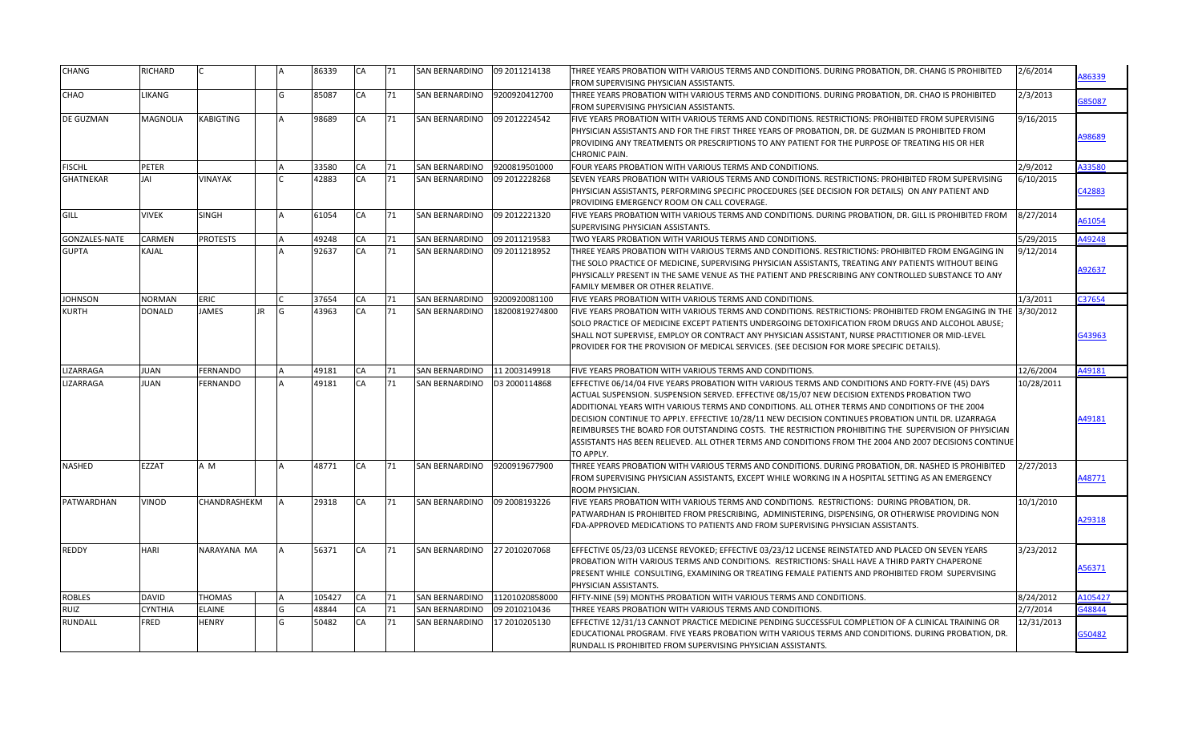| CHANG | RICHARD | C | | A | 86339 | CA | 71 | SAN BERNARDINO | 09 2011214138 | THREE YEARS PROBATION WITH VARIOUS TERMS AND CONDITIONS. DURING PROBATION, DR. CHANG IS PROHIBITED FROM SUPERVISING PHYSICIAN ASSISTANTS. | 2/6/2014 | A86339 |
|---|---|---|---|---|---|---|---|---|---|---|---|---|
| CHAO | LIKANG | | | G | 85087 | CA | 71 | SAN BERNARDINO | 9200920412700 | THREE YEARS PROBATION WITH VARIOUS TERMS AND CONDITIONS. DURING PROBATION, DR. CHAO IS PROHIBITED FROM SUPERVISING PHYSICIAN ASSISTANTS. | 2/3/2013 | G85087 |
| DE GUZMAN | MAGNOLIA | KABIGTING | | A | 98689 | CA | 71 | SAN BERNARDINO | 09 2012224542 | FIVE YEARS PROBATION WITH VARIOUS TERMS AND CONDITIONS. RESTRICTIONS: PROHIBITED FROM SUPERVISING PHYSICIAN ASSISTANTS AND FOR THE FIRST THREE YEARS OF PROBATION, DR. DE GUZMAN IS PROHIBITED FROM PROVIDING ANY TREATMENTS OR PRESCRIPTIONS TO ANY PATIENT FOR THE PURPOSE OF TREATING HIS OR HER CHRONIC PAIN. | 9/16/2015 | A98689 |
| FISCHL | PETER | | | A | 33580 | CA | 71 | SAN BERNARDINO | 9200819501000 | FOUR YEARS PROBATION WITH VARIOUS TERMS AND CONDITIONS. | 2/9/2012 | A33580 |
| GHATNEKAR | JAI | VINAYAK | | C | 42883 | CA | 71 | SAN BERNARDINO | 09 2012228268 | SEVEN YEARS PROBATION WITH VARIOUS TERMS AND CONDITIONS. RESTRICTIONS: PROHIBITED FROM SUPERVISING PHYSICIAN ASSISTANTS, PERFORMING SPECIFIC PROCEDURES (SEE DECISION FOR DETAILS) ON ANY PATIENT AND PROVIDING EMERGENCY ROOM ON CALL COVERAGE. | 6/10/2015 | C42883 |
| GILL | VIVEK | SINGH | | A | 61054 | CA | 71 | SAN BERNARDINO | 09 2012221320 | FIVE YEARS PROBATION WITH VARIOUS TERMS AND CONDITIONS. DURING PROBATION, DR. GILL IS PROHIBITED FROM SUPERVISING PHYSICIAN ASSISTANTS. | 8/27/2014 | A61054 |
| GONZALES-NATE | CARMEN | PROTESTS | | A | 49248 | CA | 71 | SAN BERNARDINO | 09 2011219583 | TWO YEARS PROBATION WITH VARIOUS TERMS AND CONDITIONS. | 5/29/2015 | A49248 |
| GUPTA | KAJAL | | | A | 92637 | CA | 71 | SAN BERNARDINO | 09 2011218952 | THREE YEARS PROBATION WITH VARIOUS TERMS AND CONDITIONS. RESTRICTIONS: PROHIBITED FROM ENGAGING IN THE SOLO PRACTICE OF MEDICINE, SUPERVISING PHYSICIAN ASSISTANTS, TREATING ANY PATIENTS WITHOUT BEING PHYSICALLY PRESENT IN THE SAME VENUE AS THE PATIENT AND PRESCRIBING ANY CONTROLLED SUBSTANCE TO ANY FAMILY MEMBER OR OTHER RELATIVE. | 9/12/2014 | A92637 |
| JOHNSON | NORMAN | ERIC | | C | 37654 | CA | 71 | SAN BERNARDINO | 9200920081100 | FIVE YEARS PROBATION WITH VARIOUS TERMS AND CONDITIONS. | 1/3/2011 | C37654 |
| KURTH | DONALD | JAMES | JR | G | 43963 | CA | 71 | SAN BERNARDINO | 18200819274800 | FIVE YEARS PROBATION WITH VARIOUS TERMS AND CONDITIONS. RESTRICTIONS: PROHIBITED FROM ENGAGING IN THE SOLO PRACTICE OF MEDICINE EXCEPT PATIENTS UNDERGOING DETOXIFICATION FROM DRUGS AND ALCOHOL ABUSE; SHALL NOT SUPERVISE, EMPLOY OR CONTRACT ANY PHYSICIAN ASSISTANT, NURSE PRACTITIONER OR MID-LEVEL PROVIDER FOR THE PROVISION OF MEDICAL SERVICES. (SEE DECISION FOR MORE SPECIFIC DETAILS). | 3/30/2012 | G43963 |
| LIZARRAGA | JUAN | FERNANDO | | A | 49181 | CA | 71 | SAN BERNARDINO | 11 2003149918 | FIVE YEARS PROBATION WITH VARIOUS TERMS AND CONDITIONS. | 12/6/2004 | A49181 |
| LIZARRAGA | JUAN | FERNANDO | | A | 49181 | CA | 71 | SAN BERNARDINO | D3 2000114868 | EFFECTIVE 06/14/04 FIVE YEARS PROBATION WITH VARIOUS TERMS AND CONDITIONS AND FORTY-FIVE (45) DAYS ACTUAL SUSPENSION. SUSPENSION SERVED. EFFECTIVE 08/15/07 NEW DECISION EXTENDS PROBATION TWO ADDITIONAL YEARS WITH VARIOUS TERMS AND CONDITIONS. ALL OTHER TERMS AND CONDITIONS OF THE 2004 DECISION CONTINUE TO APPLY. EFFECTIVE 10/28/11 NEW DECISION CONTINUES PROBATION UNTIL DR. LIZARRAGA REIMBURSES THE BOARD FOR OUTSTANDING COSTS. THE RESTRICTION PROHIBITING THE SUPERVISION OF PHYSICIAN ASSISTANTS HAS BEEN RELIEVED. ALL OTHER TERMS AND CONDITIONS FROM THE 2004 AND 2007 DECISIONS CONTINUE TO APPLY. | 10/28/2011 | A49181 |
| NASHED | EZZAT | A M | | A | 48771 | CA | 71 | SAN BERNARDINO | 9200919677900 | THREE YEARS PROBATION WITH VARIOUS TERMS AND CONDITIONS. DURING PROBATION, DR. NASHED IS PROHIBITED FROM SUPERVISING PHYSICIAN ASSISTANTS, EXCEPT WHILE WORKING IN A HOSPITAL SETTING AS AN EMERGENCY ROOM PHYSICIAN. | 2/27/2013 | A48771 |
| PATWARDHAN | VINOD | CHANDRASHEKM | | A | 29318 | CA | 71 | SAN BERNARDINO | 09 2008193226 | FIVE YEARS PROBATION WITH VARIOUS TERMS AND CONDITIONS. RESTRICTIONS: DURING PROBATION, DR. PATWARDHAN IS PROHIBITED FROM PRESCRIBING, ADMINISTERING, DISPENSING, OR OTHERWISE PROVIDING NON FDA-APPROVED MEDICATIONS TO PATIENTS AND FROM SUPERVISING PHYSICIAN ASSISTANTS. | 10/1/2010 | A29318 |
| REDDY | HARI | NARAYANA MA | | A | 56371 | CA | 71 | SAN BERNARDINO | 27 2010207068 | EFFECTIVE 05/23/03 LICENSE REVOKED; EFFECTIVE 03/23/12 LICENSE REINSTATED AND PLACED ON SEVEN YEARS PROBATION WITH VARIOUS TERMS AND CONDITIONS. RESTRICTIONS: SHALL HAVE A THIRD PARTY CHAPERONE PRESENT WHILE CONSULTING, EXAMINING OR TREATING FEMALE PATIENTS AND PROHIBITED FROM SUPERVISING PHYSICIAN ASSISTANTS. | 3/23/2012 | A56371 |
| ROBLES | DAVID | THOMAS | | A | 105427 | CA | 71 | SAN BERNARDINO | 11201020858000 | FIFTY-NINE (59) MONTHS PROBATION WITH VARIOUS TERMS AND CONDITIONS. | 8/24/2012 | A105427 |
| RUIZ | CYNTHIA | ELAINE | | G | 48844 | CA | 71 | SAN BERNARDINO | 09 2010210436 | THREE YEARS PROBATION WITH VARIOUS TERMS AND CONDITIONS. | 2/7/2014 | G48844 |
| RUNDALL | FRED | HENRY | | G | 50482 | CA | 71 | SAN BERNARDINO | 17 2010205130 | EFFECTIVE 12/31/13 CANNOT PRACTICE MEDICINE PENDING SUCCESSFUL COMPLETION OF A CLINICAL TRAINING OR EDUCATIONAL PROGRAM. FIVE YEARS PROBATION WITH VARIOUS TERMS AND CONDITIONS. DURING PROBATION, DR. RUNDALL IS PROHIBITED FROM SUPERVISING PHYSICIAN ASSISTANTS. | 12/31/2013 | G50482 |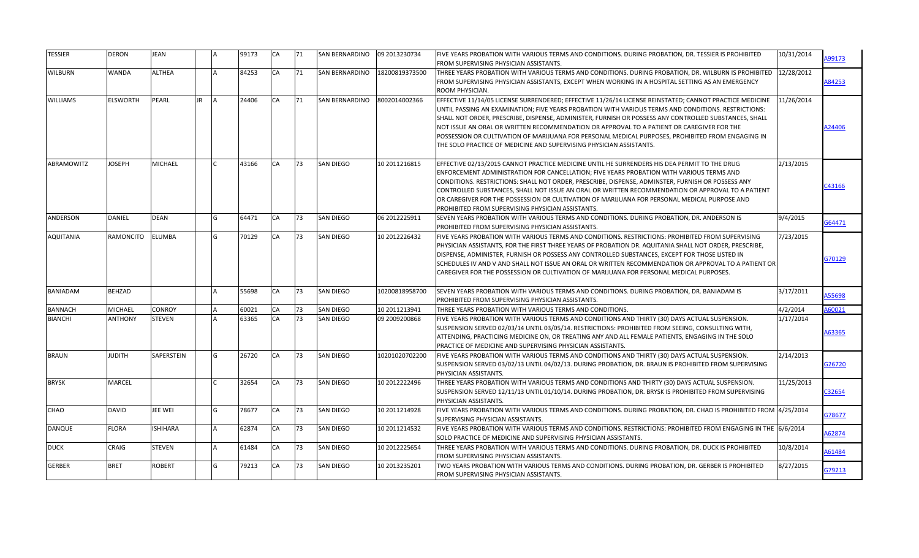| | | | | | | | | | | | | |
|---|---|---|---|---|---|---|---|---|---|---|---|---|
| TESSIER | DERON | JEAN | | A | 99173 | CA | 71 | SAN BERNARDINO | 09 2013230734 | FIVE YEARS PROBATION WITH VARIOUS TERMS AND CONDITIONS. DURING PROBATION, DR. TESSIER IS PROHIBITED FROM SUPERVISING PHYSICIAN ASSISTANTS. | 10/31/2014 | A99173 |
| WILBURN | WANDA | ALTHEA | | A | 84253 | CA | 71 | SAN BERNARDINO | 18200819373500 | THREE YEARS PROBATION WITH VARIOUS TERMS AND CONDITIONS. DURING PROBATION, DR. WILBURN IS PROHIBITED FROM SUPERVISING PHYSICIAN ASSISTANTS, EXCEPT WHEN WORKING IN A HOSPITAL SETTING AS AN EMERGENCY ROOM PHYSICIAN. | 12/28/2012 | A84253 |
| WILLIAMS | ELSWORTH | PEARL | JR | A | 24406 | CA | 71 | SAN BERNARDINO | 8002014002366 | EFFECTIVE 11/14/05 LICENSE SURRENDERED; EFFECTIVE 11/26/14 LICENSE REINSTATED; CANNOT PRACTICE MEDICINE UNTIL PASSING AN EXAMINATION; FIVE YEARS PROBATION WITH VARIOUS TERMS AND CONDITIONS. RESTRICTIONS: SHALL NOT ORDER, PRESCRIBE, DISPENSE, ADMINISTER, FURNISH OR POSSESS ANY CONTROLLED SUBSTANCES, SHALL NOT ISSUE AN ORAL OR WRITTEN RECOMMENDATION OR APPROVAL TO A PATIENT OR CAREGIVER FOR THE POSSESSION OR CULTIVATION OF MARIJUANA FOR PERSONAL MEDICAL PURPOSES, PROHIBITED FROM ENGAGING IN THE SOLO PRACTICE OF MEDICINE AND SUPERVISING PHYSICIAN ASSISTANTS. | 11/26/2014 | A24406 |
| ABRAMOWITZ | JOSEPH | MICHAEL | | C | 43166 | CA | 73 | SAN DIEGO | 10 2011216815 | EFFECTIVE 02/13/2015 CANNOT PRACTICE MEDICINE UNTIL HE SURRENDERS HIS DEA PERMIT TO THE DRUG ENFORCEMENT ADMINISTRATION FOR CANCELLATION; FIVE YEARS PROBATION WITH VARIOUS TERMS AND CONDITIONS. RESTRICTIONS: SHALL NOT ORDER, PRESCRIBE, DISPENSE, ADMINSTER, FURNISH OR POSSESS ANY CONTROLLED SUBSTANCES, SHALL NOT ISSUE AN ORAL OR WRITTEN RECOMMENDATION OR APPROVAL TO A PATIENT OR CAREGIVER FOR THE POSSESSION OR CULTIVATION OF MARIJUANA FOR PERSONAL MEDICAL PURPOSE AND PROHIBITED FROM SUPERVISING PHYSICIAN ASSISTANTS. | 2/13/2015 | C43166 |
| ANDERSON | DANIEL | DEAN | | G | 64471 | CA | 73 | SAN DIEGO | 06 2012225911 | SEVEN YEARS PROBATION WITH VARIOUS TERMS AND CONDITIONS. DURING PROBATION, DR. ANDERSON IS PROHIBITED FROM SUPERVISING PHYSICIAN ASSISTANTS. | 9/4/2015 | G64471 |
| AQUITANIA | RAMONCITO | ELUMBA | | G | 70129 | CA | 73 | SAN DIEGO | 10 2012226432 | FIVE YEARS PROBATION WITH VARIOUS TERMS AND CONDITIONS. RESTRICTIONS: PROHIBITED FROM SUPERVISING PHYSICIAN ASSISTANTS, FOR THE FIRST THREE YEARS OF PROBATION DR. AQUITANIA SHALL NOT ORDER, PRESCRIBE, DISPENSE, ADMINISTER, FURNISH OR POSSESS ANY CONTROLLED SUBSTANCES, EXCEPT FOR THOSE LISTED IN SCHEDULES IV AND V AND SHALL NOT ISSUE AN ORAL OR WRITTEN RECOMMENDATION OR APPROVAL TO A PATIENT OR CAREGIVER FOR THE POSSESSION OR CULTIVATION OF MARIJUANA FOR PERSONAL MEDICAL PURPOSES. | 7/23/2015 | G70129 |
| BANIADAM | BEHZAD | | | A | 55698 | CA | 73 | SAN DIEGO | 10200818958700 | SEVEN YEARS PROBATION WITH VARIOUS TERMS AND CONDITIONS. DURING PROBATION, DR. BANIADAM IS PROHIBITED FROM SUPERVISING PHYSICIAN ASSISTANTS. | 3/17/2011 | A55698 |
| BANNACH | MICHAEL | CONROY | | A | 60021 | CA | 73 | SAN DIEGO | 10 2011213941 | THREE YEARS PROBATION WITH VARIOUS TERMS AND CONDITIONS. | 4/2/2014 | A60021 |
| BIANCHI | ANTHONY | STEVEN | | A | 63365 | CA | 73 | SAN DIEGO | 09 2009200868 | FIVE YEARS PROBATION WITH VARIOUS TERMS AND CONDITIONS AND THIRTY (30) DAYS ACTUAL SUSPENSION. SUSPENSION SERVED 02/03/14 UNTIL 03/05/14. RESTRICTIONS: PROHIBITED FROM SEEING, CONSULTING WITH, ATTENDING, PRACTICING MEDICINE ON, OR TREATING ANY AND ALL FEMALE PATIENTS, ENGAGING IN THE SOLO PRACTICE OF MEDICINE AND SUPERVISING PHYSICIAN ASSISTANTS. | 1/17/2014 | A63365 |
| BRAUN | JUDITH | SAPERSTEIN | | G | 26720 | CA | 73 | SAN DIEGO | 10201020702200 | FIVE YEARS PROBATION WITH VARIOUS TERMS AND CONDITIONS AND THIRTY (30) DAYS ACTUAL SUSPENSION. SUSPENSION SERVED 03/02/13 UNTIL 04/02/13. DURING PROBATION, DR. BRAUN IS PROHIBITED FROM SUPERVISING PHYSICIAN ASSISTANTS. | 2/14/2013 | G26720 |
| BRYSK | MARCEL | | | C | 32654 | CA | 73 | SAN DIEGO | 10 2012222496 | THREE YEARS PROBATION WITH VARIOUS TERMS AND CONDITIONS AND THIRTY (30) DAYS ACTUAL SUSPENSION. SUSPENSION SERVED 12/11/13 UNTIL 01/10/14. DURING PROBATION, DR. BRYSK IS PROHIBITED FROM SUPERVISING PHYSICIAN ASSISTANTS. | 11/25/2013 | C32654 |
| CHAO | DAVID | JEE WEI | | G | 78677 | CA | 73 | SAN DIEGO | 10 2011214928 | FIVE YEARS PROBATION WITH VARIOUS TERMS AND CONDITIONS. DURING PROBATION, DR. CHAO IS PROHIBITED FROM SUPERVISING PHYSICIAN ASSISTANTS. | 4/25/2014 | G78677 |
| DANQUE | FLORA | ISHIHARA | | A | 62874 | CA | 73 | SAN DIEGO | 10 2011214532 | FIVE YEARS PROBATION WITH VARIOUS TERMS AND CONDITIONS. RESTRICTIONS: PROHIBITED FROM ENGAGING IN THE SOLO PRACTICE OF MEDICINE AND SUPERVISING PHYSICIAN ASSISTANTS. | 6/6/2014 | A62874 |
| DUCK | CRAIG | STEVEN | | A | 61484 | CA | 73 | SAN DIEGO | 10 2012225654 | THREE YEARS PROBATION WITH VARIOUS TERMS AND CONDITIONS. DURING PROBATION, DR. DUCK IS PROHIBITED FROM SUPERVISING PHYSICIAN ASSISTANTS. | 10/8/2014 | A61484 |
| GERBER | BRET | ROBERT | | G | 79213 | CA | 73 | SAN DIEGO | 10 2013235201 | TWO YEARS PROBATION WITH VARIOUS TERMS AND CONDITIONS. DURING PROBATION, DR. GERBER IS PROHIBITED FROM SUPERVISING PHYSICIAN ASSISTANTS. | 8/27/2015 | G79213 |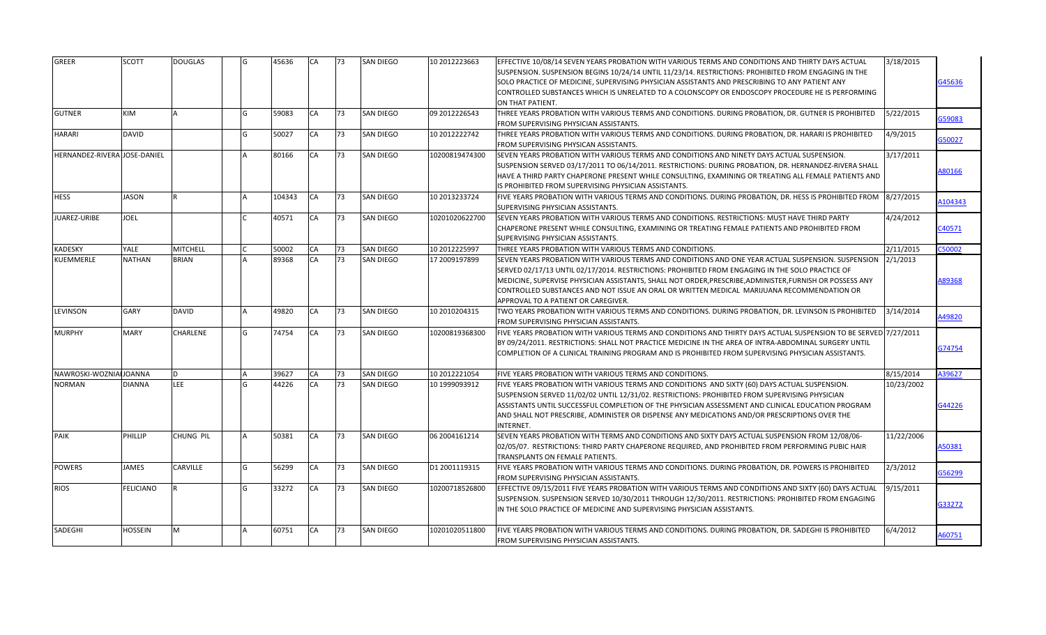| | | | | | | | | | | | | |
|---|---|---|---|---|---|---|---|---|---|---|---|---|
| GREER | SCOTT | DOUGLAS | | G | 45636 | CA | 73 | SAN DIEGO | 10 2012223663 | EFFECTIVE 10/08/14 SEVEN YEARS PROBATION WITH VARIOUS TERMS AND CONDITIONS AND THIRTY DAYS ACTUAL SUSPENSION. SUSPENSION BEGINS 10/24/14 UNTIL 11/23/14. RESTRICTIONS: PROHIBITED FROM ENGAGING IN THE SOLO PRACTICE OF MEDICINE, SUPERVISING PHYSICIAN ASSISTANTS AND PRESCRIBING TO ANY PATIENT ANY CONTROLLED SUBSTANCES WHICH IS UNRELATED TO A COLONSCOPY OR ENDOSCOPY PROCEDURE HE IS PERFORMING ON THAT PATIENT. | 3/18/2015 | G45636 |
| GUTNER | KIM | A | | G | 59083 | CA | 73 | SAN DIEGO | 09 2012226543 | THREE YEARS PROBATION WITH VARIOUS TERMS AND CONDITIONS. DURING PROBATION, DR. GUTNER IS PROHIBITED FROM SUPERVISING PHYSICIAN ASSISTANTS. | 5/22/2015 | G59083 |
| HARARI | DAVID | | | G | 50027 | CA | 73 | SAN DIEGO | 10 2012222742 | THREE YEARS PROBATION WITH VARIOUS TERMS AND CONDITIONS. DURING PROBATION, DR. HARARI IS PROHIBITED FROM SUPERVISING PHYSICAN ASSISTANTS. | 4/9/2015 | G50027 |
| HERNANDEZ-RIVERA | JOSE-DANIEL | | | A | 80166 | CA | 73 | SAN DIEGO | 10200819474300 | SEVEN YEARS PROBATION WITH VARIOUS TERMS AND CONDITIONS AND NINETY DAYS ACTUAL SUSPENSION. SUSPENSION SERVED 03/17/2011 TO 06/14/2011. RESTRICTIONS: DURING PROBATION, DR. HERNANDEZ-RIVERA SHALL HAVE A THIRD PARTY CHAPERONE PRESENT WHILE CONSULTING, EXAMINING OR TREATING ALL FEMALE PATIENTS AND IS PROHIBITED FROM SUPERVISING PHYSICIAN ASSISTANTS. | 3/17/2011 | A80166 |
| HESS | JASON | R | | A | 104343 | CA | 73 | SAN DIEGO | 10 2013233724 | FIVE YEARS PROBATION WITH VARIOUS TERMS AND CONDITIONS. DURING PROBATION, DR. HESS IS PROHIBITED FROM SUPERVISING PHYSICIAN ASSISTANTS. | 8/27/2015 | A104343 |
| JUAREZ-URIBE | JOEL | | | C | 40571 | CA | 73 | SAN DIEGO | 10201020622700 | SEVEN YEARS PROBATION WITH VARIOUS TERMS AND CONDITIONS. RESTRICTIONS: MUST HAVE THIRD PARTY CHAPERONE PRESENT WHILE CONSULTING, EXAMINING OR TREATING FEMALE PATIENTS AND PROHIBITED FROM SUPERVISING PHYSICIAN ASSISTANTS. | 4/24/2012 | C40571 |
| KADESKY | YALE | MITCHELL | | C | 50002 | CA | 73 | SAN DIEGO | 10 2012225997 | THREE YEARS PROBATION WITH VARIOUS TERMS AND CONDITIONS. | 2/11/2015 | C50002 |
| KUEMMERLE | NATHAN | BRIAN | | A | 89368 | CA | 73 | SAN DIEGO | 17 2009197899 | SEVEN YEARS PROBATION WITH VARIOUS TERMS AND CONDITIONS AND ONE YEAR ACTUAL SUSPENSION. SUSPENSION SERVED 02/17/13 UNTIL 02/17/2014. RESTRICTIONS: PROHIBITED FROM ENGAGING IN THE SOLO PRACTICE OF MEDICINE, SUPERVISE PHYSICIAN ASSISTANTS, SHALL NOT ORDER,PRESCRIBE,ADMINISTER,FURNISH OR POSSESS ANY CONTROLLED SUBSTANCES AND NOT ISSUE AN ORAL OR WRITTEN MEDICAL MARIJUANA RECOMMENDATION OR APPROVAL TO A PATIENT OR CAREGIVER. | 2/1/2013 | A89368 |
| LEVINSON | GARY | DAVID | | A | 49820 | CA | 73 | SAN DIEGO | 10 2010204315 | TWO YEARS PROBATION WITH VARIOUS TERMS AND CONDITIONS. DURING PROBATION, DR. LEVINSON IS PROHIBITED FROM SUPERVISING PHYSICIAN ASSISTANTS. | 3/14/2014 | A49820 |
| MURPHY | MARY | CHARLENE | | G | 74754 | CA | 73 | SAN DIEGO | 10200819368300 | FIVE YEARS PROBATION WITH VARIOUS TERMS AND CONDITIONS AND THIRTY DAYS ACTUAL SUSPENSION TO BE SERVED BY 09/24/2011. RESTRICTIONS: SHALL NOT PRACTICE MEDICINE IN THE AREA OF INTRA-ABDOMINAL SURGERY UNTIL COMPLETION OF A CLINICAL TRAINING PROGRAM AND IS PROHIBITED FROM SUPERVISING PHYSICIAN ASSISTANTS. | 7/27/2011 | G74754 |
| NAWROSKI-WOZNIAK | JOANNA | D | | A | 39627 | CA | 73 | SAN DIEGO | 10 2012221054 | FIVE YEARS PROBATION WITH VARIOUS TERMS AND CONDITIONS. | 8/15/2014 | A39627 |
| NORMAN | DIANNA | LEE | | G | 44226 | CA | 73 | SAN DIEGO | 10 1999093912 | FIVE YEARS PROBATION WITH VARIOUS TERMS AND CONDITIONS AND SIXTY (60) DAYS ACTUAL SUSPENSION. SUSPENSION SERVED 11/02/02 UNTIL 12/31/02. RESTRICTIONS: PROHIBITED FROM SUPERVISING PHYSICIAN ASSISTANTS UNTIL SUCCESSFUL COMPLETION OF THE PHYSICIAN ASSESSMENT AND CLINICAL EDUCATION PROGRAM AND SHALL NOT PRESCRIBE, ADMINISTER OR DISPENSE ANY MEDICATIONS AND/OR PRESCRIPTIONS OVER THE INTERNET. | 10/23/2002 | G44226 |
| PAIK | PHILLIP | CHUNG PIL | | A | 50381 | CA | 73 | SAN DIEGO | 06 2004161214 | SEVEN YEARS PROBATION WITH TERMS AND CONDITIONS AND SIXTY DAYS ACTUAL SUSPENSION FROM 12/08/06-02/05/07. RESTRICTIONS: THIRD PARTY CHAPERONE REQUIRED, AND PROHIBITED FROM PERFORMING PUBIC HAIR TRANSPLANTS ON FEMALE PATIENTS. | 11/22/2006 | A50381 |
| POWERS | JAMES | CARVILLE | | G | 56299 | CA | 73 | SAN DIEGO | D1 2001119315 | FIVE YEARS PROBATION WITH VARIOUS TERMS AND CONDITIONS. DURING PROBATION, DR. POWERS IS PROHIBITED FROM SUPERVISING PHYSICIAN ASSISTANTS. | 2/3/2012 | G56299 |
| RIOS | FELICIANO | R | | G | 33272 | CA | 73 | SAN DIEGO | 10200718526800 | EFFECTIVE 09/15/2011 FIVE YEARS PROBATION WITH VARIOUS TERMS AND CONDITIONS AND SIXTY (60) DAYS ACTUAL SUSPENSION. SUSPENSION SERVED 10/30/2011 THROUGH 12/30/2011. RESTRICTIONS: PROHIBITED FROM ENGAGING IN THE SOLO PRACTICE OF MEDICINE AND SUPERVISING PHYSICIAN ASSISTANTS. | 9/15/2011 | G33272 |
| SADEGHI | HOSSEIN | M | | A | 60751 | CA | 73 | SAN DIEGO | 10201020511800 | FIVE YEARS PROBATION WITH VARIOUS TERMS AND CONDITIONS. DURING PROBATION, DR. SADEGHI IS PROHIBITED FROM SUPERVISING PHYSICIAN ASSISTANTS. | 6/4/2012 | A60751 |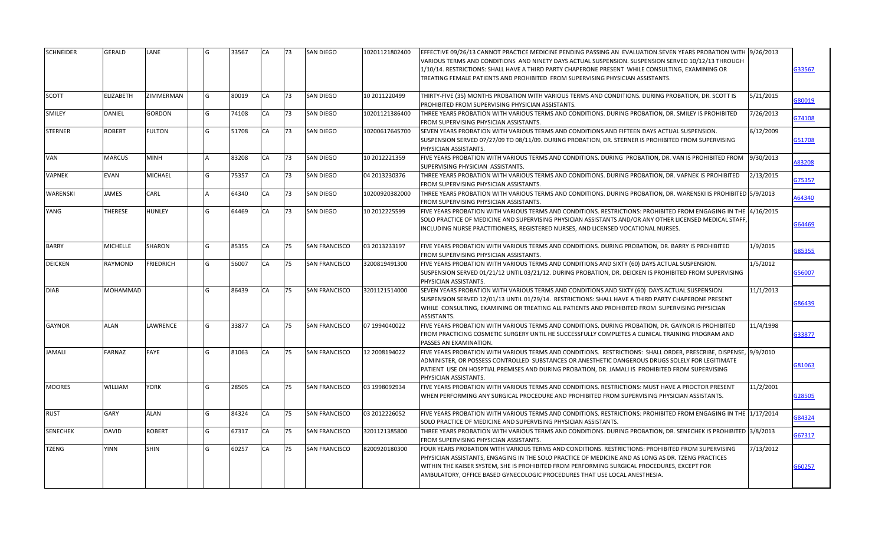| SCHNEIDER | GERALD | LANE | | G | 33567 | CA | 73 | SAN DIEGO | 10201121802400 | EFFECTIVE 09/26/13 CANNOT PRACTICE MEDICINE PENDING PASSING AN EVALUATION.SEVEN YEARS PROBATION WITH VARIOUS TERMS AND CONDITIONS AND NINETY DAYS ACTUAL SUSPENSION. SUSPENSION SERVED 10/12/13 THROUGH 1/10/14. RESTRICTIONS: SHALL HAVE A THIRD PARTY CHAPERONE PRESENT WHILE CONSULTING, EXAMINING OR TREATING FEMALE PATIENTS AND PROHIBITED FROM SUPERVISING PHYSICIAN ASSISTANTS. | 9/26/2013 | G33567 |
|---|---|---|---|---|---|---|---|---|---|---|---|---|
| SCOTT | ELIZABETH | ZIMMERMAN | | G | 80019 | CA | 73 | SAN DIEGO | 10 2011220499 | THIRTY-FIVE (35) MONTHS PROBATION WITH VARIOUS TERMS AND CONDITIONS. DURING PROBATION, DR. SCOTT IS PROHIBITED FROM SUPERVISING PHYSICIAN ASSISTANTS. | 5/21/2015 | G80019 |
| SMILEY | DANIEL | GORDON | | G | 74108 | CA | 73 | SAN DIEGO | 10201121386400 | THREE YEARS PROBATION WITH VARIOUS TERMS AND CONDITIONS. DURING PROBATION, DR. SMILEY IS PROHIBITED FROM SUPERVISING PHYSICIAN ASSISTANTS. | 7/26/2013 | G74108 |
| STERNER | ROBERT | FULTON | | G | 51708 | CA | 73 | SAN DIEGO | 10200617645700 | SEVEN YEARS PROBATION WITH VARIOUS TERMS AND CONDITIONS AND FIFTEEN DAYS ACTUAL SUSPENSION. SUSPENSION SERVED 07/27/09 TO 08/11/09. DURING PROBATION, DR. STERNER IS PROHIBITED FROM SUPERVISING PHYSICIAN ASSISTANTS. | 6/12/2009 | G51708 |
| VAN | MARCUS | MINH | | A | 83208 | CA | 73 | SAN DIEGO | 10 2012221359 | FIVE YEARS PROBATION WITH VARIOUS TERMS AND CONDITIONS. DURING PROBATION, DR. VAN IS PROHIBITED FROM SUPERVISING PHYSICIAN ASSISTANTS. | 9/30/2013 | A83208 |
| VAPNEK | EVAN | MICHAEL | | G | 75357 | CA | 73 | SAN DIEGO | 04 2013230376 | THREE YEARS PROBATION WITH VARIOUS TERMS AND CONDITIONS. DURING PROBATION, DR. VAPNEK IS PROHIBITED FROM SUPERVISING PHYSICIAN ASSISTANTS. | 2/13/2015 | G75357 |
| WARENSKI | JAMES | CARL | | A | 64340 | CA | 73 | SAN DIEGO | 10200920382000 | THREE YEARS PROBATION WITH VARIOUS TERMS AND CONDITIONS. DURING PROBATION, DR. WARENSKI IS PROHIBITED FROM SUPERVISING PHYSICIAN ASSISTANTS. | 5/9/2013 | A64340 |
| YANG | THERESE | HUNLEY | | G | 64469 | CA | 73 | SAN DIEGO | 10 2012225599 | FIVE YEARS PROBATION WITH VARIOUS TERMS AND CONDITIONS. RESTRICTIONS: PROHIBITED FROM ENGAGING IN THE SOLO PRACTICE OF MEDICINE AND SUPERVISING PHYSICIAN ASSISTANTS AND/OR ANY OTHER LICENSED MEDICAL STAFF, INCLUDING NURSE PRACTITIONERS, REGISTERED NURSES, AND LICENSED VOCATIONAL NURSES. | 4/16/2015 | G64469 |
| BARRY | MICHELLE | SHARON | | G | 85355 | CA | 75 | SAN FRANCISCO | 03 2013233197 | FIVE YEARS PROBATION WITH VARIOUS TERMS AND CONDITIONS. DURING PROBATION, DR. BARRY IS PROHIBITED FROM SUPERVISING PHYSICIAN ASSISTANTS. | 1/9/2015 | G85355 |
| DEICKEN | RAYMOND | FRIEDRICH | | G | 56007 | CA | 75 | SAN FRANCISCO | 3200819491300 | FIVE YEARS PROBATION WITH VARIOUS TERMS AND CONDITIONS AND SIXTY (60) DAYS ACTUAL SUSPENSION. SUSPENSION SERVED 01/21/12 UNTIL 03/21/12. DURING PROBATION, DR. DEICKEN IS PROHIBITED FROM SUPERVISING PHYSICIAN ASSISTANTS. | 1/5/2012 | G56007 |
| DIAB | MOHAMMAD | | | G | 86439 | CA | 75 | SAN FRANCISCO | 3201121514000 | SEVEN YEARS PROBATION WITH VARIOUS TERMS AND CONDITIONS AND SIXTY (60) DAYS ACTUAL SUSPENSION. SUSPENSION SERVED 12/01/13 UNTIL 01/29/14. RESTRICTIONS: SHALL HAVE A THIRD PARTY CHAPERONE PRESENT WHILE CONSULTING, EXAMINING OR TREATING ALL PATIENTS AND PROHIBITED FROM SUPERVISING PHYSICIAN ASSISTANTS. | 11/1/2013 | G86439 |
| GAYNOR | ALAN | LAWRENCE | | G | 33877 | CA | 75 | SAN FRANCISCO | 07 1994040022 | FIVE YEARS PROBATION WITH VARIOUS TERMS AND CONDITIONS. DURING PROBATION, DR. GAYNOR IS PROHIBITED FROM PRACTICING COSMETIC SURGERY UNTIL HE SUCCESSFULLY COMPLETES A CLINICAL TRAINING PROGRAM AND PASSES AN EXAMINATION. | 11/4/1998 | G33877 |
| JAMALI | FARNAZ | FAYE | | G | 81063 | CA | 75 | SAN FRANCISCO | 12 2008194022 | FIVE YEARS PROBATION WITH VARIOUS TERMS AND CONDITIONS. RESTRICTIONS: SHALL ORDER, PRESCRIBE, DISPENSE, ADMINISTER, OR POSSESS CONTROLLED SUBSTANCES OR ANESTHETIC DANGEROUS DRUGS SOLELY FOR LEGITIMATE PATIENT USE ON HOSPTIAL PREMISES AND DURING PROBATION, DR. JAMALI IS PROHIBITED FROM SUPERVISING PHYSICIAN ASSISTANTS. | 9/9/2010 | G81063 |
| MOORES | WILLIAM | YORK | | G | 28505 | CA | 75 | SAN FRANCISCO | 03 1998092934 | FIVE YEARS PROBATION WITH VARIOUS TERMS AND CONDITIONS. RESTRICTIONS: MUST HAVE A PROCTOR PRESENT WHEN PERFORMING ANY SURGICAL PROCEDURE AND PROHIBITED FROM SUPERVISING PHYSICIAN ASSISTANTS. | 11/2/2001 | G28505 |
| RUST | GARY | ALAN | | G | 84324 | CA | 75 | SAN FRANCISCO | 03 2012226052 | FIVE YEARS PROBATION WITH VARIOUS TERMS AND CONDITIONS. RESTRICTIONS: PROHIBITED FROM ENGAGING IN THE SOLO PRACTICE OF MEDICINE AND SUPERVISING PHYSICIAN ASSISTANTS. | 1/17/2014 | G84324 |
| SENECHEK | DAVID | ROBERT | | G | 67317 | CA | 75 | SAN FRANCISCO | 3201121385800 | THREE YEARS PROBATION WITH VARIOUS TERMS AND CONDITIONS. DURING PROBATION, DR. SENECHEK IS PROHIBITED FROM SUPERVISING PHYSICIAN ASSISTANTS. | 3/8/2013 | G67317 |
| TZENG | YINN | SHIN | | G | 60257 | CA | 75 | SAN FRANCISCO | 8200920180300 | FOUR YEARS PROBATION WITH VARIOUS TERMS AND CONDITIONS. RESTRICTIONS: PROHIBITED FROM SUPERVISING PHYSICIAN ASSISTANTS, ENGAGING IN THE SOLO PRACTICE OF MEDICINE AND AS LONG AS DR. TZENG PRACTICES WITHIN THE KAISER SYSTEM, SHE IS PROHIBITED FROM PERFORMING SURGICAL PROCEDURES, EXCEPT FOR AMBULATORY, OFFICE BASED GYNECOLOGIC PROCEDURES THAT USE LOCAL ANESTHESIA. | 7/13/2012 | G60257 |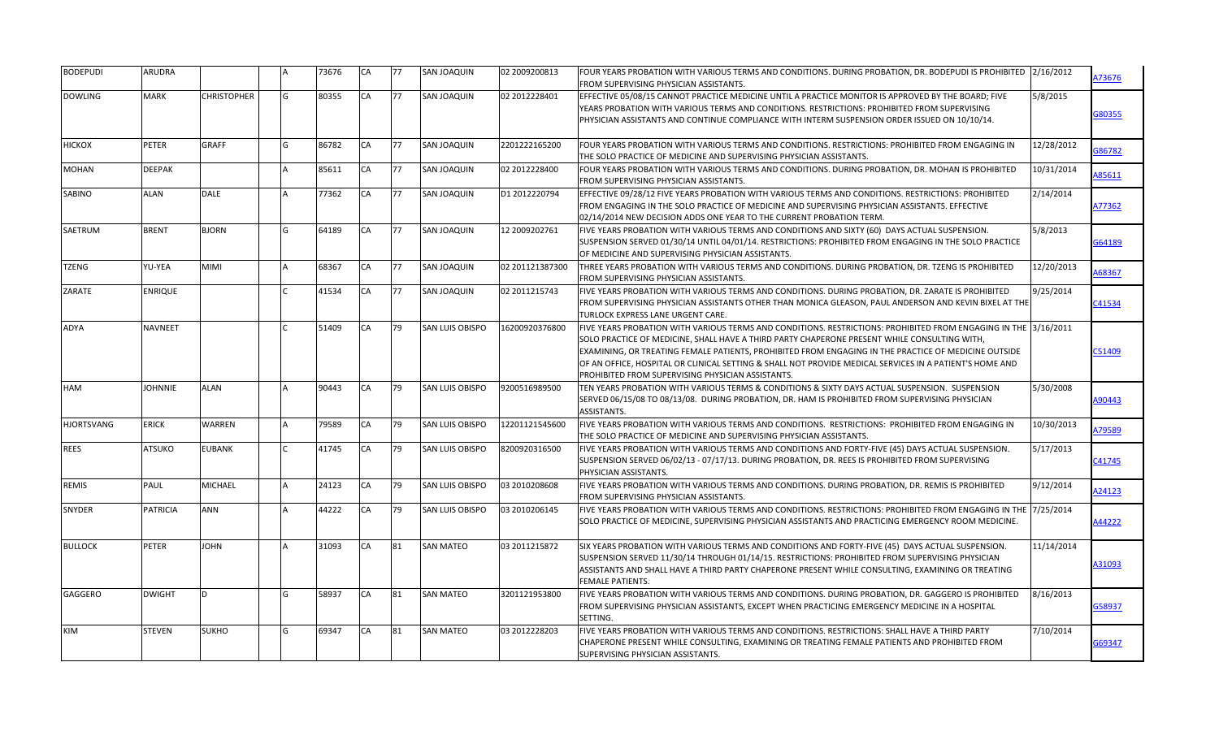| BODEPUDI | ARUDRA | | | A | 73676 | CA | 77 | SAN JOAQUIN | 02 2009200813 | FOUR YEARS PROBATION WITH VARIOUS TERMS AND CONDITIONS. DURING PROBATION, DR. BODEPUDI IS PROHIBITED FROM SUPERVISING PHYSICIAN ASSISTANTS. | 2/16/2012 | A73676 |
|---|---|---|---|---|---|---|---|---|---|---|---|---|
| DOWLING | MARK | CHRISTOPHER | | G | 80355 | CA | 77 | SAN JOAQUIN | 02 2012228401 | EFFECTIVE 05/08/15 CANNOT PRACTICE MEDICINE UNTIL A PRACTICE MONITOR IS APPROVED BY THE BOARD; FIVE YEARS PROBATION WITH VARIOUS TERMS AND CONDITIONS. RESTRICTIONS: PROHIBITED FROM SUPERVISING PHYSICIAN ASSISTANTS AND CONTINUE COMPLIANCE WITH INTERM SUSPENSION ORDER ISSUED ON 10/10/14. | 5/8/2015 | G80355 |
| HICKOX | PETER | GRAFF | | G | 86782 | CA | 77 | SAN JOAQUIN | 2201222165200 | FOUR YEARS PROBATION WITH VARIOUS TERMS AND CONDITIONS. RESTRICTIONS: PROHIBITED FROM ENGAGING IN THE SOLO PRACTICE OF MEDICINE AND SUPERVISING PHYSICIAN ASSISTANTS. | 12/28/2012 | G86782 |
| MOHAN | DEEPAK | | | A | 85611 | CA | 77 | SAN JOAQUIN | 02 2012228400 | FOUR YEARS PROBATION WITH VARIOUS TERMS AND CONDITIONS. DURING PROBATION, DR. MOHAN IS PROHIBITED FROM SUPERVISING PHYSICIAN ASSISTANTS. | 10/31/2014 | A85611 |
| SABINO | ALAN | DALE | | A | 77362 | CA | 77 | SAN JOAQUIN | D1 2012220794 | EFFECTIVE 09/28/12 FIVE YEARS PROBATION WITH VARIOUS TERMS AND CONDITIONS. RESTRICTIONS: PROHIBITED FROM ENGAGING IN THE SOLO PRACTICE OF MEDICINE AND SUPERVISING PHYSICIAN ASSISTANTS. EFFECTIVE 02/14/2014 NEW DECISION ADDS ONE YEAR TO THE CURRENT PROBATION TERM. | 2/14/2014 | A77362 |
| SAETRUM | BRENT | BJORN | | G | 64189 | CA | 77 | SAN JOAQUIN | 12 2009202761 | FIVE YEARS PROBATION WITH VARIOUS TERMS AND CONDITIONS AND SIXTY (60) DAYS ACTUAL SUSPENSION. SUSPENSION SERVED 01/30/14 UNTIL 04/01/14. RESTRICTIONS: PROHIBITED FROM ENGAGING IN THE SOLO PRACTICE OF MEDICINE AND SUPERVISING PHYSICIAN ASSISTANTS. | 5/8/2013 | G64189 |
| TZENG | YU-YEA | MIMI | | A | 68367 | CA | 77 | SAN JOAQUIN | 02 201121387300 | THREE YEARS PROBATION WITH VARIOUS TERMS AND CONDITIONS. DURING PROBATION, DR. TZENG IS PROHIBITED FROM SUPERVISING PHYSICIAN ASSISTANTS. | 12/20/2013 | A68367 |
| ZARATE | ENRIQUE | | | C | 41534 | CA | 77 | SAN JOAQUIN | 02 2011215743 | FIVE YEARS PROBATION WITH VARIOUS TERMS AND CONDITIONS. DURING PROBATION, DR. ZARATE IS PROHIBITED FROM SUPERVISING PHYSICIAN ASSISTANTS OTHER THAN MONICA GLEASON, PAUL ANDERSON AND KEVIN BIXEL AT THE TURLOCK EXPRESS LANE URGENT CARE. | 9/25/2014 | C41534 |
| ADYA | NAVNEET | | | C | 51409 | CA | 79 | SAN LUIS OBISPO | 16200920376800 | FIVE YEARS PROBATION WITH VARIOUS TERMS AND CONDITIONS. RESTRICTIONS: PROHIBITED FROM ENGAGING IN THE SOLO PRACTICE OF MEDICINE, SHALL HAVE A THIRD PARTY CHAPERONE PRESENT WHILE CONSULTING WITH, EXAMINING, OR TREATING FEMALE PATIENTS, PROHIBITED FROM ENGAGING IN THE PRACTICE OF MEDICINE OUTSIDE OF AN OFFICE, HOSPITAL OR CLINICAL SETTING & SHALL NOT PROVIDE MEDICAL SERVICES IN A PATIENT'S HOME AND PROHIBITED FROM SUPERVISING PHYSICIAN ASSISTANTS. | 3/16/2011 | C51409 |
| HAM | JOHNNIE | ALAN | | A | 90443 | CA | 79 | SAN LUIS OBISPO | 9200516989500 | TEN YEARS PROBATION WITH VARIOUS TERMS & CONDITIONS & SIXTY DAYS ACTUAL SUSPENSION. SUSPENSION SERVED 06/15/08 TO 08/13/08. DURING PROBATION, DR. HAM IS PROHIBITED FROM SUPERVISING PHYSICIAN ASSISTANTS. | 5/30/2008 | A90443 |
| HJORTSVANG | ERICK | WARREN | | A | 79589 | CA | 79 | SAN LUIS OBISPO | 12201121545600 | FIVE YEARS PROBATION WITH VARIOUS TERMS AND CONDITIONS. RESTRICTIONS: PROHIBITED FROM ENGAGING IN THE SOLO PRACTICE OF MEDICINE AND SUPERVISING PHYSICIAN ASSISTANTS. | 10/30/2013 | A79589 |
| REES | ATSUKO | EUBANK | | C | 41745 | CA | 79 | SAN LUIS OBISPO | 8200920316500 | FIVE YEARS PROBATION WITH VARIOUS TERMS AND CONDITIONS AND FORTY-FIVE (45) DAYS ACTUAL SUSPENSION. SUSPENSION SERVED 06/02/13 - 07/17/13. DURING PROBATION, DR. REES IS PROHIBITED FROM SUPERVISING PHYSICIAN ASSISTANTS. | 5/17/2013 | C41745 |
| REMIS | PAUL | MICHAEL | | A | 24123 | CA | 79 | SAN LUIS OBISPO | 03 2010208608 | FIVE YEARS PROBATION WITH VARIOUS TERMS AND CONDITIONS. DURING PROBATION, DR. REMIS IS PROHIBITED FROM SUPERVISING PHYSICIAN ASSISTANTS. | 9/12/2014 | A24123 |
| SNYDER | PATRICIA | ANN | | A | 44222 | CA | 79 | SAN LUIS OBISPO | 03 2010206145 | FIVE YEARS PROBATION WITH VARIOUS TERMS AND CONDITIONS. RESTRICTIONS: PROHIBITED FROM ENGAGING IN THE SOLO PRACTICE OF MEDICINE, SUPERVISING PHYSICIAN ASSISTANTS AND PRACTICING EMERGENCY ROOM MEDICINE. | 7/25/2014 | A44222 |
| BULLOCK | PETER | JOHN | | A | 31093 | CA | 81 | SAN MATEO | 03 2011215872 | SIX YEARS PROBATION WITH VARIOUS TERMS AND CONDITIONS AND FORTY-FIVE (45) DAYS ACTUAL SUSPENSION. SUSPENSION SERVED 11/30/14 THROUGH 01/14/15. RESTRICTIONS: PROHIBITED FROM SUPERVISING PHYSICIAN ASSISTANTS AND SHALL HAVE A THIRD PARTY CHAPERONE PRESENT WHILE CONSULTING, EXAMINING OR TREATING FEMALE PATIENTS. | 11/14/2014 | A31093 |
| GAGGERO | DWIGHT | D | | G | 58937 | CA | 81 | SAN MATEO | 3201121953800 | FIVE YEARS PROBATION WITH VARIOUS TERMS AND CONDITIONS. DURING PROBATION, DR. GAGGERO IS PROHIBITED FROM SUPERVISING PHYSICIAN ASSISTANTS, EXCEPT WHEN PRACTICING EMERGENCY MEDICINE IN A HOSPITAL SETTING. | 8/16/2013 | G58937 |
| KIM | STEVEN | SUKHO | | G | 69347 | CA | 81 | SAN MATEO | 03 2012228203 | FIVE YEARS PROBATION WITH VARIOUS TERMS AND CONDITIONS. RESTRICTIONS: SHALL HAVE A THIRD PARTY CHAPERONE PRESENT WHILE CONSULTING, EXAMINING OR TREATING FEMALE PATIENTS AND PROHIBITED FROM SUPERVISING PHYSICIAN ASSISTANTS. | 7/10/2014 | G69347 |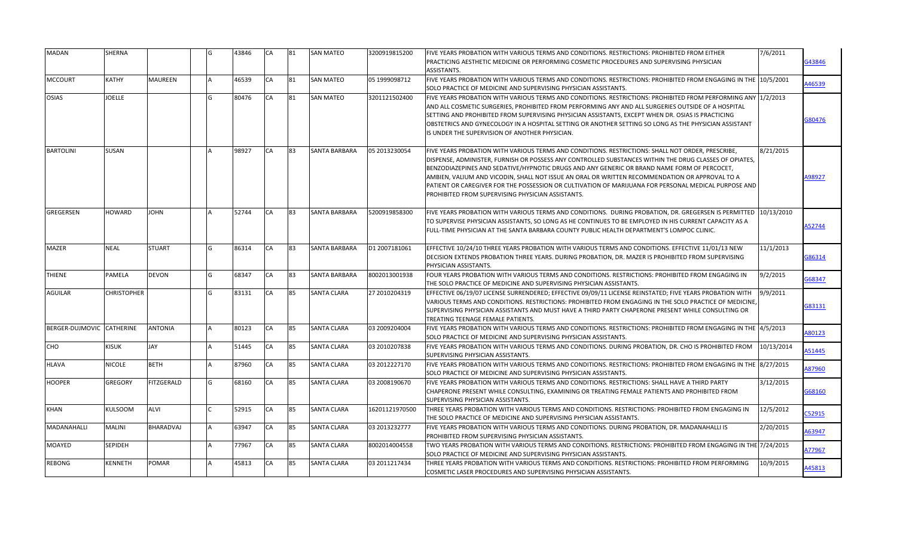| MADAN | SHERNA | | | G | 43846 | CA | 81 | SAN MATEO | 3200919815200 | FIVE YEARS PROBATION WITH VARIOUS TERMS AND CONDITIONS. RESTRICTIONS: PROHIBITED FROM EITHER PRACTICING AESTHETIC MEDICINE OR PERFORMING COSMETIC PROCEDURES AND SUPERVISING PHYSICIAN ASSISTANTS. | 7/6/2011 | G43846 |
|---|---|---|---|---|---|---|---|---|---|---|---|---|
| MCCOURT | KATHY | MAUREEN | | A | 46539 | CA | 81 | SAN MATEO | 05 1999098712 | FIVE YEARS PROBATION WITH VARIOUS TERMS AND CONDITIONS. RESTRICTIONS: PROHIBITED FROM ENGAGING IN THE SOLO PRACTICE OF MEDICINE AND SUPERVISING PHYSICIAN ASSISTANTS. | 10/5/2001 | A46539 |
| OSIAS | JOELLE | | | G | 80476 | CA | 81 | SAN MATEO | 3201121502400 | FIVE YEARS PROBATION WITH VARIOUS TERMS AND CONDITIONS. RESTRICTIONS: PROHIBITED FROM PERFORMING ANY AND ALL COSMETIC SURGERIES, PROHIBITED FROM PERFORMING ANY AND ALL SURGERIES OUTSIDE OF A HOSPITAL SETTING AND PROHIBITED FROM SUPERVISING PHYSICIAN ASSISTANTS, EXCEPT WHEN DR. OSIAS IS PRACTICING OBSTETRICS AND GYNECOLOGY IN A HOSPITAL SETTING OR ANOTHER SETTING SO LONG AS THE PHYSICIAN ASSISTANT IS UNDER THE SUPERVISION OF ANOTHER PHYSICIAN. | 1/2/2013 | G80476 |
| BARTOLINI | SUSAN | | | A | 98927 | CA | 83 | SANTA BARBARA | 05 2013230054 | FIVE YEARS PROBATION WITH VARIOUS TERMS AND CONDITIONS. RESTRICTIONS: SHALL NOT ORDER, PRESCRIBE, DISPENSE, ADMINISTER, FURNISH OR POSSESS ANY CONTROLLED SUBSTANCES WITHIN THE DRUG CLASSES OF OPIATES, BENZODIAZEPINES AND SEDATIVE/HYPNOTIC DRUGS AND ANY GENERIC OR BRAND NAME FORM OF PERCOCET, AMBIEN, VALIUM AND VICODIN, SHALL NOT ISSUE AN ORAL OR WRITTEN RECOMMENDATION OR APPROVAL TO A PATIENT OR CAREGIVER FOR THE POSSESSION OR CULTIVATION OF MARIJUANA FOR PERSONAL MEDICAL PURPOSE AND PROHIBITED FROM SUPERVISING PHYSICIAN ASSISTANTS. | 8/21/2015 | A98927 |
| GREGERSEN | HOWARD | JOHN | | A | 52744 | CA | 83 | SANTA BARBARA | 5200919858300 | FIVE YEARS PROBATION WITH VARIOUS TERMS AND CONDITIONS. DURING PROBATION, DR. GREGERSEN IS PERMITTED TO SUPERVISE PHYSICIAN ASSISTANTS, SO LONG AS HE CONTINUES TO BE EMPLOYED IN HIS CURRENT CAPACITY AS A FULL-TIME PHYSICIAN AT THE SANTA BARBARA COUNTY PUBLIC HEALTH DEPARTMENT'S LOMPOC CLINIC. | 10/13/2010 | A52744 |
| MAZER | NEAL | STUART | | G | 86314 | CA | 83 | SANTA BARBARA | D1 2007181061 | EFFECTIVE 10/24/10 THREE YEARS PROBATION WITH VARIOUS TERMS AND CONDITIONS. EFFECTIVE 11/01/13 NEW DECISION EXTENDS PROBATION THREE YEARS. DURING PROBATION, DR. MAZER IS PROHIBITED FROM SUPERVISING PHYSICIAN ASSISTANTS. | 11/1/2013 | G86314 |
| THIENE | PAMELA | DEVON | | G | 68347 | CA | 83 | SANTA BARBARA | 8002013001938 | FOUR YEARS PROBATION WITH VARIOUS TERMS AND CONDITIONS. RESTRICTIONS: PROHIBITED FROM ENGAGING IN THE SOLO PRACTICE OF MEDICINE AND SUPERVISING PHYSICIAN ASSISTANTS. | 9/2/2015 | G68347 |
| AGUILAR | CHRISTOPHER | | | G | 83131 | CA | 85 | SANTA CLARA | 27 2010204319 | EFFECTIVE 06/19/07 LICENSE SURRENDERED; EFFECTIVE 09/09/11 LICENSE REINSTATED; FIVE YEARS PROBATION WITH VARIOUS TERMS AND CONDITIONS. RESTRICTIONS: PROHIBITED FROM ENGAGING IN THE SOLO PRACTICE OF MEDICINE, SUPERVISING PHYSICIAN ASSISTANTS AND MUST HAVE A THIRD PARTY CHAPERONE PRESENT WHILE CONSULTING OR TREATING TEENAGE FEMALE PATIENTS. | 9/9/2011 | G83131 |
| BERGER-DUJMOVIC | CATHERINE | ANTONIA | | A | 80123 | CA | 85 | SANTA CLARA | 03 2009204004 | FIVE YEARS PROBATION WITH VARIOUS TERMS AND CONDITIONS. RESTRICTIONS: PROHIBITED FROM ENGAGING IN THE SOLO PRACTICE OF MEDICINE AND SUPERVISING PHYSICIAN ASSISTANTS. | 4/5/2013 | A80123 |
| CHO | KISUK | JAY | | A | 51445 | CA | 85 | SANTA CLARA | 03 2010207838 | FIVE YEARS PROBATION WITH VARIOUS TERMS AND CONDITIONS. DURING PROBATION, DR. CHO IS PROHIBITED FROM SUPERVISING PHYSICIAN ASSISTANTS. | 10/13/2014 | A51445 |
| HLAVA | NICOLE | BETH | | A | 87960 | CA | 85 | SANTA CLARA | 03 2012227170 | FIVE YEARS PROBATION WITH VARIOUS TERMS AND CONDITIONS. RESTRICTIONS: PROHIBITED FROM ENGAGING IN THE SOLO PRACTICE OF MEDICINE AND SUPERVISING PHYSICIAN ASSISTANTS. | 8/27/2015 | A87960 |
| HOOPER | GREGORY | FITZGERALD | | G | 68160 | CA | 85 | SANTA CLARA | 03 2008190670 | FIVE YEARS PROBATION WITH VARIOUS TERMS AND CONDITIONS. RESTRICTIONS: SHALL HAVE A THIRD PARTY CHAPERONE PRESENT WHILE CONSULTING, EXAMINING OR TREATING FEMALE PATIENTS AND PROHIBITED FROM SUPERVISING PHYSICIAN ASSISTANTS. | 3/12/2015 | G68160 |
| KHAN | KULSOOM | ALVI | | C | 52915 | CA | 85 | SANTA CLARA | 16201121970500 | THREE YEARS PROBATION WITH VARIOUS TERMS AND CONDITIONS. RESTRICTIONS: PROHIBITED FROM ENGAGING IN THE SOLO PRACTICE OF MEDICINE AND SUPERVISING PHYSICIAN ASSISTANTS. | 12/5/2012 | C52915 |
| MADANAHALLI | MALINI | BHARADVAJ | | A | 63947 | CA | 85 | SANTA CLARA | 03 2013232777 | FIVE YEARS PROBATION WITH VARIOUS TERMS AND CONDITIONS. DURING PROBATION, DR. MADANAHALLI IS PROHIBITED FROM SUPERVISING PHYSICIAN ASSISTANTS. | 2/20/2015 | A63947 |
| MOAYED | SEPIDEH | | | A | 77967 | CA | 85 | SANTA CLARA | 8002014004558 | TWO YEARS PROBATION WITH VARIOUS TERMS AND CONDITIONS. RESTRICTIONS: PROHIBITED FROM ENGAGING IN THE SOLO PRACTICE OF MEDICINE AND SUPERVISING PHYSICIAN ASSISTANTS. | 7/24/2015 | A77967 |
| REBONG | KENNETH | POMAR | | A | 45813 | CA | 85 | SANTA CLARA | 03 2011217434 | THREE YEARS PROBATION WITH VARIOUS TERMS AND CONDITIONS. RESTRICTIONS: PROHIBITED FROM PERFORMING COSMETIC LASER PROCEDURES AND SUPERVISING PHYSICIAN ASSISTANTS. | 10/9/2015 | A45813 |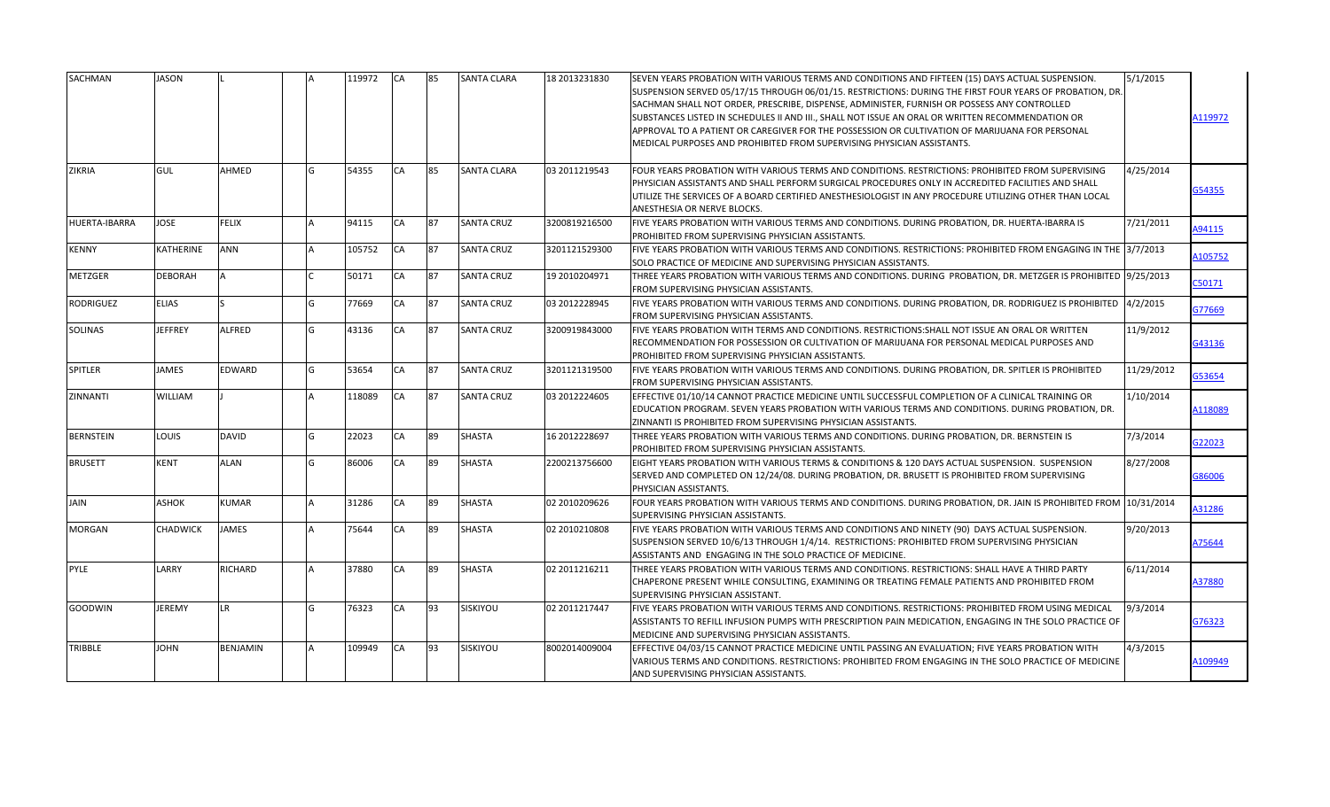| | | | | | | | | | | | | |
|---|---|---|---|---|---|---|---|---|---|---|---|---|
| SACHMAN | JASON | L | | A | 119972 | CA | 85 | SANTA CLARA | 18 2013231830 | SEVEN YEARS PROBATION WITH VARIOUS TERMS AND CONDITIONS AND FIFTEEN (15) DAYS ACTUAL SUSPENSION. SUSPENSION SERVED 05/17/15 THROUGH 06/01/15. RESTRICTIONS: DURING THE FIRST FOUR YEARS OF PROBATION, DR. SACHMAN SHALL NOT ORDER, PRESCRIBE, DISPENSE, ADMINISTER, FURNISH OR POSSESS ANY CONTROLLED SUBSTANCES LISTED IN SCHEDULES II AND III., SHALL NOT ISSUE AN ORAL OR WRITTEN RECOMMENDATION OR APPROVAL TO A PATIENT OR CAREGIVER FOR THE POSSESSION OR CULTIVATION OF MARIJUANA FOR PERSONAL MEDICAL PURPOSES AND PROHIBITED FROM SUPERVISING PHYSICIAN ASSISTANTS. | 5/1/2015 | A119972 |
| ZIKRIA | GUL | AHMED | | G | 54355 | CA | 85 | SANTA CLARA | 03 2011219543 | FOUR YEARS PROBATION WITH VARIOUS TERMS AND CONDITIONS. RESTRICTIONS: PROHIBITED FROM SUPERVISING PHYSICIAN ASSISTANTS AND SHALL PERFORM SURGICAL PROCEDURES ONLY IN ACCREDITED FACILITIES AND SHALL UTILIZE THE SERVICES OF A BOARD CERTIFIED ANESTHESIOLOGIST IN ANY PROCEDURE UTILIZING OTHER THAN LOCAL ANESTHESIA OR NERVE BLOCKS. | 4/25/2014 | G54355 |
| HUERTA-IBARRA | JOSE | FELIX | | A | 94115 | CA | 87 | SANTA CRUZ | 3200819216500 | FIVE YEARS PROBATION WITH VARIOUS TERMS AND CONDITIONS. DURING PROBATION, DR. HUERTA-IBARRA IS PROHIBITED FROM SUPERVISING PHYSICIAN ASSISTANTS. | 7/21/2011 | A94115 |
| KENNY | KATHERINE | ANN | | A | 105752 | CA | 87 | SANTA CRUZ | 3201121529300 | FIVE YEARS PROBATION WITH VARIOUS TERMS AND CONDITIONS. RESTRICTIONS: PROHIBITED FROM ENGAGING IN THE SOLO PRACTICE OF MEDICINE AND SUPERVISING PHYSICIAN ASSISTANTS. | 3/7/2013 | A105752 |
| METZGER | DEBORAH | A | | C | 50171 | CA | 87 | SANTA CRUZ | 19 2010204971 | THREE YEARS PROBATION WITH VARIOUS TERMS AND CONDITIONS. DURING PROBATION, DR. METZGER IS PROHIBITED FROM SUPERVISING PHYSICIAN ASSISTANTS. | 9/25/2013 | C50171 |
| RODRIGUEZ | ELIAS | S | | G | 77669 | CA | 87 | SANTA CRUZ | 03 2012228945 | FIVE YEARS PROBATION WITH VARIOUS TERMS AND CONDITIONS. DURING PROBATION, DR. RODRIGUEZ IS PROHIBITED FROM SUPERVISING PHYSICIAN ASSISTANTS. | 4/2/2015 | G77669 |
| SOLINAS | JEFFREY | ALFRED | | G | 43136 | CA | 87 | SANTA CRUZ | 3200919843000 | FIVE YEARS PROBATION WITH TERMS AND CONDITIONS. RESTRICTIONS:SHALL NOT ISSUE AN ORAL OR WRITTEN RECOMMENDATION FOR POSSESSION OR CULTIVATION OF MARIJUANA FOR PERSONAL MEDICAL PURPOSES AND PROHIBITED FROM SUPERVISING PHYSICIAN ASSISTANTS. | 11/9/2012 | G43136 |
| SPITLER | JAMES | EDWARD | | G | 53654 | CA | 87 | SANTA CRUZ | 3201121319500 | FIVE YEARS PROBATION WITH VARIOUS TERMS AND CONDITIONS. DURING PROBATION, DR. SPITLER IS PROHIBITED FROM SUPERVISING PHYSICIAN ASSISTANTS. | 11/29/2012 | G53654 |
| ZINNANTI | WILLIAM | J | | A | 118089 | CA | 87 | SANTA CRUZ | 03 2012224605 | EFFECTIVE 01/10/14 CANNOT PRACTICE MEDICINE UNTIL SUCCESSFUL COMPLETION OF A CLINICAL TRAINING OR EDUCATION PROGRAM. SEVEN YEARS PROBATION WITH VARIOUS TERMS AND CONDITIONS. DURING PROBATION, DR. ZINNANTI IS PROHIBITED FROM SUPERVISING PHYSICIAN ASSISTANTS. | 1/10/2014 | A118089 |
| BERNSTEIN | LOUIS | DAVID | | G | 22023 | CA | 89 | SHASTA | 16 2012228697 | THREE YEARS PROBATION WITH VARIOUS TERMS AND CONDITIONS. DURING PROBATION, DR. BERNSTEIN IS PROHIBITED FROM SUPERVISING PHYSICIAN ASSISTANTS. | 7/3/2014 | G22023 |
| BRUSETT | KENT | ALAN | | G | 86006 | CA | 89 | SHASTA | 2200213756600 | EIGHT YEARS PROBATION WITH VARIOUS TERMS & CONDITIONS & 120 DAYS ACTUAL SUSPENSION. SUSPENSION SERVED AND COMPLETED ON 12/24/08. DURING PROBATION, DR. BRUSETT IS PROHIBITED FROM SUPERVISING PHYSICIAN ASSISTANTS. | 8/27/2008 | G86006 |
| JAIN | ASHOK | KUMAR | | A | 31286 | CA | 89 | SHASTA | 02 2010209626 | FOUR YEARS PROBATION WITH VARIOUS TERMS AND CONDITIONS. DURING PROBATION, DR. JAIN IS PROHIBITED FROM SUPERVISING PHYSICIAN ASSISTANTS. | 10/31/2014 | A31286 |
| MORGAN | CHADWICK | JAMES | | A | 75644 | CA | 89 | SHASTA | 02 2010210808 | FIVE YEARS PROBATION WITH VARIOUS TERMS AND CONDITIONS AND NINETY (90) DAYS ACTUAL SUSPENSION. SUSPENSION SERVED 10/6/13 THROUGH 1/4/14. RESTRICTIONS: PROHIBITED FROM SUPERVISING PHYSICIAN ASSISTANTS AND ENGAGING IN THE SOLO PRACTICE OF MEDICINE. | 9/20/2013 | A75644 |
| PYLE | LARRY | RICHARD | | A | 37880 | CA | 89 | SHASTA | 02 2011216211 | THREE YEARS PROBATION WITH VARIOUS TERMS AND CONDITIONS. RESTRICTIONS: SHALL HAVE A THIRD PARTY CHAPERONE PRESENT WHILE CONSULTING, EXAMINING OR TREATING FEMALE PATIENTS AND PROHIBITED FROM SUPERVISING PHYSICIAN ASSISTANT. | 6/11/2014 | A37880 |
| GOODWIN | JEREMY | LR | | G | 76323 | CA | 93 | SISKIYOU | 02 2011217447 | FIVE YEARS PROBATION WITH VARIOUS TERMS AND CONDITIONS. RESTRICTIONS: PROHIBITED FROM USING MEDICAL ASSISTANTS TO REFILL INFUSION PUMPS WITH PRESCRIPTION PAIN MEDICATION, ENGAGING IN THE SOLO PRACTICE OF MEDICINE AND SUPERVISING PHYSICIAN ASSISTANTS. | 9/3/2014 | G76323 |
| TRIBBLE | JOHN | BENJAMIN | | A | 109949 | CA | 93 | SISKIYOU | 8002014009004 | EFFECTIVE 04/03/15 CANNOT PRACTICE MEDICINE UNTIL PASSING AN EVALUATION; FIVE YEARS PROBATION WITH VARIOUS TERMS AND CONDITIONS. RESTRICTIONS: PROHIBITED FROM ENGAGING IN THE SOLO PRACTICE OF MEDICINE AND SUPERVISING PHYSICIAN ASSISTANTS. | 4/3/2015 | A109949 |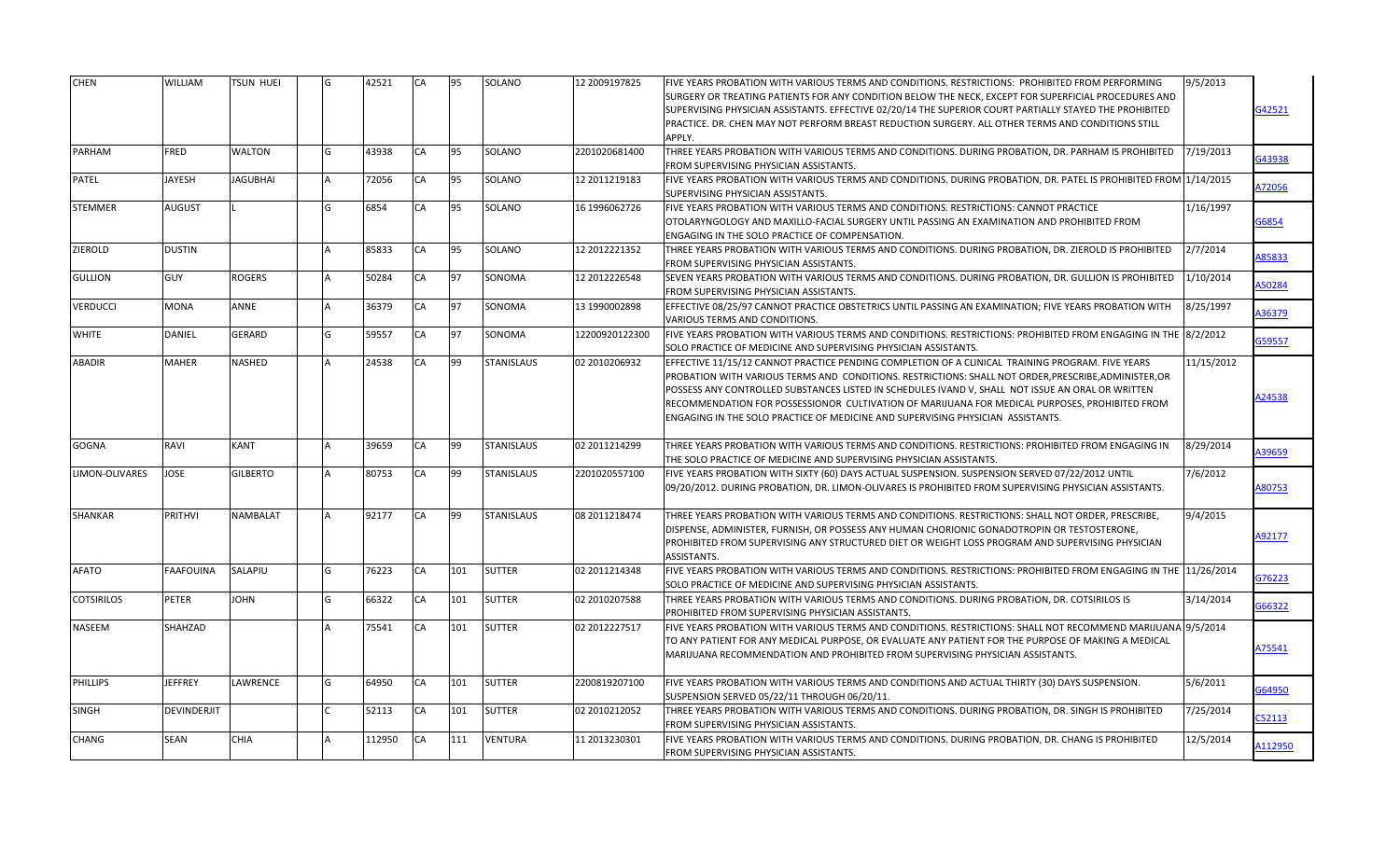| | | | | | | | | | | | | |
|---|---|---|---|---|---|---|---|---|---|---|---|---|
| CHEN | WILLIAM | TSUN HUEI | | G | 42521 | CA | 95 | SOLANO | 12 2009197825 | FIVE YEARS PROBATION WITH VARIOUS TERMS AND CONDITIONS. RESTRICTIONS: PROHIBITED FROM PERFORMING SURGERY OR TREATING PATIENTS FOR ANY CONDITION BELOW THE NECK, EXCEPT FOR SUPERFICIAL PROCEDURES AND SUPERVISING PHYSICIAN ASSISTANTS. EFFECTIVE 02/20/14 THE SUPERIOR COURT PARTIALLY STAYED THE PROHIBITED PRACTICE. DR. CHEN MAY NOT PERFORM BREAST REDUCTION SURGERY. ALL OTHER TERMS AND CONDITIONS STILL APPLY. | 9/5/2013 | G42521 |
| PARHAM | FRED | WALTON | | G | 43938 | CA | 95 | SOLANO | 2201020681400 | THREE YEARS PROBATION WITH VARIOUS TERMS AND CONDITIONS. DURING PROBATION, DR. PARHAM IS PROHIBITED FROM SUPERVISING PHYSICIAN ASSISTANTS. | 7/19/2013 | G43938 |
| PATEL | JAYESH | JAGUBHAI | | A | 72056 | CA | 95 | SOLANO | 12 2011219183 | FIVE YEARS PROBATION WITH VARIOUS TERMS AND CONDITIONS. DURING PROBATION, DR. PATEL IS PROHIBITED FROM SUPERVISING PHYSICIAN ASSISTANTS. | 1/14/2015 | A72056 |
| STEMMER | AUGUST | L | | G | 6854 | CA | 95 | SOLANO | 16 1996062726 | FIVE YEARS PROBATION WITH VARIOUS TERMS AND CONDITIONS. RESTRICTIONS: CANNOT PRACTICE OTOLARYNGOLOGY AND MAXILLO-FACIAL SURGERY UNTIL PASSING AN EXAMINATION AND PROHIBITED FROM ENGAGING IN THE SOLO PRACTICE OF COMPENSATION. | 1/16/1997 | G6854 |
| ZIEROLD | DUSTIN | | | A | 85833 | CA | 95 | SOLANO | 12 2012221352 | THREE YEARS PROBATION WITH VARIOUS TERMS AND CONDITIONS. DURING PROBATION, DR. ZIEROLD IS PROHIBITED FROM SUPERVISING PHYSICIAN ASSISTANTS. | 2/7/2014 | A85833 |
| GULLION | GUY | ROGERS | | A | 50284 | CA | 97 | SONOMA | 12 2012226548 | SEVEN YEARS PROBATION WITH VARIOUS TERMS AND CONDITIONS. DURING PROBATION, DR. GULLION IS PROHIBITED FROM SUPERVISING PHYSICIAN ASSISTANTS. | 1/10/2014 | A50284 |
| VERDUCCI | MONA | ANNE | | A | 36379 | CA | 97 | SONOMA | 13 1990002898 | EFFECTIVE 08/25/97 CANNOT PRACTICE OBSTETRICS UNTIL PASSING AN EXAMINATION; FIVE YEARS PROBATION WITH VARIOUS TERMS AND CONDITIONS. | 8/25/1997 | A36379 |
| WHITE | DANIEL | GERARD | | G | 59557 | CA | 97 | SONOMA | 12200920122300 | FIVE YEARS PROBATION WITH VARIOUS TERMS AND CONDITIONS. RESTRICTIONS: PROHIBITED FROM ENGAGING IN THE SOLO PRACTICE OF MEDICINE AND SUPERVISING PHYSICIAN ASSISTANTS. | 8/2/2012 | G59557 |
| ABADIR | MAHER | NASHED | | A | 24538 | CA | 99 | STANISLAUS | 02 2010206932 | EFFECTIVE 11/15/12 CANNOT PRACTICE PENDING COMPLETION OF A CLINICAL TRAINING PROGRAM. FIVE YEARS PROBATION WITH VARIOUS TERMS AND CONDITIONS. RESTRICTIONS: SHALL NOT ORDER,PRESCRIBE,ADMINISTER,OR POSSESS ANY CONTROLLED SUBSTANCES LISTED IN SCHEDULES IVAND V, SHALL NOT ISSUE AN ORAL OR WRITTEN RECOMMENDATION FOR POSSESSIONOR CULTIVATION OF MARIJUANA FOR MEDICAL PURPOSES, PROHIBITED FROM ENGAGING IN THE SOLO PRACTICE OF MEDICINE AND SUPERVISING PHYSICIAN ASSISTANTS. | 11/15/2012 | A24538 |
| GOGNA | RAVI | KANT | | A | 39659 | CA | 99 | STANISLAUS | 02 2011214299 | THREE YEARS PROBATION WITH VARIOUS TERMS AND CONDITIONS. RESTRICTIONS: PROHIBITED FROM ENGAGING IN THE SOLO PRACTICE OF MEDICINE AND SUPERVISING PHYSICIAN ASSISTANTS. | 8/29/2014 | A39659 |
| LIMON-OLIVARES | JOSE | GILBERTO | | A | 80753 | CA | 99 | STANISLAUS | 2201020557100 | FIVE YEARS PROBATION WITH SIXTY (60) DAYS ACTUAL SUSPENSION. SUSPENSION SERVED 07/22/2012 UNTIL 09/20/2012. DURING PROBATION, DR. LIMON-OLIVARES IS PROHIBITED FROM SUPERVISING PHYSICIAN ASSISTANTS. | 7/6/2012 | A80753 |
| SHANKAR | PRITHVI | NAMBALAT | | A | 92177 | CA | 99 | STANISLAUS | 08 2011218474 | THREE YEARS PROBATION WITH VARIOUS TERMS AND CONDITIONS. RESTRICTIONS: SHALL NOT ORDER, PRESCRIBE, DISPENSE, ADMINISTER, FURNISH, OR POSSESS ANY HUMAN CHORIONIC GONADOTROPIN OR TESTOSTERONE, PROHIBITED FROM SUPERVISING ANY STRUCTURED DIET OR WEIGHT LOSS PROGRAM AND SUPERVISING PHYSICIAN ASSISTANTS. | 9/4/2015 | A92177 |
| AFATO | FAAFOUINA | SALAPIU | | G | 76223 | CA | 101 | SUTTER | 02 2011214348 | FIVE YEARS PROBATION WITH VARIOUS TERMS AND CONDITIONS. RESTRICTIONS: PROHIBITED FROM ENGAGING IN THE SOLO PRACTICE OF MEDICINE AND SUPERVISING PHYSICIAN ASSISTANTS. | 11/26/2014 | G76223 |
| COTSIRILOS | PETER | JOHN | | G | 66322 | CA | 101 | SUTTER | 02 2010207588 | THREE YEARS PROBATION WITH VARIOUS TERMS AND CONDITIONS. DURING PROBATION, DR. COTSIRILOS IS PROHIBITED FROM SUPERVISING PHYSICIAN ASSISTANTS. | 3/14/2014 | G66322 |
| NASEEM | SHAHZAD | | | A | 75541 | CA | 101 | SUTTER | 02 2012227517 | FIVE YEARS PROBATION WITH VARIOUS TERMS AND CONDITIONS. RESTRICTIONS: SHALL NOT RECOMMEND MARIJUANA TO ANY PATIENT FOR ANY MEDICAL PURPOSE, OR EVALUATE ANY PATIENT FOR THE PURPOSE OF MAKING A MEDICAL MARIJUANA RECOMMENDATION AND PROHIBITED FROM SUPERVISING PHYSICIAN ASSISTANTS. | 9/5/2014 | A75541 |
| PHILLIPS | JEFFREY | LAWRENCE | | G | 64950 | CA | 101 | SUTTER | 2200819207100 | FIVE YEARS PROBATION WITH VARIOUS TERMS AND CONDITIONS AND ACTUAL THIRTY (30) DAYS SUSPENSION. SUSPENSION SERVED 05/22/11 THROUGH 06/20/11. | 5/6/2011 | G64950 |
| SINGH | DEVINDERJIT | | | C | 52113 | CA | 101 | SUTTER | 02 2010212052 | THREE YEARS PROBATION WITH VARIOUS TERMS AND CONDITIONS. DURING PROBATION, DR. SINGH IS PROHIBITED FROM SUPERVISING PHYSICIAN ASSISTANTS. | 7/25/2014 | C52113 |
| CHANG | SEAN | CHIA | | A | 112950 | CA | 111 | VENTURA | 11 2013230301 | FIVE YEARS PROBATION WITH VARIOUS TERMS AND CONDITIONS. DURING PROBATION, DR. CHANG IS PROHIBITED FROM SUPERVISING PHYSICIAN ASSISTANTS. | 12/5/2014 | A112950 |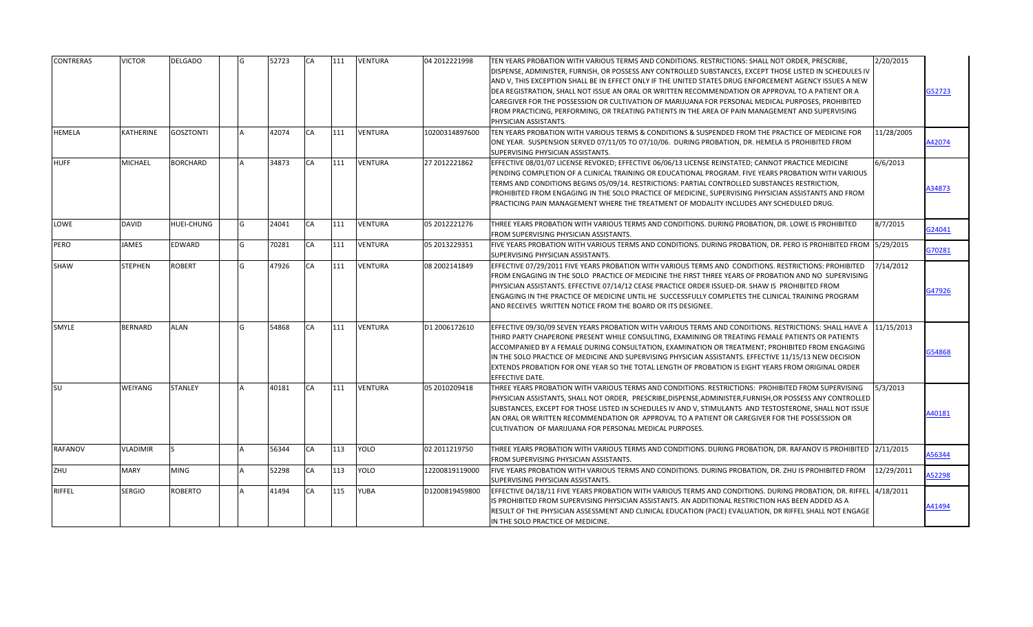| | | | | | | | | | | | | |
|---|---|---|---|---|---|---|---|---|---|---|---|---|
| CONTRERAS | VICTOR | DELGADO | | G | 52723 | CA | 111 | VENTURA | 04 2012221998 | TEN YEARS PROBATION WITH VARIOUS TERMS AND CONDITIONS. RESTRICTIONS: SHALL NOT ORDER, PRESCRIBE, DISPENSE, ADMINISTER, FURNISH, OR POSSESS ANY CONTROLLED SUBSTANCES, EXCEPT THOSE LISTED IN SCHEDULES IV AND V, THIS EXCEPTION SHALL BE IN EFFECT ONLY IF THE UNITED STATES DRUG ENFORCEMENT AGENCY ISSUES A NEW DEA REGISTRATION, SHALL NOT ISSUE AN ORAL OR WRITTEN RECOMMENDATION OR APPROVAL TO A PATIENT OR A CAREGIVER FOR THE POSSESSION OR CULTIVATION OF MARIJUANA FOR PERSONAL MEDICAL PURPOSES, PROHIBITED FROM PRACTICING, PERFORMING, OR TREATING PATIENTS IN THE AREA OF PAIN MANAGEMENT AND SUPERVISING PHYSICIAN ASSISTANTS. | 2/20/2015 | G52723 |
| HEMELA | KATHERINE | GOSZTONTI | | A | 42074 | CA | 111 | VENTURA | 10200314897600 | TEN YEARS PROBATION WITH VARIOUS TERMS & CONDITIONS & SUSPENDED FROM THE PRACTICE OF MEDICINE FOR ONE YEAR. SUSPENSION SERVED 07/11/05 TO 07/10/06. DURING PROBATION, DR. HEMELA IS PROHIBITED FROM SUPERVISING PHYSICIAN ASSISTANTS. | 11/28/2005 | A42074 |
| HUFF | MICHAEL | BORCHARD | | A | 34873 | CA | 111 | VENTURA | 27 2012221862 | EFFECTIVE 08/01/07 LICENSE REVOKED; EFFECTIVE 06/06/13 LICENSE REINSTATED; CANNOT PRACTICE MEDICINE PENDING COMPLETION OF A CLINICAL TRAINING OR EDUCATIONAL PROGRAM. FIVE YEARS PROBATION WITH VARIOUS TERMS AND CONDITIONS BEGINS 05/09/14. RESTRICTIONS: PARTIAL CONTROLLED SUBSTANCES RESTRICTION, PROHIBITED FROM ENGAGING IN THE SOLO PRACTICE OF MEDICINE, SUPERVISING PHYSICIAN ASSISTANTS AND FROM PRACTICING PAIN MANAGEMENT WHERE THE TREATMENT OF MODALITY INCLUDES ANY SCHEDULED DRUG. | 6/6/2013 | A34873 |
| LOWE | DAVID | HUEI-CHUNG | | G | 24041 | CA | 111 | VENTURA | 05 2012221276 | THREE YEARS PROBATION WITH VARIOUS TERMS AND CONDITIONS. DURING PROBATION, DR. LOWE IS PROHIBITED FROM SUPERVISING PHYSICIAN ASSISTANTS. | 8/7/2015 | G24041 |
| PERO | JAMES | EDWARD | | G | 70281 | CA | 111 | VENTURA | 05 2013229351 | FIVE YEARS PROBATION WITH VARIOUS TERMS AND CONDITIONS. DURING PROBATION, DR. PERO IS PROHIBITED FROM SUPERVISING PHYSICIAN ASSISTANTS. | 5/29/2015 | G70281 |
| SHAW | STEPHEN | ROBERT | | G | 47926 | CA | 111 | VENTURA | 08 2002141849 | EFFECTIVE 07/29/2011 FIVE YEARS PROBATION WITH VARIOUS TERMS AND CONDITIONS. RESTRICTIONS: PROHIBITED FROM ENGAGING IN THE SOLO PRACTICE OF MEDICINE THE FIRST THREE YEARS OF PROBATION AND NO SUPERVISING PHYSICIAN ASSISTANTS. EFFECTIVE 07/14/12 CEASE PRACTICE ORDER ISSUED-DR. SHAW IS PROHIBITED FROM ENGAGING IN THE PRACTICE OF MEDICINE UNTIL HE SUCCESSFULLY COMPLETES THE CLINICAL TRAINING PROGRAM AND RECEIVES WRITTEN NOTICE FROM THE BOARD OR ITS DESIGNEE. | 7/14/2012 | G47926 |
| SMYLE | BERNARD | ALAN | | G | 54868 | CA | 111 | VENTURA | D1 2006172610 | EFFECTIVE 09/30/09 SEVEN YEARS PROBATION WITH VARIOUS TERMS AND CONDITIONS. RESTRICTIONS: SHALL HAVE A THIRD PARTY CHAPERONE PRESENT WHILE CONSULTING, EXAMINING OR TREATING FEMALE PATIENTS OR PATIENTS ACCOMPANIED BY A FEMALE DURING CONSULTATION, EXAMINATION OR TREATMENT; PROHIBITED FROM ENGAGING IN THE SOLO PRACTICE OF MEDICINE AND SUPERVISING PHYSICIAN ASSISTANTS. EFFECTIVE 11/15/13 NEW DECISION EXTENDS PROBATION FOR ONE YEAR SO THE TOTAL LENGTH OF PROBATION IS EIGHT YEARS FROM ORIGINAL ORDER EFFECTIVE DATE. | 11/15/2013 | G54868 |
| SU | WEIYANG | STANLEY | | A | 40181 | CA | 111 | VENTURA | 05 2010209418 | THREE YEARS PROBATION WITH VARIOUS TERMS AND CONDITIONS. RESTRICTIONS: PROHIBITED FROM SUPERVISING PHYSICIAN ASSISTANTS, SHALL NOT ORDER, PRESCRIBE,DISPENSE,ADMINISTER,FURNISH,OR POSSESS ANY CONTROLLED SUBSTANCES, EXCEPT FOR THOSE LISTED IN SCHEDULES IV AND V, STIMULANTS AND TESTOSTERONE, SHALL NOT ISSUE AN ORAL OR WRITTEN RECOMMENDATION OR APPROVAL TO A PATIENT OR CAREGIVER FOR THE POSSESSION OR CULTIVATION OF MARIJUANA FOR PERSONAL MEDICAL PURPOSES. | 5/3/2013 | A40181 |
| RAFANOV | VLADIMIR | S | | A | 56344 | CA | 113 | YOLO | 02 2011219750 | THREE YEARS PROBATION WITH VARIOUS TERMS AND CONDITIONS. DURING PROBATION, DR. RAFANOV IS PROHIBITED FROM SUPERVISING PHYSICIAN ASSISTANTS. | 2/11/2015 | A56344 |
| ZHU | MARY | MING | | A | 52298 | CA | 113 | YOLO | 12200819119000 | FIVE YEARS PROBATION WITH VARIOUS TERMS AND CONDITIONS. DURING PROBATION, DR. ZHU IS PROHIBITED FROM SUPERVISING PHYSICIAN ASSISTANTS. | 12/29/2011 | A52298 |
| RIFFEL | SERGIO | ROBERTO | | A | 41494 | CA | 115 | YUBA | D1200819459800 | EFFECTIVE 04/18/11 FIVE YEARS PROBATION WITH VARIOUS TERMS AND CONDITIONS. DURING PROBATION, DR. RIFFEL IS PROHIBITED FROM SUPERVISING PHYSICIAN ASSISTANTS. AN ADDITIONAL RESTRICTION HAS BEEN ADDED AS A RESULT OF THE PHYSICIAN ASSESSMENT AND CLINICAL EDUCATION (PACE) EVALUATION, DR RIFFEL SHALL NOT ENGAGE IN THE SOLO PRACTICE OF MEDICINE. | 4/18/2011 | A41494 |